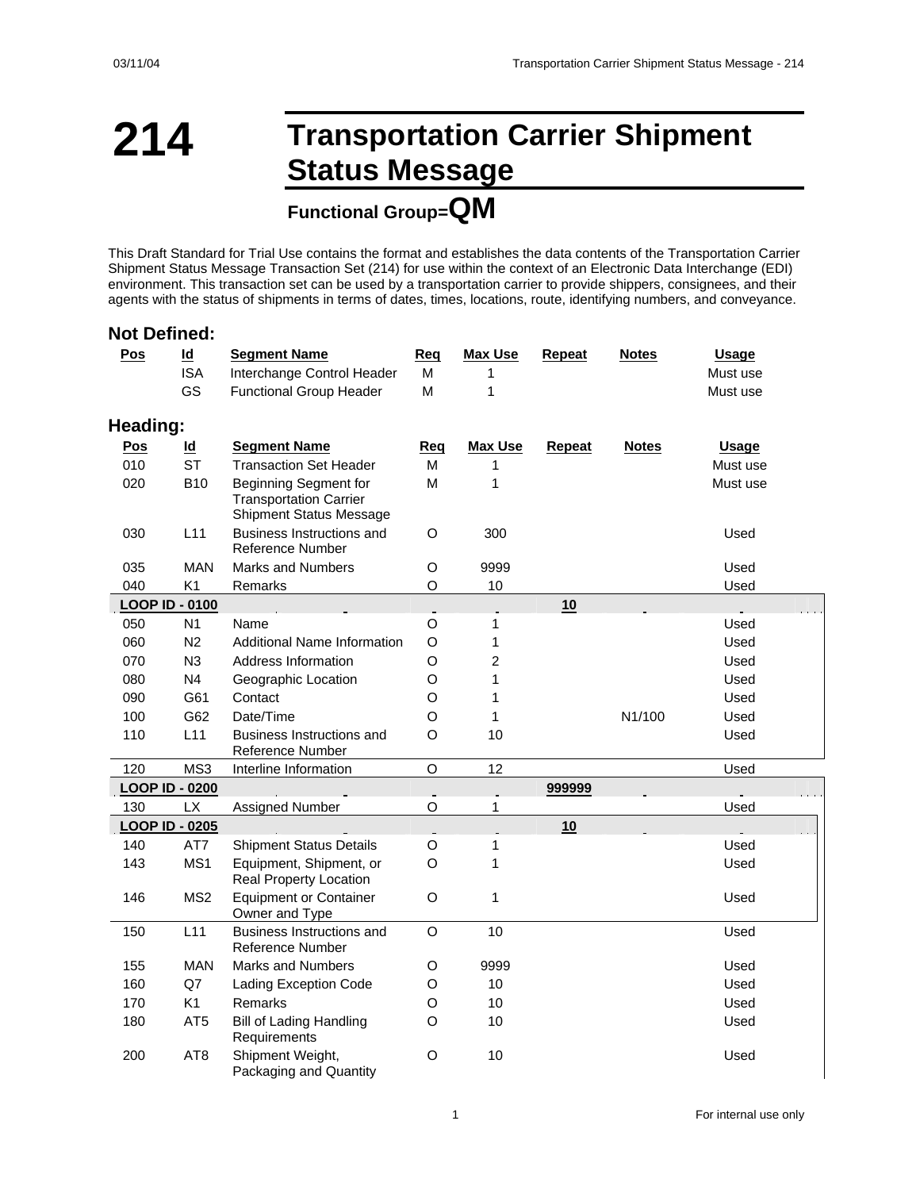# 214 Transportation Carrier Shipment Status Message

### Functional Group=QM

This Draft Standard for Trial Use contains the format and establishes the data contents of the Transportation Carrier Shipment Status Message Transaction Set (214) for use within the context of an Electronic Data Interchange (EDI) environment. This transaction set can be used by a transportation carrier to provide shippers, consignees, and their agents with the status of shipments in terms of dates, times, locations, route, identifying numbers, and conveyance.

## Not Defined:

| Pos | Id | Segment Name | Req | Max Use | Repeat | Notes | Usage |
|---|---|---|---|---|---|---|---|
| | ISA | Interchange Control Header | M | 1 | | | Must use |
| | GS | Functional Group Header | M | 1 | | | Must use |

## Heading:

| Pos | Id | Segment Name | Req | Max Use | Repeat | Notes | Usage |
|---|---|---|---|---|---|---|---|
| 010 | ST | Transaction Set Header | M | 1 | | | Must use |
| 020 | B10 | Beginning Segment for Transportation Carrier Shipment Status Message | M | 1 | | | Must use |
| 030 | L11 | Business Instructions and Reference Number | O | 300 | | | Used |
| 035 | MAN | Marks and Numbers | O | 9999 | | | Used |
| 040 | K1 | Remarks | O | 10 | | | Used |
| **LOOP ID - 0100** | | | | | **10** | | |
| 050 | N1 | Name | O | 1 | | | Used |
| 060 | N2 | Additional Name Information | O | 1 | | | Used |
| 070 | N3 | Address Information | O | 2 | | | Used |
| 080 | N4 | Geographic Location | O | 1 | | | Used |
| 090 | G61 | Contact | O | 1 | | | Used |
| 100 | G62 | Date/Time | O | 1 | | N1/100 | Used |
| 110 | L11 | Business Instructions and Reference Number | O | 10 | | | Used |
| 120 | MS3 | Interline Information | O | 12 | | | Used |
| **LOOP ID - 0200** | | | | | **999999** | | |
| 130 | LX | Assigned Number | O | 1 | | | Used |
| **LOOP ID - 0205** | | | | | **10** | | |
| 140 | AT7 | Shipment Status Details | O | 1 | | | Used |
| 143 | MS1 | Equipment, Shipment, or Real Property Location | O | 1 | | | Used |
| 146 | MS2 | Equipment or Container Owner and Type | O | 1 | | | Used |
| 150 | L11 | Business Instructions and Reference Number | O | 10 | | | Used |
| 155 | MAN | Marks and Numbers | O | 9999 | | | Used |
| 160 | Q7 | Lading Exception Code | O | 10 | | | Used |
| 170 | K1 | Remarks | O | 10 | | | Used |
| 180 | AT5 | Bill of Lading Handling Requirements | O | 10 | | | Used |
| 200 | AT8 | Shipment Weight, Packaging and Quantity | O | 10 | | | Used |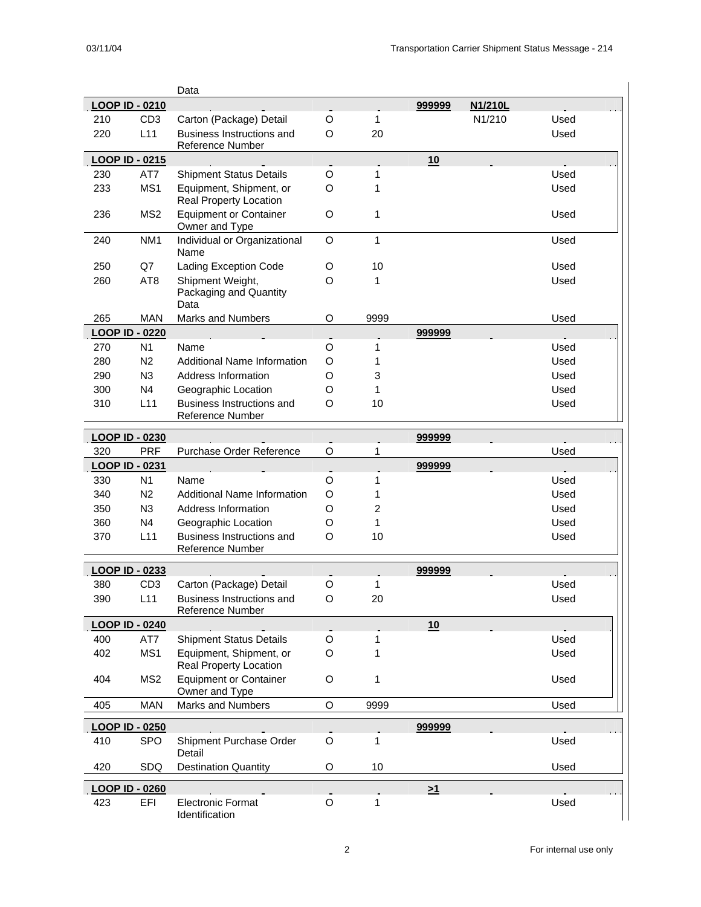| Pos | Id | Segment Name | Req | Max Use | Repeat | Notes | Usage |
|---|---|---|---|---|---|---|---|
| | | Data | | | | | |
| **LOOP ID - 0210** | | | | | **999999** | **N1/210L** | |
| 210 | CD3 | Carton (Package) Detail | O | 1 | | N1/210 | Used |
| 220 | L11 | Business Instructions and Reference Number | O | 20 | | | Used |
| **LOOP ID - 0215** | | | | | **10** | | |
| 230 | AT7 | Shipment Status Details | O | 1 | | | Used |
| 233 | MS1 | Equipment, Shipment, or Real Property Location | O | 1 | | | Used |
| 236 | MS2 | Equipment or Container Owner and Type | O | 1 | | | Used |
| 240 | NM1 | Individual or Organizational Name | O | 1 | | | Used |
| 250 | Q7 | Lading Exception Code | O | 10 | | | Used |
| 260 | AT8 | Shipment Weight, Packaging and Quantity Data | O | 1 | | | Used |
| 265 | MAN | Marks and Numbers | O | 9999 | | | Used |
| **LOOP ID - 0220** | | | | | **999999** | | |
| 270 | N1 | Name | O | 1 | | | Used |
| 280 | N2 | Additional Name Information | O | 1 | | | Used |
| 290 | N3 | Address Information | O | 3 | | | Used |
| 300 | N4 | Geographic Location | O | 1 | | | Used |
| 310 | L11 | Business Instructions and Reference Number | O | 10 | | | Used |
| **LOOP ID - 0230** | | | | | **999999** | | |
| 320 | PRF | Purchase Order Reference | O | 1 | | | Used |
| **LOOP ID - 0231** | | | | | **999999** | | |
| 330 | N1 | Name | O | 1 | | | Used |
| 340 | N2 | Additional Name Information | O | 1 | | | Used |
| 350 | N3 | Address Information | O | 2 | | | Used |
| 360 | N4 | Geographic Location | O | 1 | | | Used |
| 370 | L11 | Business Instructions and Reference Number | O | 10 | | | Used |
| **LOOP ID - 0233** | | | | | **999999** | | |
| 380 | CD3 | Carton (Package) Detail | O | 1 | | | Used |
| 390 | L11 | Business Instructions and Reference Number | O | 20 | | | Used |
| **LOOP ID - 0240** | | | | | **10** | | |
| 400 | AT7 | Shipment Status Details | O | 1 | | | Used |
| 402 | MS1 | Equipment, Shipment, or Real Property Location | O | 1 | | | Used |
| 404 | MS2 | Equipment or Container Owner and Type | O | 1 | | | Used |
| 405 | MAN | Marks and Numbers | O | 9999 | | | Used |
| **LOOP ID - 0250** | | | | | **999999** | | |
| 410 | SPO | Shipment Purchase Order Detail | O | 1 | | | Used |
| 420 | SDQ | Destination Quantity | O | 10 | | | Used |
| **LOOP ID - 0260** | | | | | **>1** | | |
| 423 | EFI | Electronic Format Identification | O | 1 | | | Used |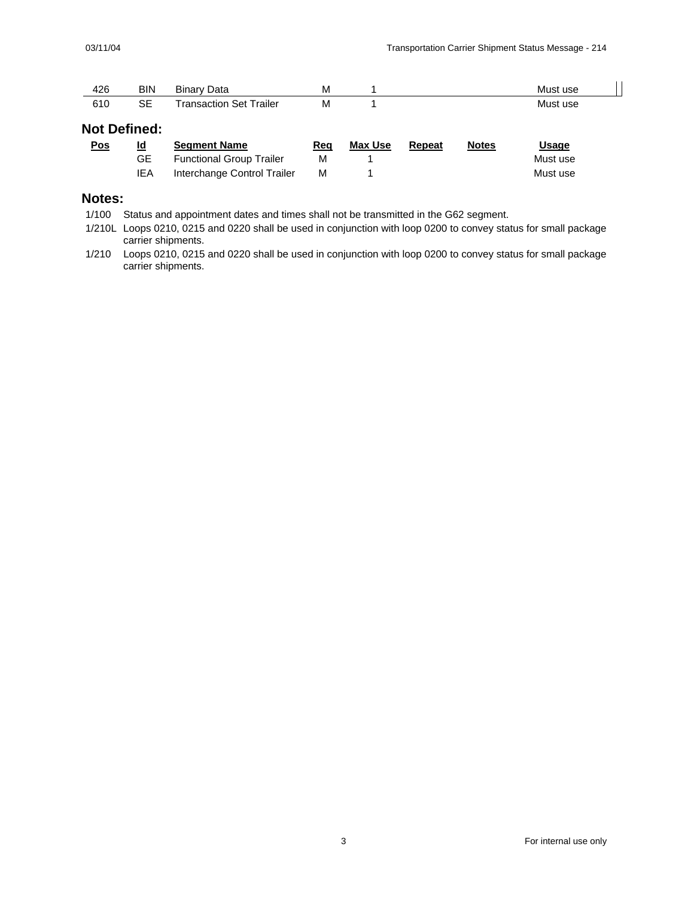| Pos | Id | Segment Name | Req | Max Use | Repeat | Notes | Usage |
|---|---|---|---|---|---|---|---|
| 426 | BIN | Binary Data | M | 1 | | | Must use |
| 610 | SE | Transaction Set Trailer | M | 1 | | | Must use |

## Not Defined:

| Pos | Id | Segment Name | Req | Max Use | Repeat | Notes | Usage |
|---|---|---|---|---|---|---|---|
| | GE | Functional Group Trailer | M | 1 | | | Must use |
| | IEA | Interchange Control Trailer | M | 1 | | | Must use |

## Notes:

1/100 Status and appointment dates and times shall not be transmitted in the G62 segment.

1/210L Loops 0210, 0215 and 0220 shall be used in conjunction with loop 0200 to convey status for small package carrier shipments.

1/210 Loops 0210, 0215 and 0220 shall be used in conjunction with loop 0200 to convey status for small package carrier shipments.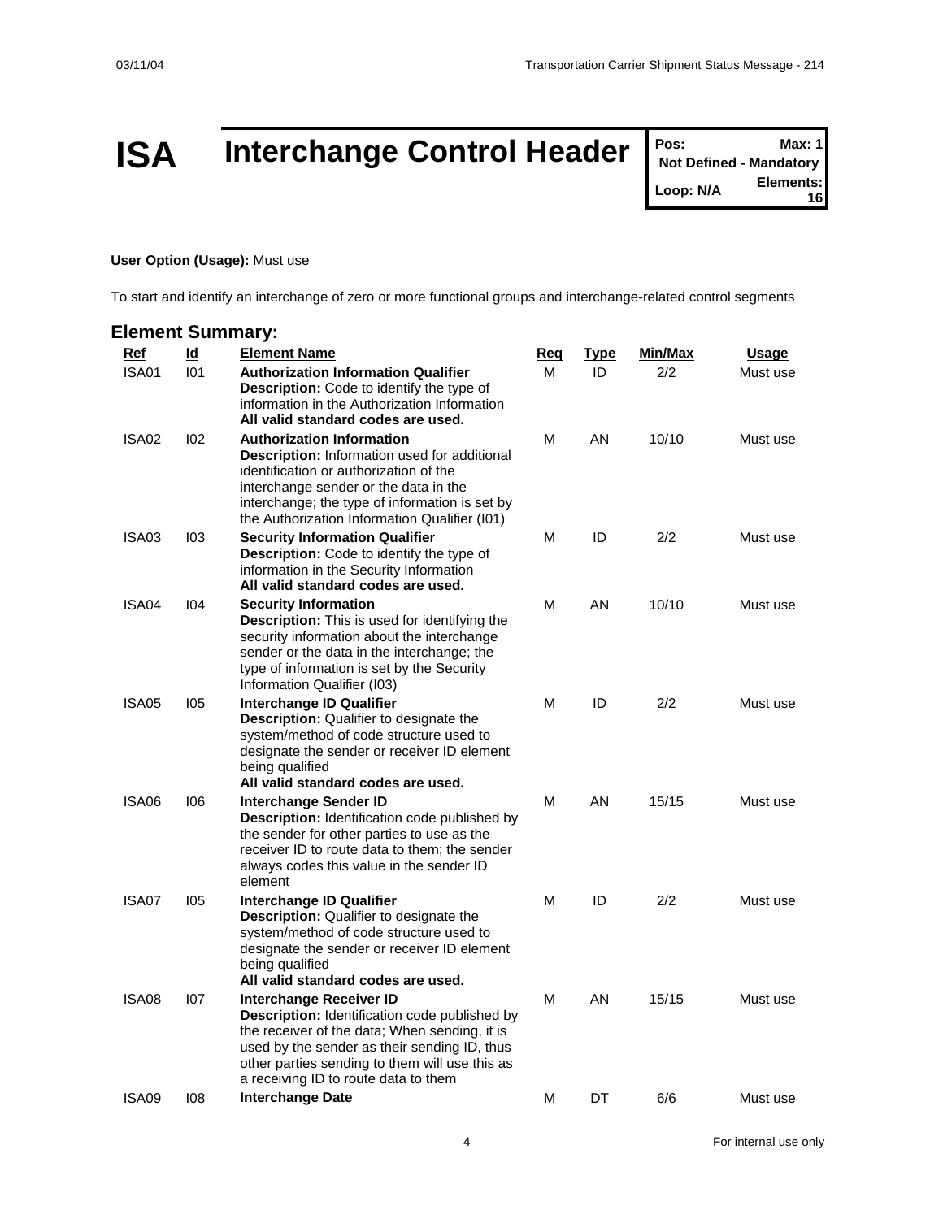# ISA Interchange Control Header

| Pos: | Max: 1 |
| --- | --- |
| Not Defined - Mandatory | |
| Loop: N/A | Elements: 16 |

**User Option (Usage):** Must use

To start and identify an interchange of zero or more functional groups and interchange-related control segments

## Element Summary:

| Ref | Id | Element Name | Req | Type | Min/Max | Usage |
| --- | --- | --- | --- | --- | --- | --- |
| ISA01 | I01 | **Authorization Information Qualifier** <br> **Description:** Code to identify the type of information in the Authorization Information <br> **All valid standard codes are used.** | M | ID | 2/2 | Must use |
| ISA02 | I02 | **Authorization Information** <br> **Description:** Information used for additional identification or authorization of the interchange sender or the data in the interchange; the type of information is set by the Authorization Information Qualifier (I01) | M | AN | 10/10 | Must use |
| ISA03 | I03 | **Security Information Qualifier** <br> **Description:** Code to identify the type of information in the Security Information <br> **All valid standard codes are used.** | M | ID | 2/2 | Must use |
| ISA04 | I04 | **Security Information** <br> **Description:** This is used for identifying the security information about the interchange sender or the data in the interchange; the type of information is set by the Security Information Qualifier (I03) | M | AN | 10/10 | Must use |
| ISA05 | I05 | **Interchange ID Qualifier** <br> **Description:** Qualifier to designate the system/method of code structure used to designate the sender or receiver ID element being qualified <br> **All valid standard codes are used.** | M | ID | 2/2 | Must use |
| ISA06 | I06 | **Interchange Sender ID** <br> **Description:** Identification code published by the sender for other parties to use as the receiver ID to route data to them; the sender always codes this value in the sender ID element | M | AN | 15/15 | Must use |
| ISA07 | I05 | **Interchange ID Qualifier** <br> **Description:** Qualifier to designate the system/method of code structure used to designate the sender or receiver ID element being qualified <br> **All valid standard codes are used.** | M | ID | 2/2 | Must use |
| ISA08 | I07 | **Interchange Receiver ID** <br> **Description:** Identification code published by the receiver of the data; When sending, it is used by the sender as their sending ID, thus other parties sending to them will use this as a receiving ID to route data to them | M | AN | 15/15 | Must use |
| ISA09 | I08 | **Interchange Date** | M | DT | 6/6 | Must use |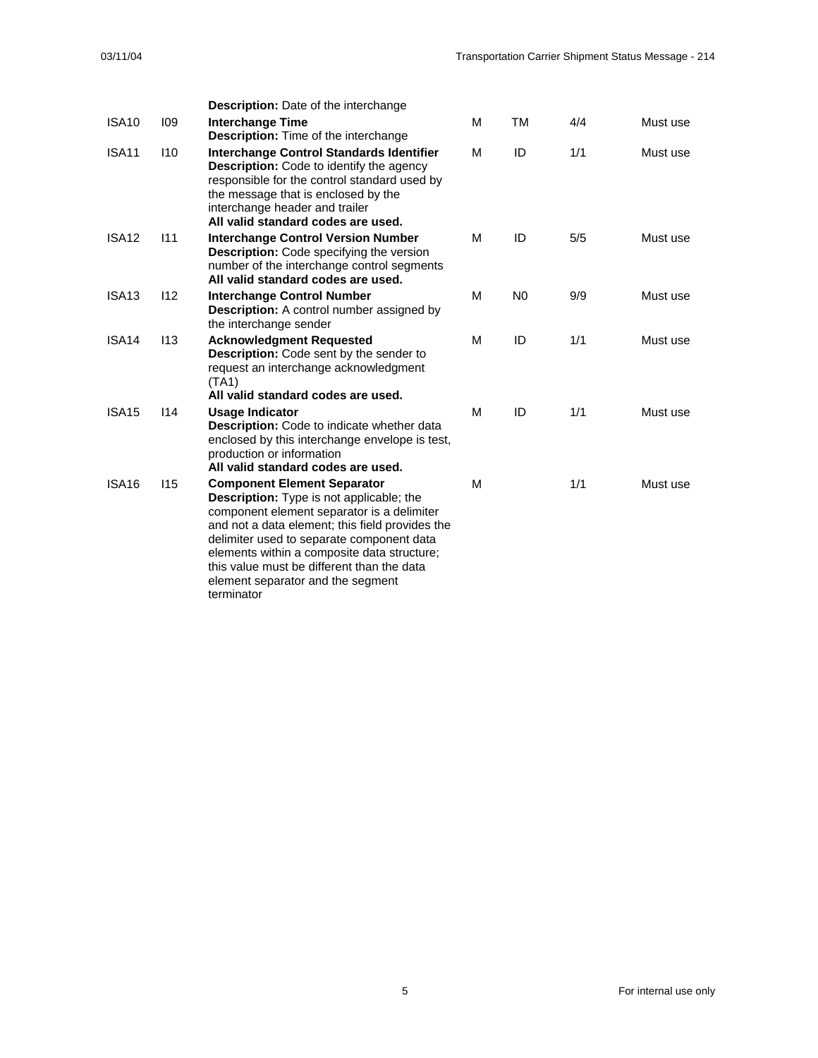| | | | | | | |
|---|---|---|---|---|---|---|
| | | **Description:** Date of the interchange | | | | |
| ISA10 | I09 | **Interchange Time**<br>**Description:** Time of the interchange | M | TM | 4/4 | Must use |
| ISA11 | I10 | **Interchange Control Standards Identifier**<br>**Description:** Code to identify the agency responsible for the control standard used by the message that is enclosed by the interchange header and trailer<br>**All valid standard codes are used.** | M | ID | 1/1 | Must use |
| ISA12 | I11 | **Interchange Control Version Number**<br>**Description:** Code specifying the version number of the interchange control segments<br>**All valid standard codes are used.** | M | ID | 5/5 | Must use |
| ISA13 | I12 | **Interchange Control Number**<br>**Description:** A control number assigned by the interchange sender | M | N0 | 9/9 | Must use |
| ISA14 | I13 | **Acknowledgment Requested**<br>**Description:** Code sent by the sender to request an interchange acknowledgment (TA1)<br>**All valid standard codes are used.** | M | ID | 1/1 | Must use |
| ISA15 | I14 | **Usage Indicator**<br>**Description:** Code to indicate whether data enclosed by this interchange envelope is test, production or information<br>**All valid standard codes are used.** | M | ID | 1/1 | Must use |
| ISA16 | I15 | **Component Element Separator**<br>**Description:** Type is not applicable; the component element separator is a delimiter and not a data element; this field provides the delimiter used to separate component data elements within a composite data structure; this value must be different than the data element separator and the segment terminator | M | | 1/1 | Must use |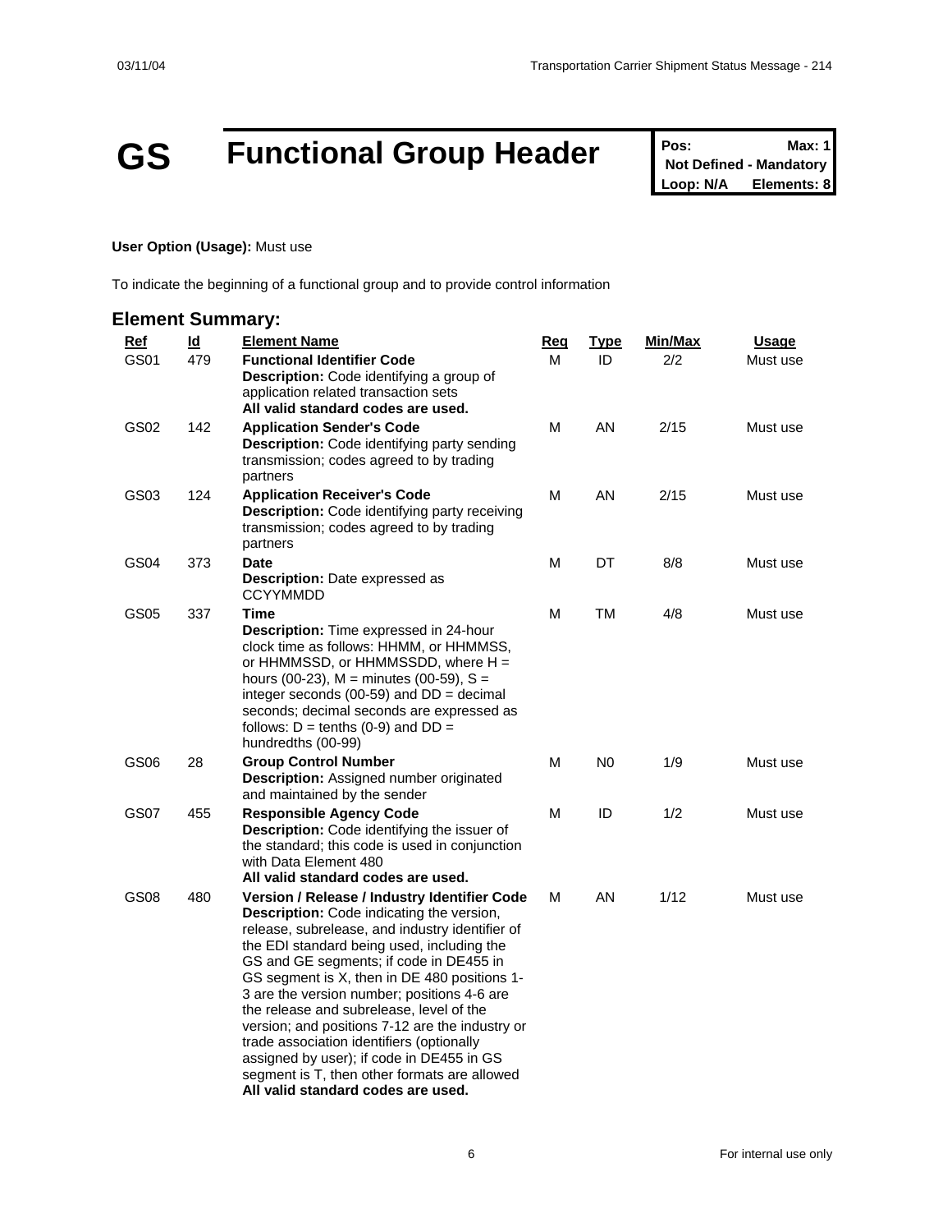# GS Functional Group Header

| Pos: | Max: 1 |
| --- | --- |
| Not Defined - Mandatory | |
| Loop: N/A | Elements: 8 |

**User Option (Usage):** Must use

To indicate the beginning of a functional group and to provide control information

## Element Summary:

| Ref | Id | Element Name | Req | Type | Min/Max | Usage |
| --- | --- | --- | --- | --- | --- | --- |
| GS01 | 479 | **Functional Identifier Code**<br>**Description:** Code identifying a group of application related transaction sets<br>**All valid standard codes are used.** | M | ID | 2/2 | Must use |
| GS02 | 142 | **Application Sender's Code**<br>**Description:** Code identifying party sending transmission; codes agreed to by trading partners | M | AN | 2/15 | Must use |
| GS03 | 124 | **Application Receiver's Code**<br>**Description:** Code identifying party receiving transmission; codes agreed to by trading partners | M | AN | 2/15 | Must use |
| GS04 | 373 | **Date**<br>**Description:** Date expressed as CCYYMMDD | M | DT | 8/8 | Must use |
| GS05 | 337 | **Time**<br>**Description:** Time expressed in 24-hour clock time as follows: HHMM, or HHMMSS, or HHMMSSD, or HHMMSSDD, where H = hours (00-23), M = minutes (00-59), S = integer seconds (00-59) and DD = decimal seconds; decimal seconds are expressed as follows: D = tenths (0-9) and DD = hundredths (00-99) | M | TM | 4/8 | Must use |
| GS06 | 28 | **Group Control Number**<br>**Description:** Assigned number originated and maintained by the sender | M | N0 | 1/9 | Must use |
| GS07 | 455 | **Responsible Agency Code**<br>**Description:** Code identifying the issuer of the standard; this code is used in conjunction with Data Element 480<br>**All valid standard codes are used.** | M | ID | 1/2 | Must use |
| GS08 | 480 | **Version / Release / Industry Identifier Code**<br>**Description:** Code indicating the version, release, subrelease, and industry identifier of the EDI standard being used, including the GS and GE segments; if code in DE455 in GS segment is X, then in DE 480 positions 1-3 are the version number; positions 4-6 are the release and subrelease, level of the version; and positions 7-12 are the industry or trade association identifiers (optionally assigned by user); if code in DE455 in GS segment is T, then other formats are allowed<br>**All valid standard codes are used.** | M | AN | 1/12 | Must use |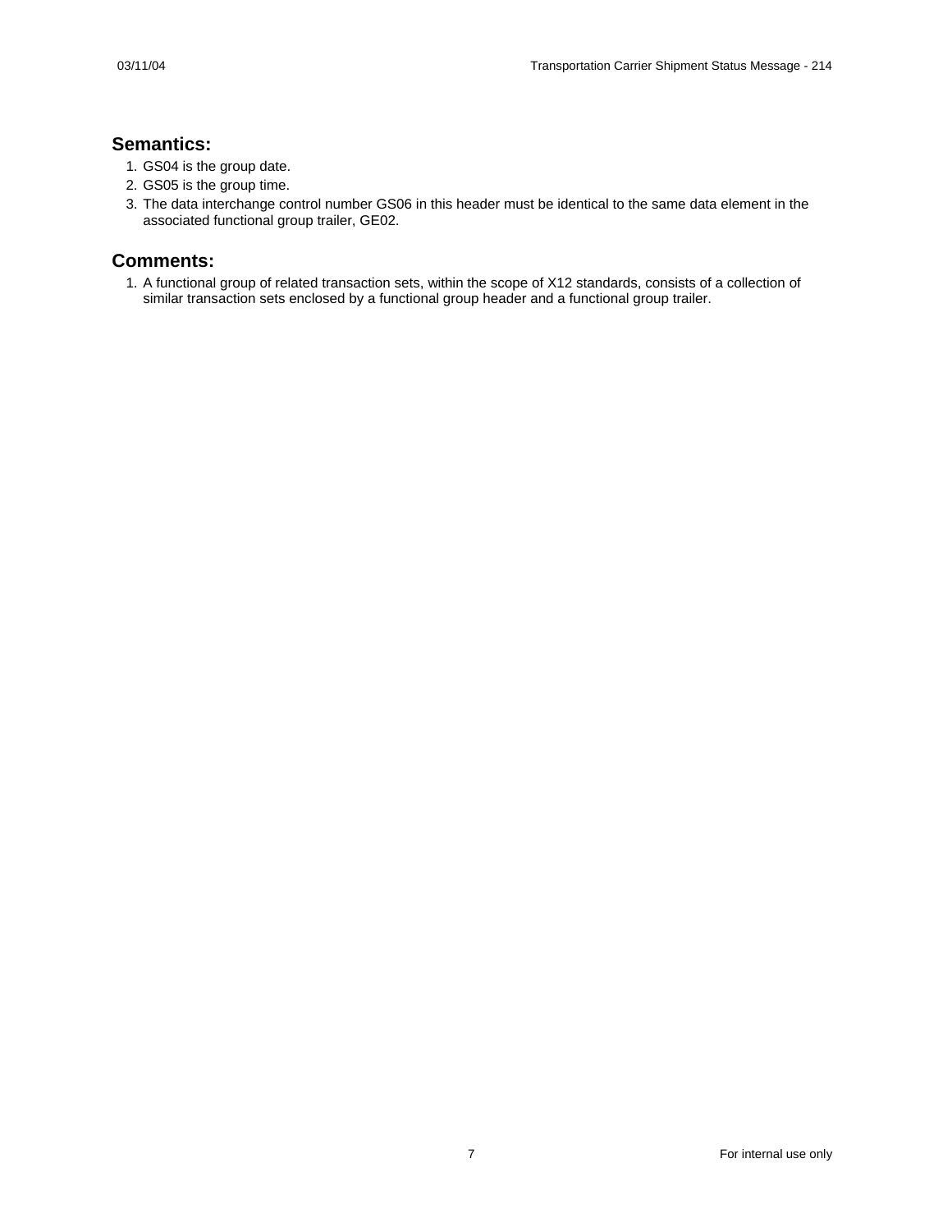## Semantics:

1. GS04 is the group date.
2. GS05 is the group time.
3. The data interchange control number GS06 in this header must be identical to the same data element in the associated functional group trailer, GE02.

## Comments:

1. A functional group of related transaction sets, within the scope of X12 standards, consists of a collection of similar transaction sets enclosed by a functional group header and a functional group trailer.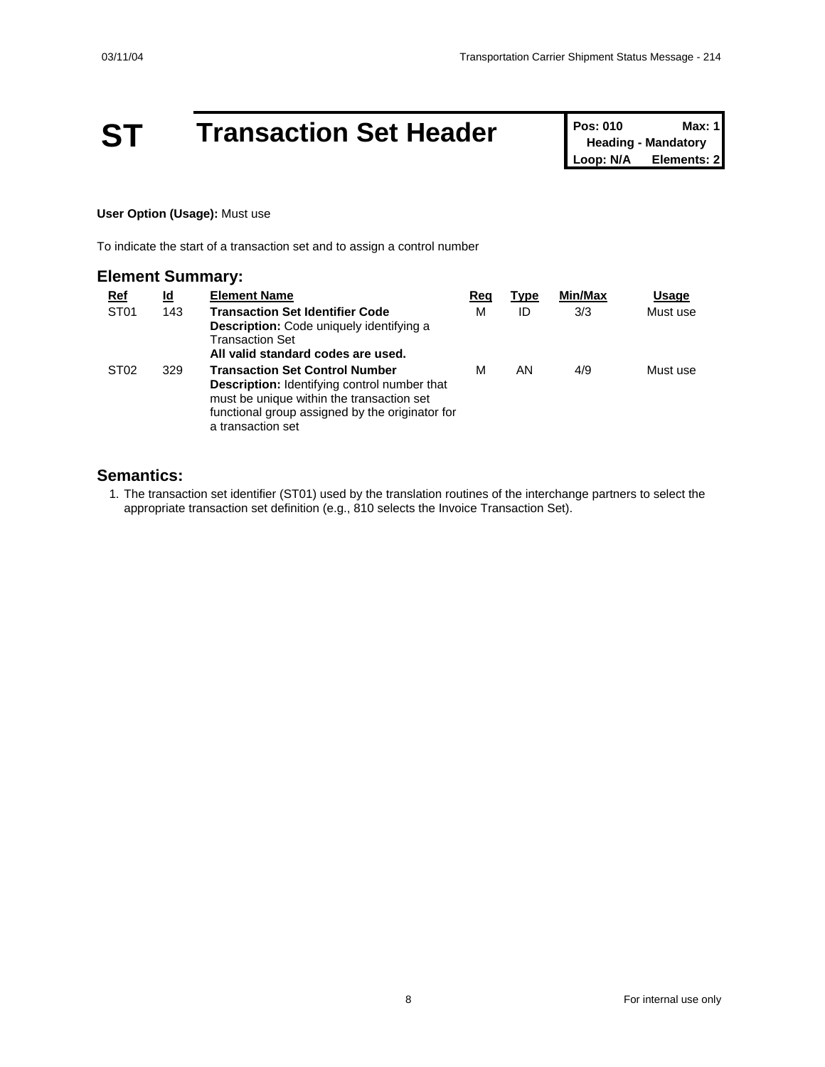# ST Transaction Set Header

| Pos: 010 | Max: 1 |
| --- | --- |
| Heading - Mandatory | |
| Loop: N/A | Elements: 2 |

**User Option (Usage):** Must use

To indicate the start of a transaction set and to assign a control number

## Element Summary:

| Ref | Id | Element Name | Req | Type | Min/Max | Usage |
| --- | --- | --- | --- | --- | --- | --- |
| ST01 | 143 | **Transaction Set Identifier Code**<br>**Description:** Code uniquely identifying a Transaction Set<br>**All valid standard codes are used.** | M | ID | 3/3 | Must use |
| ST02 | 329 | **Transaction Set Control Number**<br>**Description:** Identifying control number that must be unique within the transaction set functional group assigned by the originator for a transaction set | M | AN | 4/9 | Must use |

## Semantics:

1. The transaction set identifier (ST01) used by the translation routines of the interchange partners to select the appropriate transaction set definition (e.g., 810 selects the Invoice Transaction Set).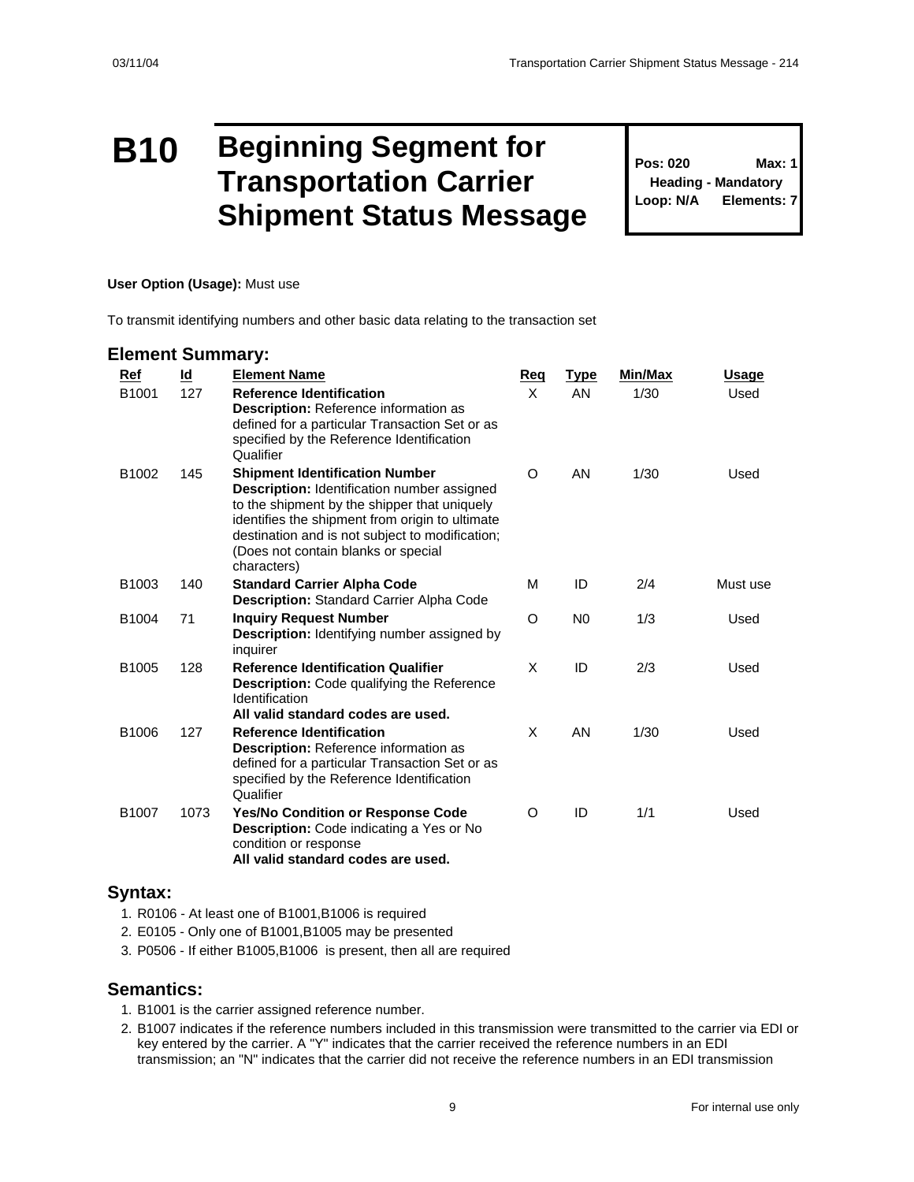# B10 Beginning Segment for Transportation Carrier Shipment Status Message

| Pos: 020 | Max: 1 |
|---|---|
| Heading - Mandatory | |
| Loop: N/A | Elements: 7 |

**User Option (Usage):** Must use

To transmit identifying numbers and other basic data relating to the transaction set

## Element Summary:

| Ref | Id | Element Name | Req | Type | Min/Max | Usage |
|---|---|---|---|---|---|---|
| B1001 | 127 | **Reference Identification**<br>**Description:** Reference information as defined for a particular Transaction Set or as specified by the Reference Identification Qualifier | X | AN | 1/30 | Used |
| B1002 | 145 | **Shipment Identification Number**<br>**Description:** Identification number assigned to the shipment by the shipper that uniquely identifies the shipment from origin to ultimate destination and is not subject to modification; (Does not contain blanks or special characters) | O | AN | 1/30 | Used |
| B1003 | 140 | **Standard Carrier Alpha Code**<br>**Description:** Standard Carrier Alpha Code | M | ID | 2/4 | Must use |
| B1004 | 71 | **Inquiry Request Number**<br>**Description:** Identifying number assigned by inquirer | O | N0 | 1/3 | Used |
| B1005 | 128 | **Reference Identification Qualifier**<br>**Description:** Code qualifying the Reference Identification<br>**All valid standard codes are used.** | X | ID | 2/3 | Used |
| B1006 | 127 | **Reference Identification**<br>**Description:** Reference information as defined for a particular Transaction Set or as specified by the Reference Identification Qualifier | X | AN | 1/30 | Used |
| B1007 | 1073 | **Yes/No Condition or Response Code**<br>**Description:** Code indicating a Yes or No condition or response<br>**All valid standard codes are used.** | O | ID | 1/1 | Used |

## Syntax:

1. R0106 - At least one of B1001,B1006 is required
2. E0105 - Only one of B1001,B1005 may be presented
3. P0506 - If either B1005,B1006 is present, then all are required

## Semantics:

1. B1001 is the carrier assigned reference number.
2. B1007 indicates if the reference numbers included in this transmission were transmitted to the carrier via EDI or key entered by the carrier. A "Y" indicates that the carrier received the reference numbers in an EDI transmission; an "N" indicates that the carrier did not receive the reference numbers in an EDI transmission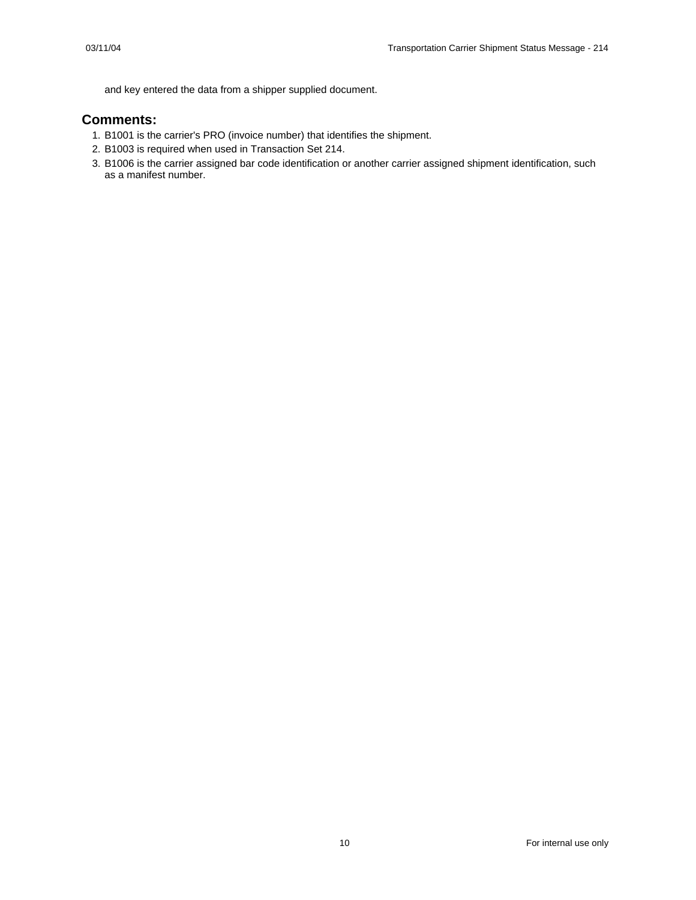and key entered the data from a shipper supplied document.

## Comments:

1. B1001 is the carrier's PRO (invoice number) that identifies the shipment.
2. B1003 is required when used in Transaction Set 214.
3. B1006 is the carrier assigned bar code identification or another carrier assigned shipment identification, such as a manifest number.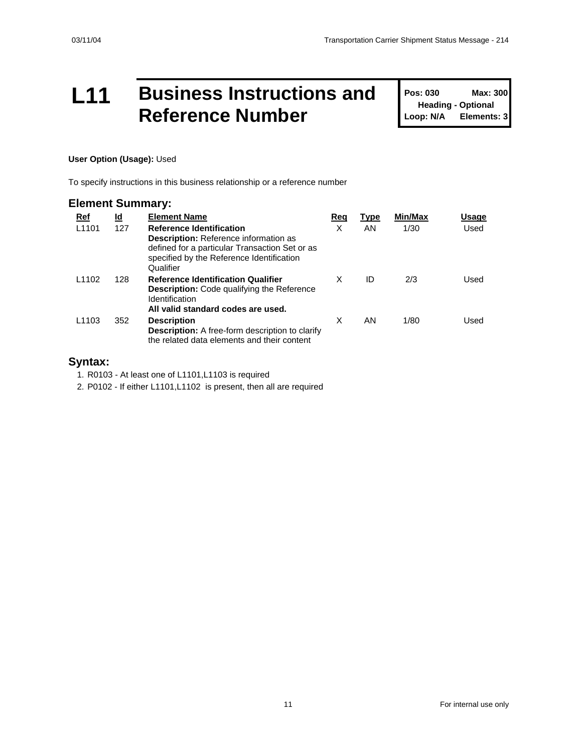# L11 Business Instructions and Reference Number

**Pos: 030** **Max: 300**
**Heading - Optional**
**Loop: N/A** **Elements: 3**

**User Option (Usage):** Used

To specify instructions in this business relationship or a reference number

## Element Summary:

| Ref | Id | Element Name | Req | Type | Min/Max | Usage |
|---|---|---|---|---|---|---|
| L1101 | 127 | **Reference Identification**<br>**Description:** Reference information as defined for a particular Transaction Set or as specified by the Reference Identification Qualifier | X | AN | 1/30 | Used |
| L1102 | 128 | **Reference Identification Qualifier**<br>**Description:** Code qualifying the Reference Identification<br>**All valid standard codes are used.** | X | ID | 2/3 | Used |
| L1103 | 352 | **Description**<br>**Description:** A free-form description to clarify the related data elements and their content | X | AN | 1/80 | Used |

## Syntax:

1. R0103 - At least one of L1101,L1103 is required
2. P0102 - If either L1101,L1102 is present, then all are required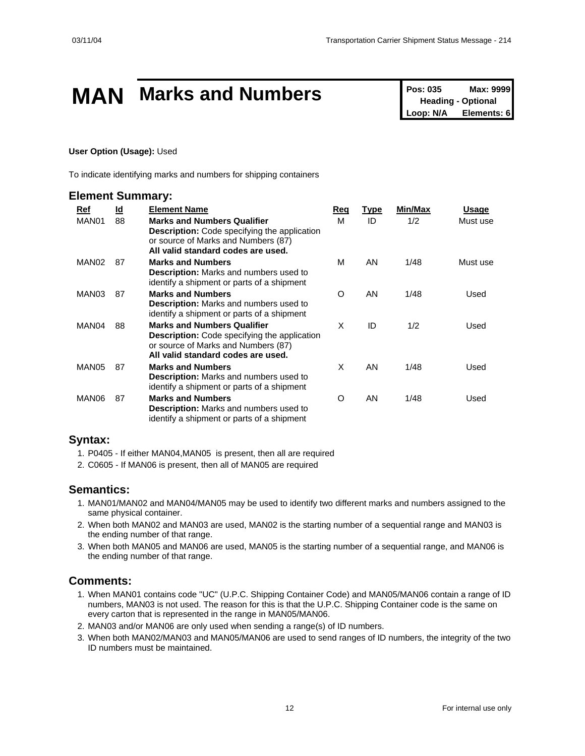# MAN Marks and Numbers

| Pos: 035 | Max: 9999 |
|---|---|
| Heading - Optional | |
| Loop: N/A | Elements: 6 |

**User Option (Usage):** Used

To indicate identifying marks and numbers for shipping containers

## Element Summary:

| Ref | Id | Element Name | Req | Type | Min/Max | Usage |
|---|---|---|---|---|---|---|
| MAN01 | 88 | **Marks and Numbers Qualifier**<br>**Description:** Code specifying the application or source of Marks and Numbers (87)<br>**All valid standard codes are used.** | M | ID | 1/2 | Must use |
| MAN02 | 87 | **Marks and Numbers**<br>**Description:** Marks and numbers used to identify a shipment or parts of a shipment | M | AN | 1/48 | Must use |
| MAN03 | 87 | **Marks and Numbers**<br>**Description:** Marks and numbers used to identify a shipment or parts of a shipment | O | AN | 1/48 | Used |
| MAN04 | 88 | **Marks and Numbers Qualifier**<br>**Description:** Code specifying the application or source of Marks and Numbers (87)<br>**All valid standard codes are used.** | X | ID | 1/2 | Used |
| MAN05 | 87 | **Marks and Numbers**<br>**Description:** Marks and numbers used to identify a shipment or parts of a shipment | X | AN | 1/48 | Used |
| MAN06 | 87 | **Marks and Numbers**<br>**Description:** Marks and numbers used to identify a shipment or parts of a shipment | O | AN | 1/48 | Used |

## Syntax:

1. P0405 - If either MAN04,MAN05 is present, then all are required
2. C0605 - If MAN06 is present, then all of MAN05 are required

## Semantics:

1. MAN01/MAN02 and MAN04/MAN05 may be used to identify two different marks and numbers assigned to the same physical container.
2. When both MAN02 and MAN03 are used, MAN02 is the starting number of a sequential range and MAN03 is the ending number of that range.
3. When both MAN05 and MAN06 are used, MAN05 is the starting number of a sequential range, and MAN06 is the ending number of that range.

## Comments:

1. When MAN01 contains code "UC" (U.P.C. Shipping Container Code) and MAN05/MAN06 contain a range of ID numbers, MAN03 is not used. The reason for this is that the U.P.C. Shipping Container code is the same on every carton that is represented in the range in MAN05/MAN06.
2. MAN03 and/or MAN06 are only used when sending a range(s) of ID numbers.
3. When both MAN02/MAN03 and MAN05/MAN06 are used to send ranges of ID numbers, the integrity of the two ID numbers must be maintained.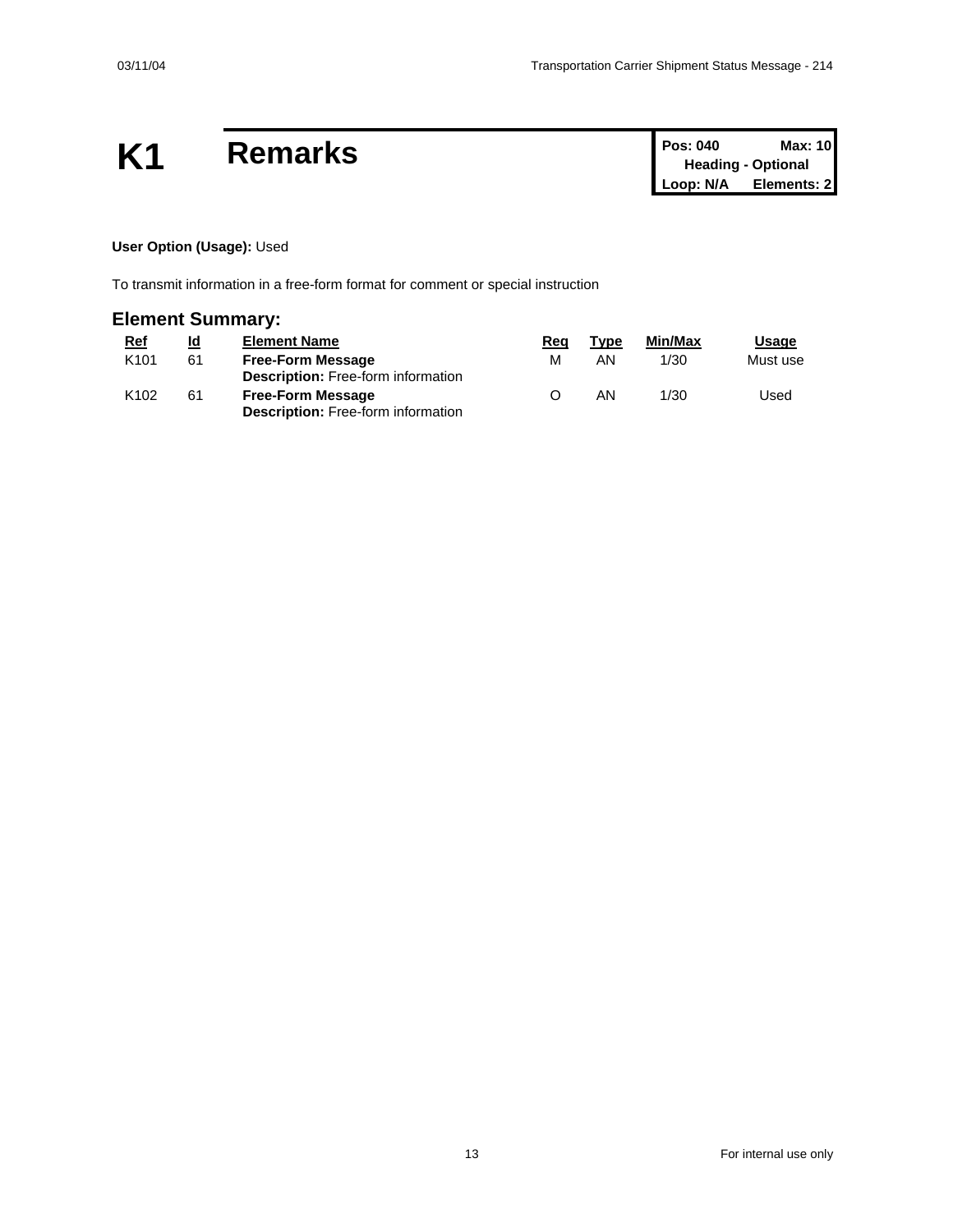# K1 Remarks

| Pos: 040 | Max: 10 |
| --- | --- |
| Heading - Optional | |
| Loop: N/A | Elements: 2 |

**User Option (Usage):** Used

To transmit information in a free-form format for comment or special instruction

## Element Summary:

| Ref | Id | Element Name | Req | Type | Min/Max | Usage |
| --- | --- | --- | --- | --- | --- | --- |
| K101 | 61 | **Free-Form Message**<br>**Description:** Free-form information | M | AN | 1/30 | Must use |
| K102 | 61 | **Free-Form Message**<br>**Description:** Free-form information | O | AN | 1/30 | Used |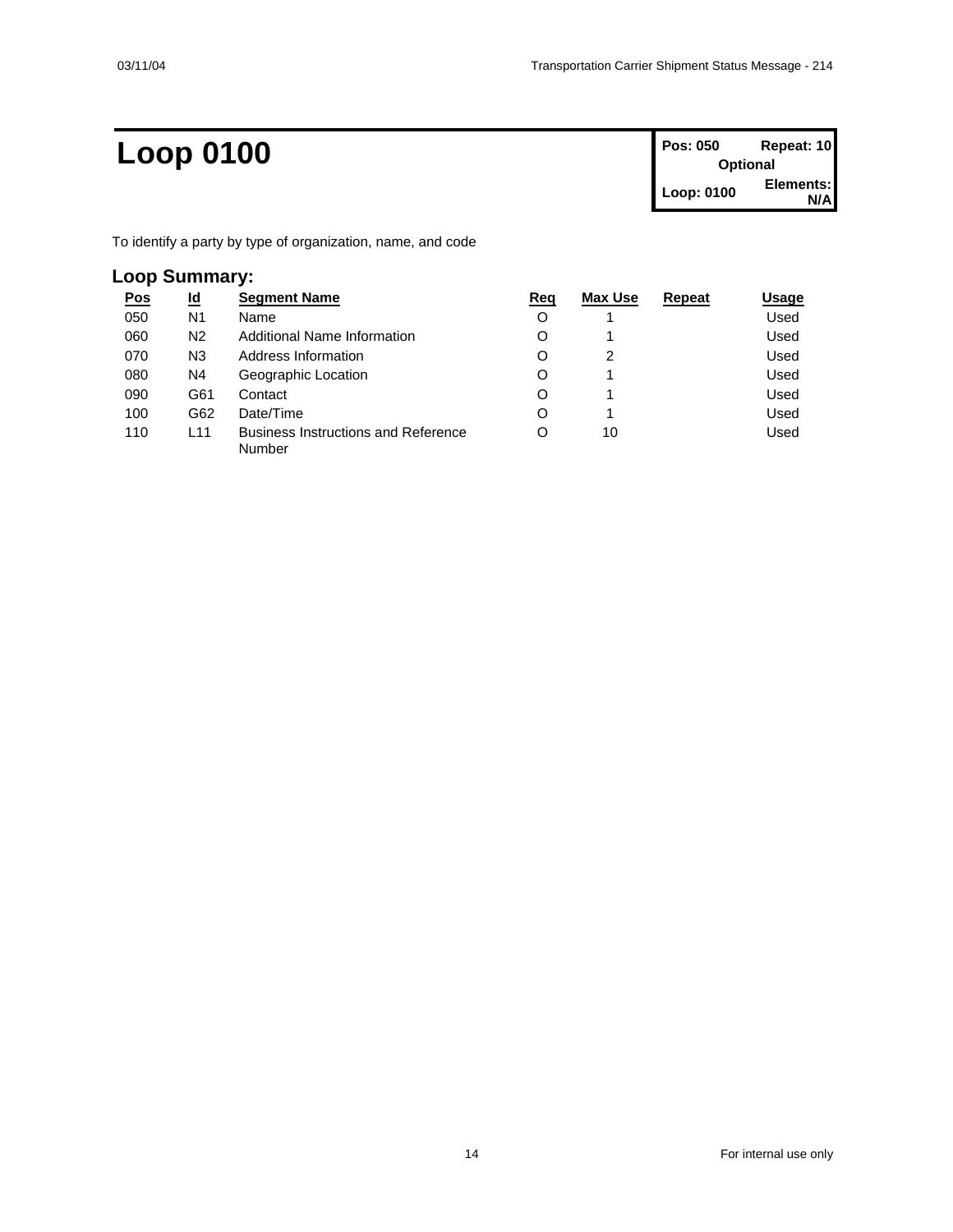# Loop 0100

| Pos: 050 | Repeat: 10 |
|---|---|
| Optional | |
| Loop: 0100 | Elements: N/A |

To identify a party by type of organization, name, and code

## Loop Summary:

| Pos | Id | Segment Name | Req | Max Use | Repeat | Usage |
|---|---|---|---|---|---|---|
| 050 | N1 | Name | O | 1 | | Used |
| 060 | N2 | Additional Name Information | O | 1 | | Used |
| 070 | N3 | Address Information | O | 2 | | Used |
| 080 | N4 | Geographic Location | O | 1 | | Used |
| 090 | G61 | Contact | O | 1 | | Used |
| 100 | G62 | Date/Time | O | 1 | | Used |
| 110 | L11 | Business Instructions and Reference Number | O | 10 | | Used |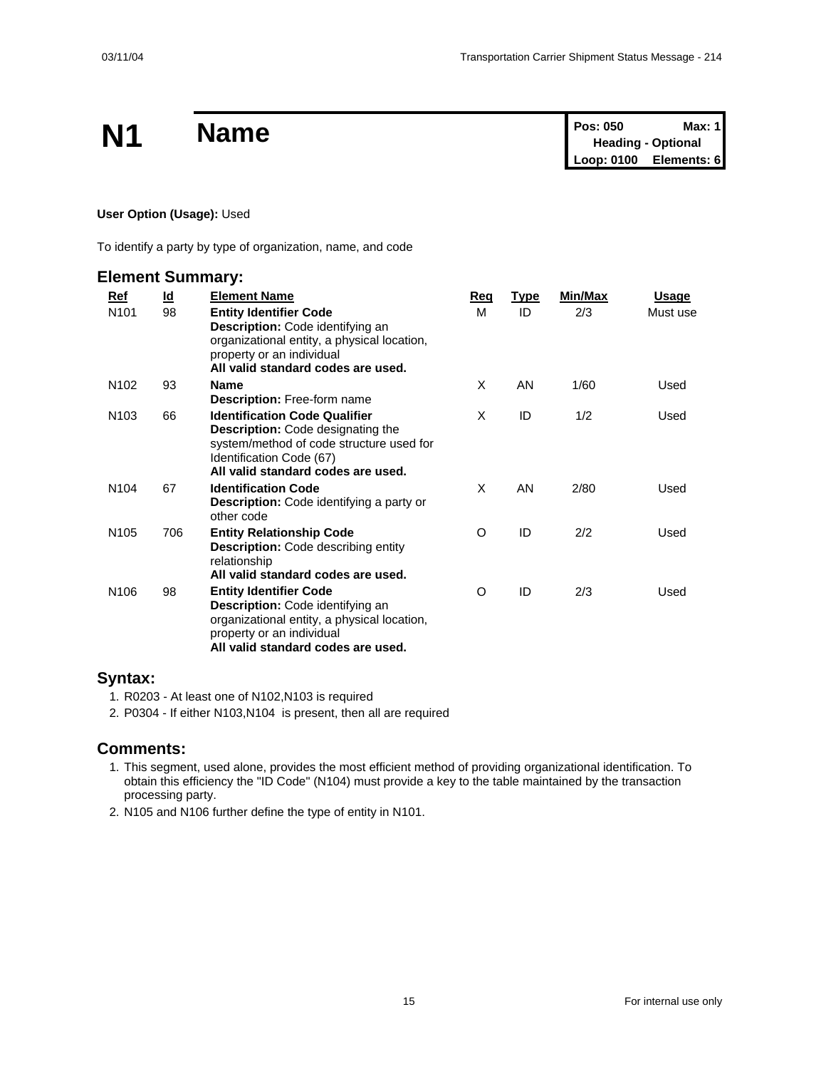# N1 Name

**Pos: 050** **Max: 1**
**Heading - Optional**
**Loop: 0100** **Elements: 6**

**User Option (Usage):** Used

To identify a party by type of organization, name, and code

## Element Summary:

| Ref | Id | Element Name | Req | Type | Min/Max | Usage |
|---|---|---|---|---|---|---|
| N101 | 98 | **Entity Identifier Code**<br>**Description:** Code identifying an organizational entity, a physical location, property or an individual<br>**All valid standard codes are used.** | M | ID | 2/3 | Must use |
| N102 | 93 | **Name**<br>**Description:** Free-form name | X | AN | 1/60 | Used |
| N103 | 66 | **Identification Code Qualifier**<br>**Description:** Code designating the system/method of code structure used for Identification Code (67)<br>**All valid standard codes are used.** | X | ID | 1/2 | Used |
| N104 | 67 | **Identification Code**<br>**Description:** Code identifying a party or other code | X | AN | 2/80 | Used |
| N105 | 706 | **Entity Relationship Code**<br>**Description:** Code describing entity relationship<br>**All valid standard codes are used.** | O | ID | 2/2 | Used |
| N106 | 98 | **Entity Identifier Code**<br>**Description:** Code identifying an organizational entity, a physical location, property or an individual<br>**All valid standard codes are used.** | O | ID | 2/3 | Used |

## Syntax:

1. R0203 - At least one of N102,N103 is required
2. P0304 - If either N103,N104 is present, then all are required

## Comments:

1. This segment, used alone, provides the most efficient method of providing organizational identification. To obtain this efficiency the "ID Code" (N104) must provide a key to the table maintained by the transaction processing party.
2. N105 and N106 further define the type of entity in N101.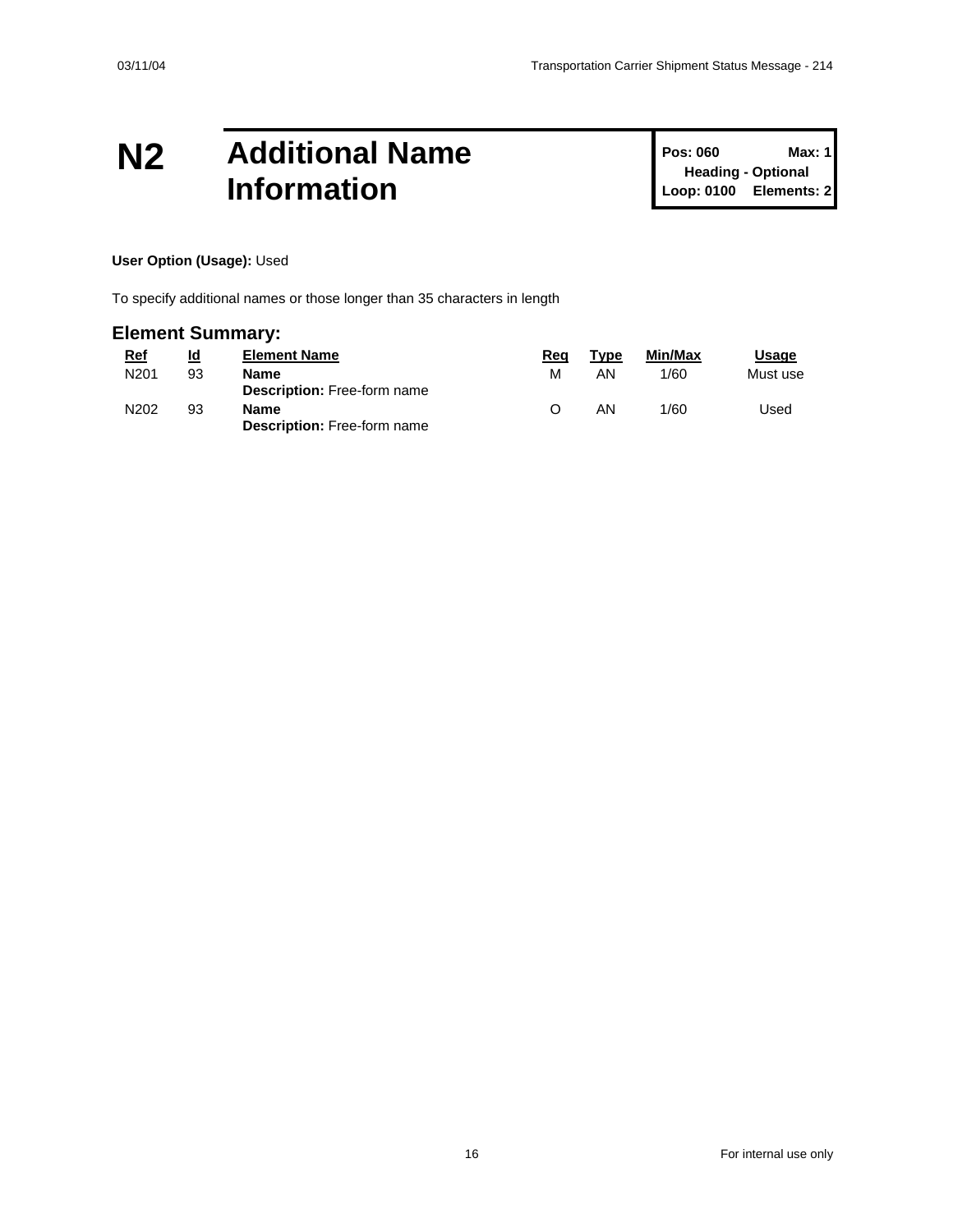# N2 Additional Name Information

**Pos: 060** **Max: 1**
**Heading - Optional**
**Loop: 0100** **Elements: 2**

**User Option (Usage):** Used

To specify additional names or those longer than 35 characters in length

## Element Summary:

| Ref | Id | Element Name | Req | Type | Min/Max | Usage |
|---|---|---|---|---|---|---|
| N201 | 93 | **Name**<br>**Description:** Free-form name | M | AN | 1/60 | Must use |
| N202 | 93 | **Name**<br>**Description:** Free-form name | O | AN | 1/60 | Used |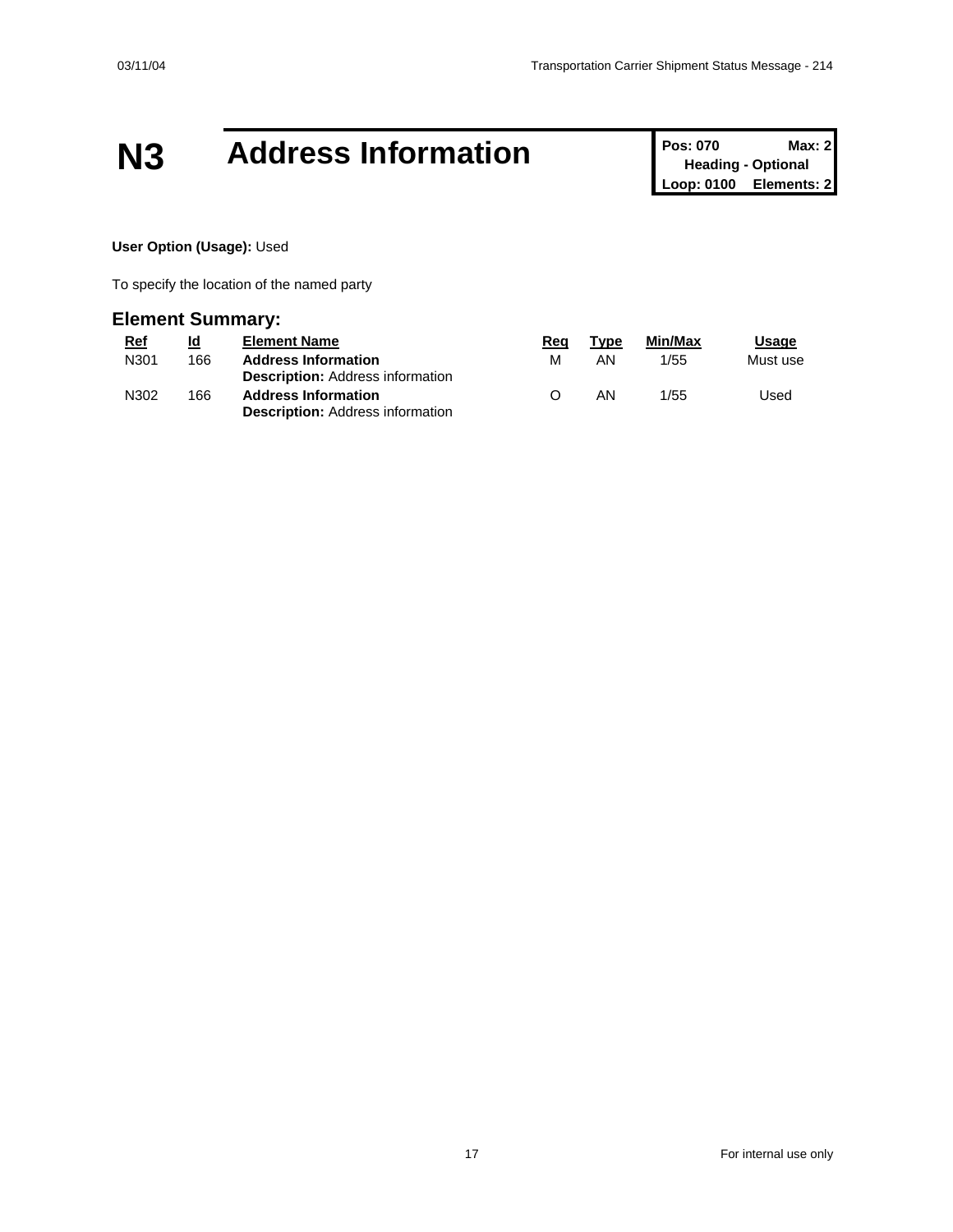# N3 Address Information

| Pos: 070 | Max: 2 |
| --- | --- |
| Heading - Optional | |
| Loop: 0100 | Elements: 2 |

**User Option (Usage):** Used

To specify the location of the named party

## Element Summary:

| Ref | Id | Element Name | Req | Type | Min/Max | Usage |
| --- | --- | --- | --- | --- | --- | --- |
| N301 | 166 | **Address Information**<br>**Description:** Address information | M | AN | 1/55 | Must use |
| N302 | 166 | **Address Information**<br>**Description:** Address information | O | AN | 1/55 | Used |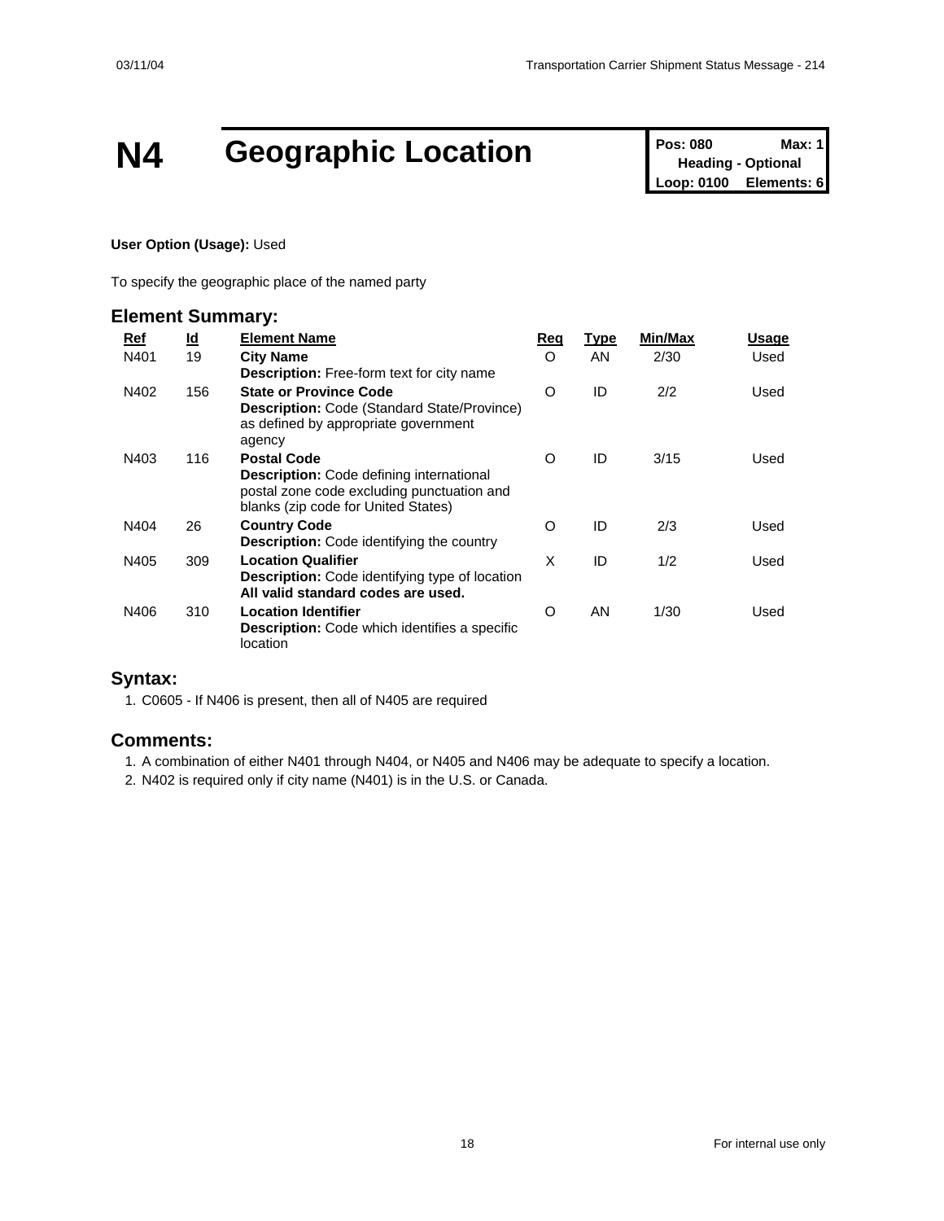# N4 Geographic Location

| Pos: 080 | Max: 1 |
| --- | --- |
| Heading - Optional | |
| Loop: 0100 | Elements: 6 |

**User Option (Usage):** Used

To specify the geographic place of the named party

## Element Summary:

| Ref | Id | Element Name | Req | Type | Min/Max | Usage |
| --- | --- | --- | --- | --- | --- | --- |
| N401 | 19 | **City Name**<br>**Description:** Free-form text for city name | O | AN | 2/30 | Used |
| N402 | 156 | **State or Province Code**<br>**Description:** Code (Standard State/Province) as defined by appropriate government agency | O | ID | 2/2 | Used |
| N403 | 116 | **Postal Code**<br>**Description:** Code defining international postal zone code excluding punctuation and blanks (zip code for United States) | O | ID | 3/15 | Used |
| N404 | 26 | **Country Code**<br>**Description:** Code identifying the country | O | ID | 2/3 | Used |
| N405 | 309 | **Location Qualifier**<br>**Description:** Code identifying type of location<br>**All valid standard codes are used.** | X | ID | 1/2 | Used |
| N406 | 310 | **Location Identifier**<br>**Description:** Code which identifies a specific location | O | AN | 1/30 | Used |

## Syntax:

1. C0605 - If N406 is present, then all of N405 are required

## Comments:

1. A combination of either N401 through N404, or N405 and N406 may be adequate to specify a location.
2. N402 is required only if city name (N401) is in the U.S. or Canada.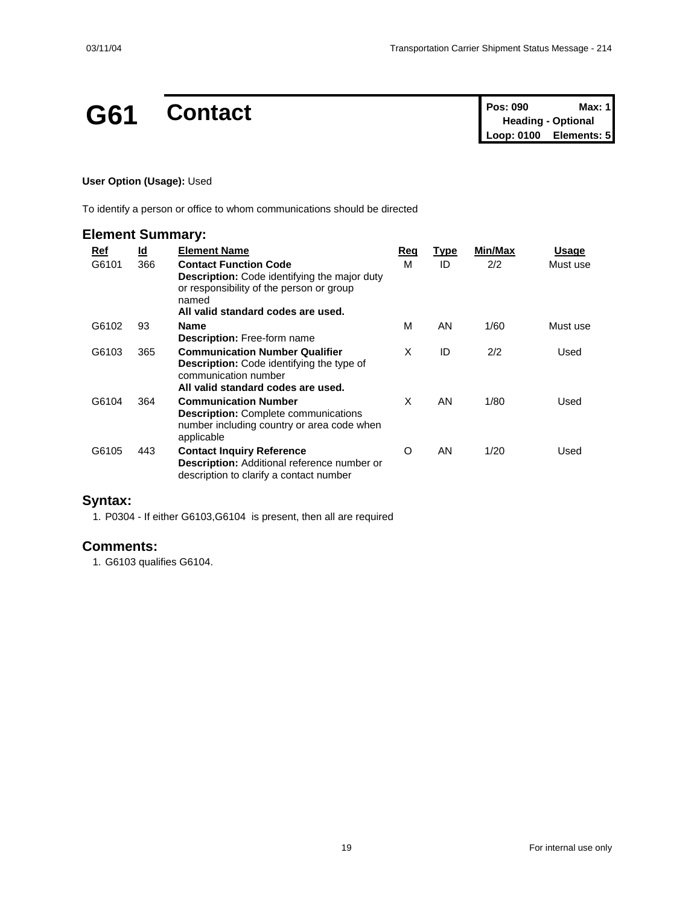# G61 Contact

| Pos: 090 | Max: 1 |
|---|---|
| Heading - Optional | |
| Loop: 0100 | Elements: 5 |

**User Option (Usage):** Used

To identify a person or office to whom communications should be directed

## Element Summary:

| Ref | Id | Element Name | Req | Type | Min/Max | Usage |
|---|---|---|---|---|---|---|
| G6101 | 366 | **Contact Function Code**<br>**Description:** Code identifying the major duty or responsibility of the person or group named<br>**All valid standard codes are used.** | M | ID | 2/2 | Must use |
| G6102 | 93 | **Name**<br>**Description:** Free-form name | M | AN | 1/60 | Must use |
| G6103 | 365 | **Communication Number Qualifier**<br>**Description:** Code identifying the type of communication number<br>**All valid standard codes are used.** | X | ID | 2/2 | Used |
| G6104 | 364 | **Communication Number**<br>**Description:** Complete communications number including country or area code when applicable | X | AN | 1/80 | Used |
| G6105 | 443 | **Contact Inquiry Reference**<br>**Description:** Additional reference number or description to clarify a contact number | O | AN | 1/20 | Used |

## Syntax:

1. P0304 - If either G6103,G6104 is present, then all are required

## Comments:

1. G6103 qualifies G6104.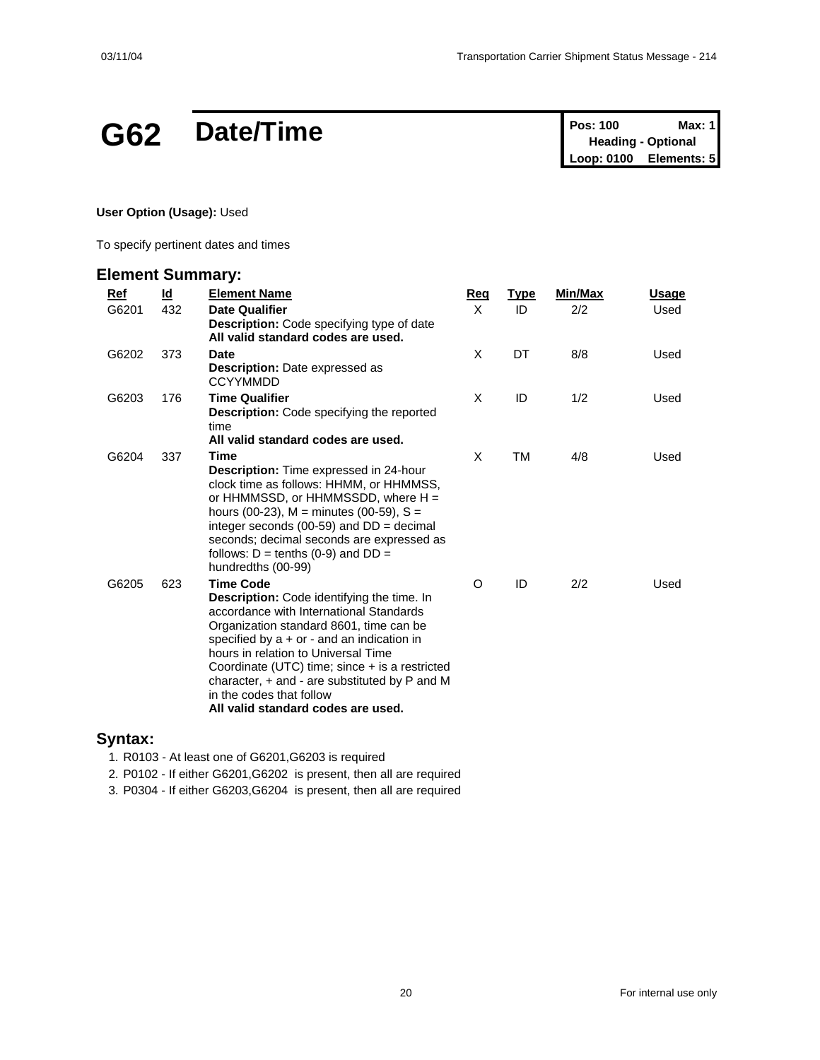# G62 Date/Time

**Pos: 100** **Max: 1**
**Heading - Optional**
**Loop: 0100** **Elements: 5**

**User Option (Usage):** Used

To specify pertinent dates and times

## Element Summary:

| Ref | Id | Element Name | Req | Type | Min/Max | Usage |
|---|---|---|---|---|---|---|
| G6201 | 432 | **Date Qualifier**<br>**Description:** Code specifying type of date<br>**All valid standard codes are used.** | X | ID | 2/2 | Used |
| G6202 | 373 | **Date**<br>**Description:** Date expressed as CCYYMMDD | X | DT | 8/8 | Used |
| G6203 | 176 | **Time Qualifier**<br>**Description:** Code specifying the reported time<br>**All valid standard codes are used.** | X | ID | 1/2 | Used |
| G6204 | 337 | **Time**<br>**Description:** Time expressed in 24-hour clock time as follows: HHMM, or HHMMSS, or HHMMSSD, or HHMMSSDD, where H = hours (00-23), M = minutes (00-59), S = integer seconds (00-59) and DD = decimal seconds; decimal seconds are expressed as follows: D = tenths (0-9) and DD = hundredths (00-99) | X | TM | 4/8 | Used |
| G6205 | 623 | **Time Code**<br>**Description:** Code identifying the time. In accordance with International Standards Organization standard 8601, time can be specified by a + or - and an indication in hours in relation to Universal Time Coordinate (UTC) time; since + is a restricted character, + and - are substituted by P and M in the codes that follow<br>**All valid standard codes are used.** | O | ID | 2/2 | Used |

## Syntax:

1. R0103 - At least one of G6201,G6203 is required
2. P0102 - If either G6201,G6202 is present, then all are required
3. P0304 - If either G6203,G6204 is present, then all are required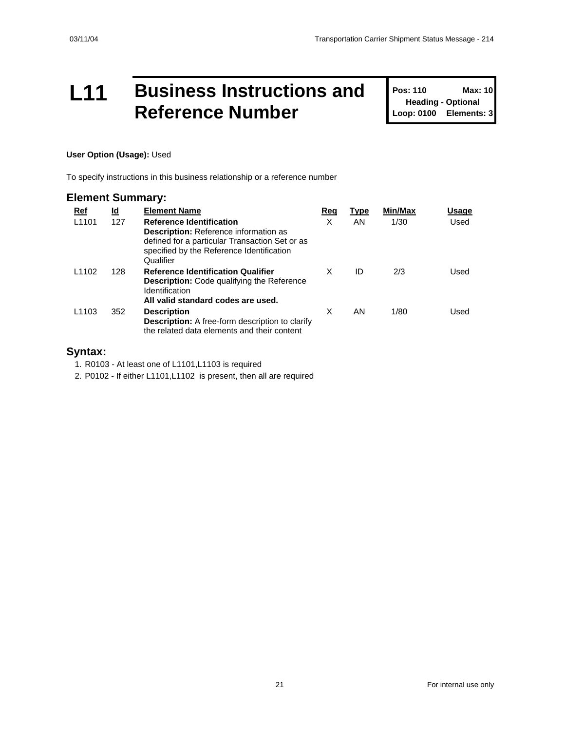# L11 Business Instructions and Reference Number

**Pos: 110** **Max: 10**
**Heading - Optional**
**Loop: 0100** **Elements: 3**

**User Option (Usage):** Used

To specify instructions in this business relationship or a reference number

## Element Summary:

| Ref | Id | Element Name | Req | Type | Min/Max | Usage |
|---|---|---|---|---|---|---|
| L1101 | 127 | **Reference Identification**<br>**Description:** Reference information as defined for a particular Transaction Set or as specified by the Reference Identification Qualifier | X | AN | 1/30 | Used |
| L1102 | 128 | **Reference Identification Qualifier**<br>**Description:** Code qualifying the Reference Identification<br>**All valid standard codes are used.** | X | ID | 2/3 | Used |
| L1103 | 352 | **Description**<br>**Description:** A free-form description to clarify the related data elements and their content | X | AN | 1/80 | Used |

## Syntax:

1. R0103 - At least one of L1101,L1103 is required
2. P0102 - If either L1101,L1102 is present, then all are required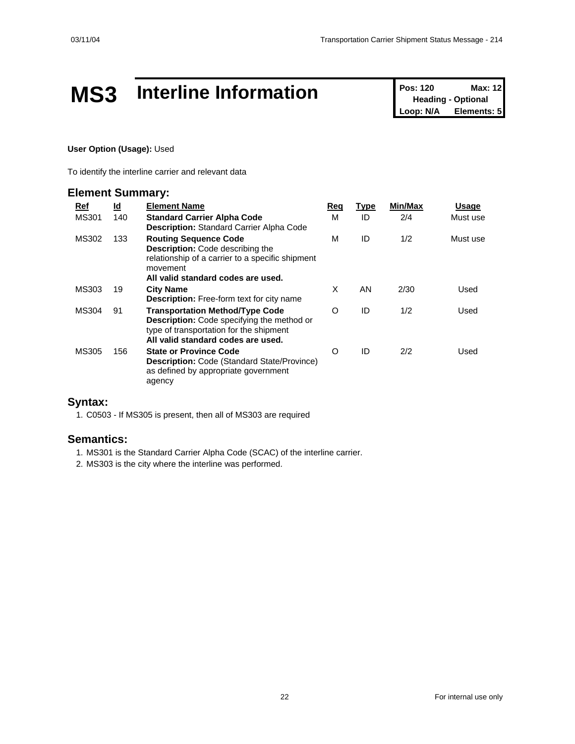# MS3 Interline Information

| Pos: 120 | Max: 12 |
|---|---|
| Heading - Optional | |
| Loop: N/A | Elements: 5 |

**User Option (Usage):** Used

To identify the interline carrier and relevant data

## Element Summary:

| Ref | Id | Element Name | Req | Type | Min/Max | Usage |
|---|---|---|---|---|---|---|
| MS301 | 140 | **Standard Carrier Alpha Code**<br>**Description:** Standard Carrier Alpha Code | M | ID | 2/4 | Must use |
| MS302 | 133 | **Routing Sequence Code**<br>**Description:** Code describing the relationship of a carrier to a specific shipment movement<br>**All valid standard codes are used.** | M | ID | 1/2 | Must use |
| MS303 | 19 | **City Name**<br>**Description:** Free-form text for city name | X | AN | 2/30 | Used |
| MS304 | 91 | **Transportation Method/Type Code**<br>**Description:** Code specifying the method or type of transportation for the shipment<br>**All valid standard codes are used.** | O | ID | 1/2 | Used |
| MS305 | 156 | **State or Province Code**<br>**Description:** Code (Standard State/Province) as defined by appropriate government agency | O | ID | 2/2 | Used |

## Syntax:

1. C0503 - If MS305 is present, then all of MS303 are required

## Semantics:

1. MS301 is the Standard Carrier Alpha Code (SCAC) of the interline carrier.
2. MS303 is the city where the interline was performed.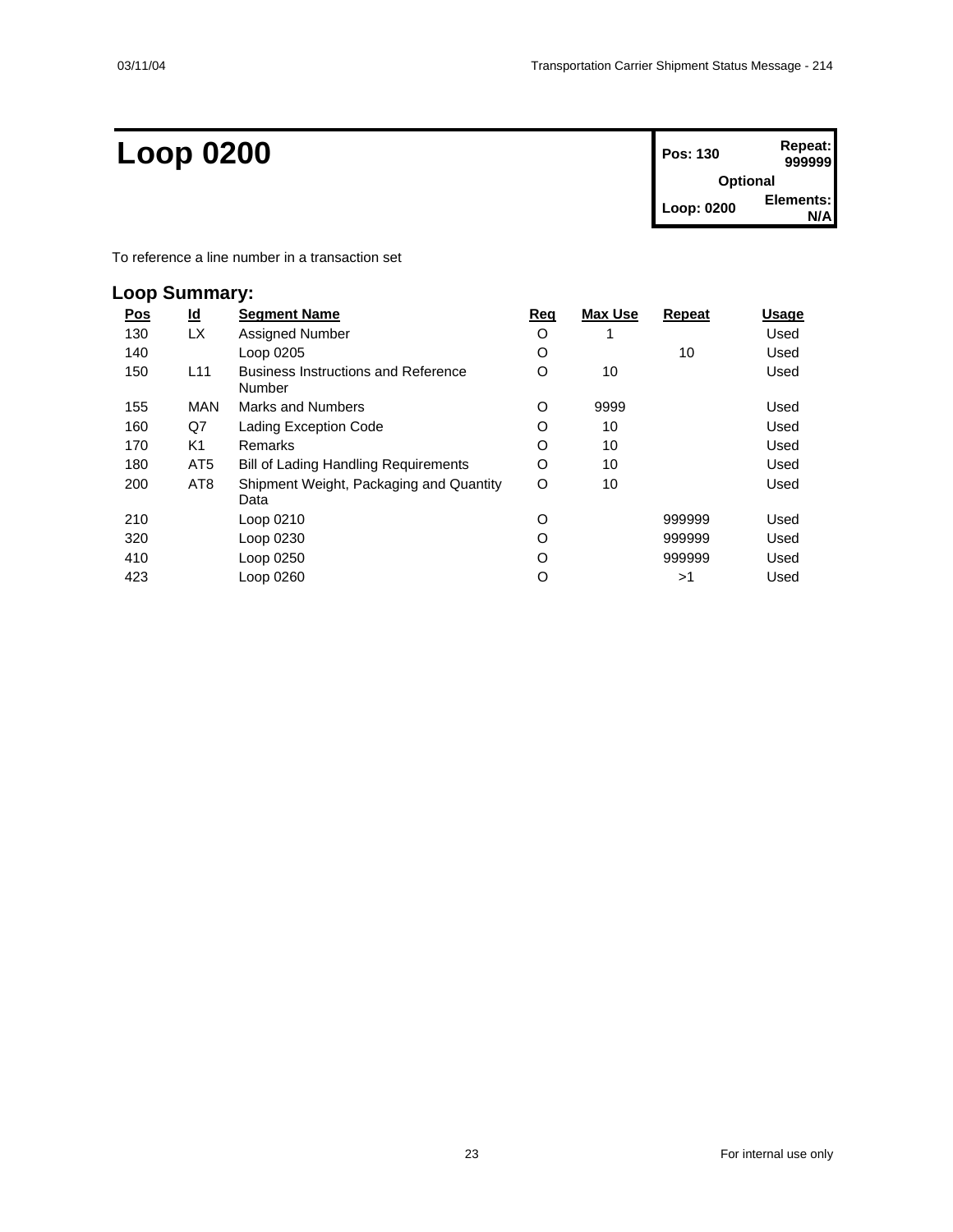# Loop 0200

| Pos: 130 | Repeat: 999999 |
|---|---|
| Optional | |
| Loop: 0200 | Elements: N/A |

To reference a line number in a transaction set

## Loop Summary:

| Pos | Id | Segment Name | Req | Max Use | Repeat | Usage |
|---|---|---|---|---|---|---|
| 130 | LX | Assigned Number | O | 1 | | Used |
| 140 | | Loop 0205 | O | | 10 | Used |
| 150 | L11 | Business Instructions and Reference Number | O | 10 | | Used |
| 155 | MAN | Marks and Numbers | O | 9999 | | Used |
| 160 | Q7 | Lading Exception Code | O | 10 | | Used |
| 170 | K1 | Remarks | O | 10 | | Used |
| 180 | AT5 | Bill of Lading Handling Requirements | O | 10 | | Used |
| 200 | AT8 | Shipment Weight, Packaging and Quantity Data | O | 10 | | Used |
| 210 | | Loop 0210 | O | | 999999 | Used |
| 320 | | Loop 0230 | O | | 999999 | Used |
| 410 | | Loop 0250 | O | | 999999 | Used |
| 423 | | Loop 0260 | O | | >1 | Used |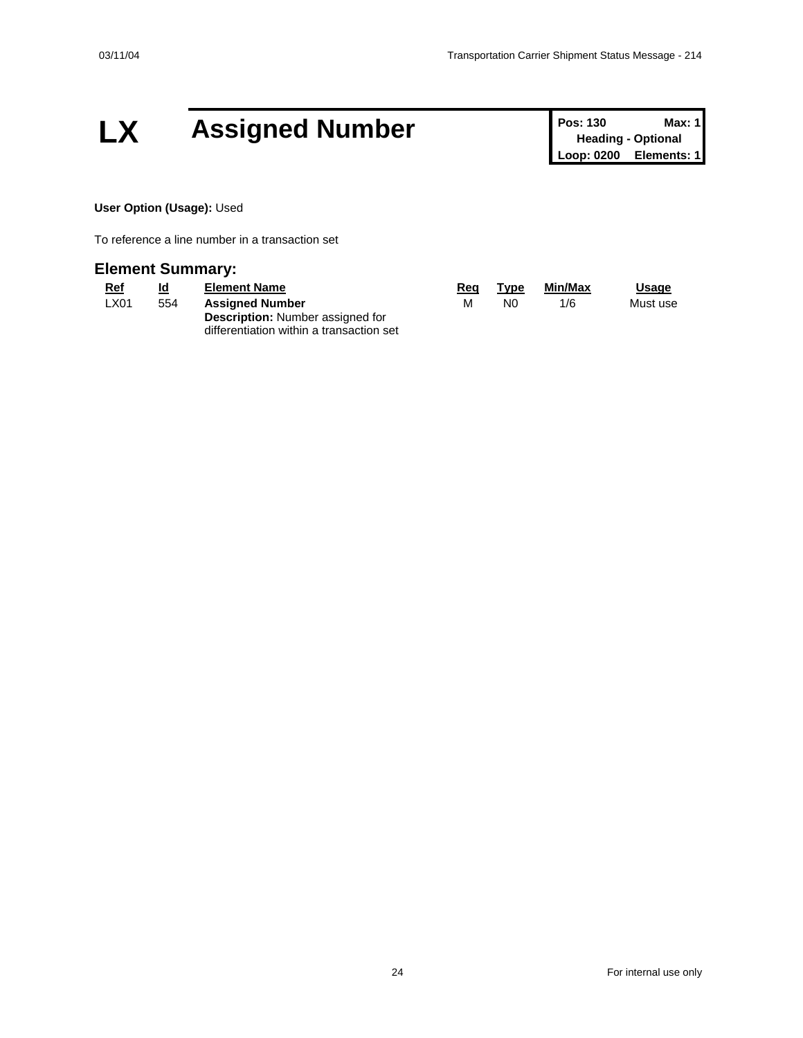# LX Assigned Number

| Pos: 130 | Max: 1 |
|---|---|
| Heading - Optional | |
| Loop: 0200 | Elements: 1 |

**User Option (Usage):** Used

To reference a line number in a transaction set

## Element Summary:

| Ref | Id | Element Name | Req | Type | Min/Max | Usage |
|---|---|---|---|---|---|---|
| LX01 | 554 | **Assigned Number**<br>**Description:** Number assigned for differentiation within a transaction set | M | N0 | 1/6 | Must use |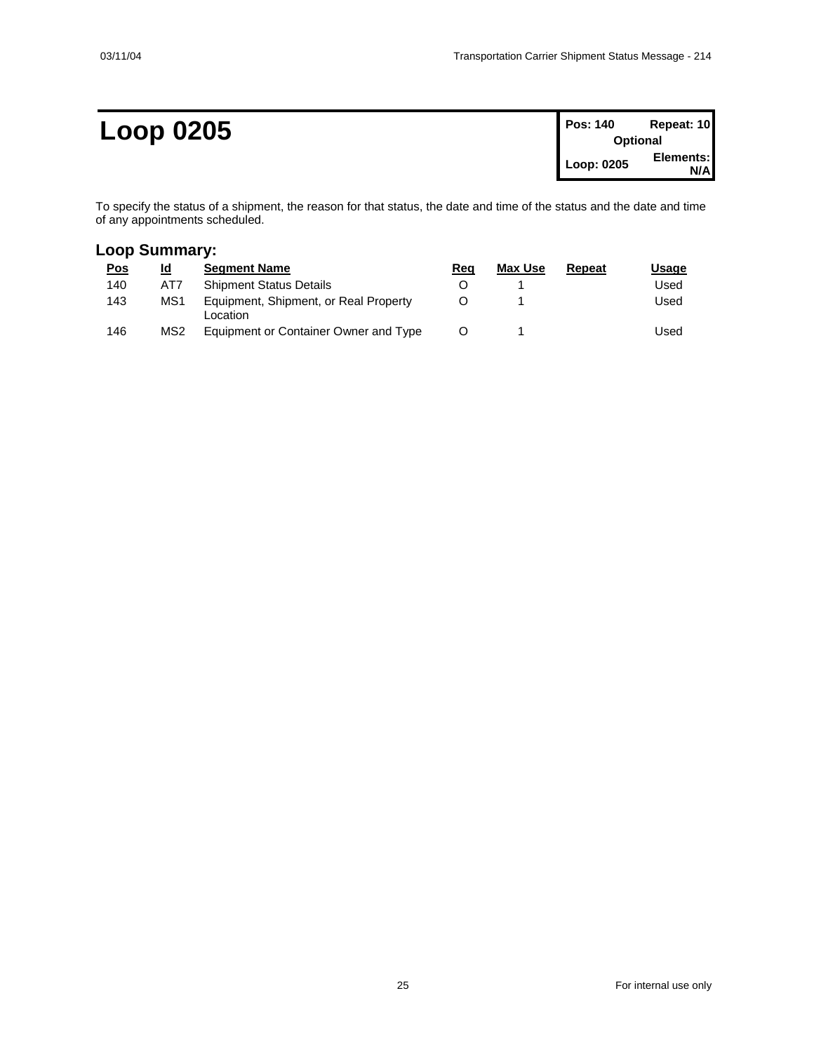# Loop 0205

| Pos: 140 | Repeat: 10 |
| --- | --- |
| Optional | |
| Loop: 0205 | Elements: N/A |

To specify the status of a shipment, the reason for that status, the date and time of the status and the date and time of any appointments scheduled.

## Loop Summary:

| Pos | Id | Segment Name | Req | Max Use | Repeat | Usage |
| --- | --- | --- | --- | --- | --- | --- |
| 140 | AT7 | Shipment Status Details | O | 1 | | Used |
| 143 | MS1 | Equipment, Shipment, or Real Property Location | O | 1 | | Used |
| 146 | MS2 | Equipment or Container Owner and Type | O | 1 | | Used |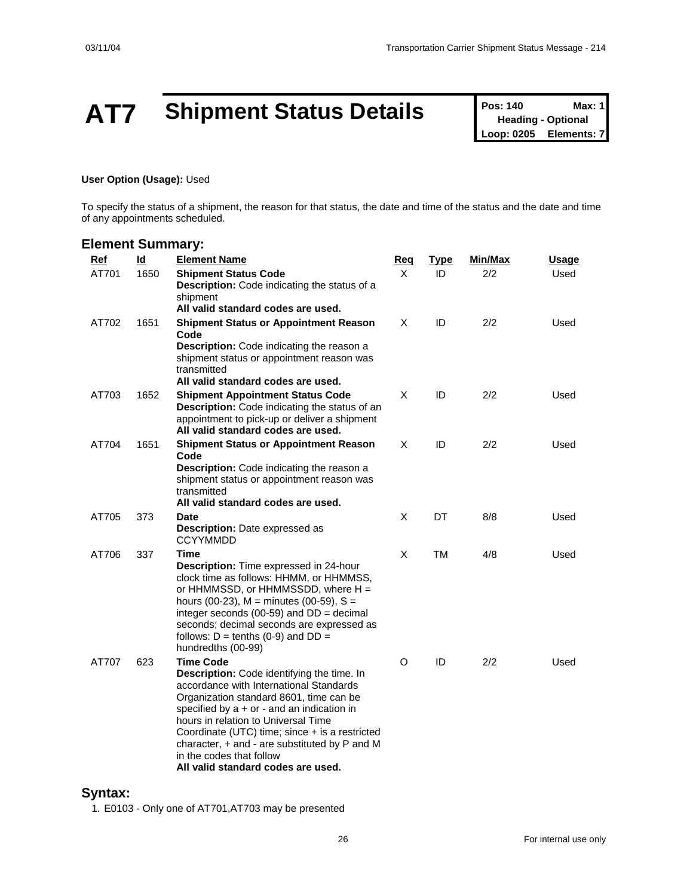# AT7 Shipment Status Details

| Pos: 140 | Max: 1 |
|---|---|
| Heading - Optional | |
| Loop: 0205 | Elements: 7 |

**User Option (Usage):** Used

To specify the status of a shipment, the reason for that status, the date and time of the status and the date and time of any appointments scheduled.

## Element Summary:

| Ref | Id | Element Name | Req | Type | Min/Max | Usage |
|---|---|---|---|---|---|---|
| AT701 | 1650 | **Shipment Status Code**<br>**Description:** Code indicating the status of a shipment<br>**All valid standard codes are used.** | X | ID | 2/2 | Used |
| AT702 | 1651 | **Shipment Status or Appointment Reason Code**<br>**Description:** Code indicating the reason a shipment status or appointment reason was transmitted<br>**All valid standard codes are used.** | X | ID | 2/2 | Used |
| AT703 | 1652 | **Shipment Appointment Status Code**<br>**Description:** Code indicating the status of an appointment to pick-up or deliver a shipment<br>**All valid standard codes are used.** | X | ID | 2/2 | Used |
| AT704 | 1651 | **Shipment Status or Appointment Reason Code**<br>**Description:** Code indicating the reason a shipment status or appointment reason was transmitted<br>**All valid standard codes are used.** | X | ID | 2/2 | Used |
| AT705 | 373 | **Date**<br>**Description:** Date expressed as CCYYMMDD | X | DT | 8/8 | Used |
| AT706 | 337 | **Time**<br>**Description:** Time expressed in 24-hour clock time as follows: HHMM, or HHMMSS, or HHMMSSD, or HHMMSSDD, where H = hours (00-23), M = minutes (00-59), S = integer seconds (00-59) and DD = decimal seconds; decimal seconds are expressed as follows: D = tenths (0-9) and DD = hundredths (00-99) | X | TM | 4/8 | Used |
| AT707 | 623 | **Time Code**<br>**Description:** Code identifying the time. In accordance with International Standards Organization standard 8601, time can be specified by a + or - and an indication in hours in relation to Universal Time Coordinate (UTC) time; since + is a restricted character, + and - are substituted by P and M in the codes that follow<br>**All valid standard codes are used.** | O | ID | 2/2 | Used |

## Syntax:

1. E0103 - Only one of AT701,AT703 may be presented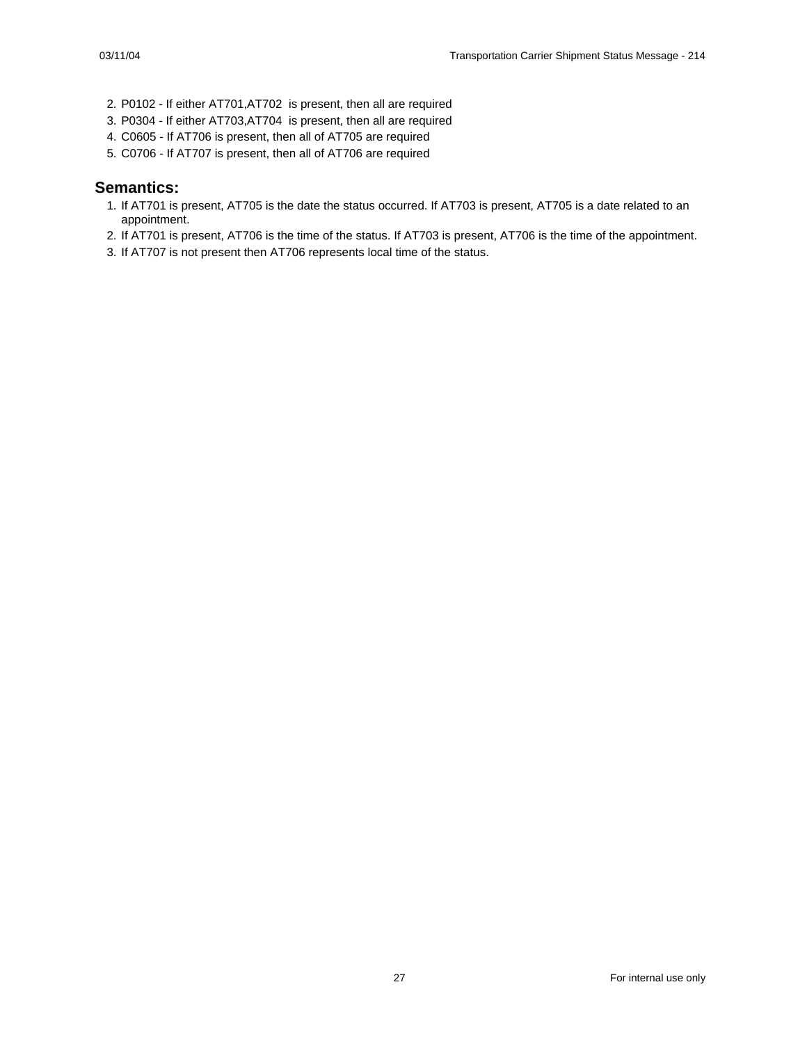2. P0102 - If either AT701,AT702 is present, then all are required
3. P0304 - If either AT703,AT704 is present, then all are required
4. C0605 - If AT706 is present, then all of AT705 are required
5. C0706 - If AT707 is present, then all of AT706 are required

## Semantics:

1. If AT701 is present, AT705 is the date the status occurred. If AT703 is present, AT705 is a date related to an appointment.
2. If AT701 is present, AT706 is the time of the status. If AT703 is present, AT706 is the time of the appointment.
3. If AT707 is not present then AT706 represents local time of the status.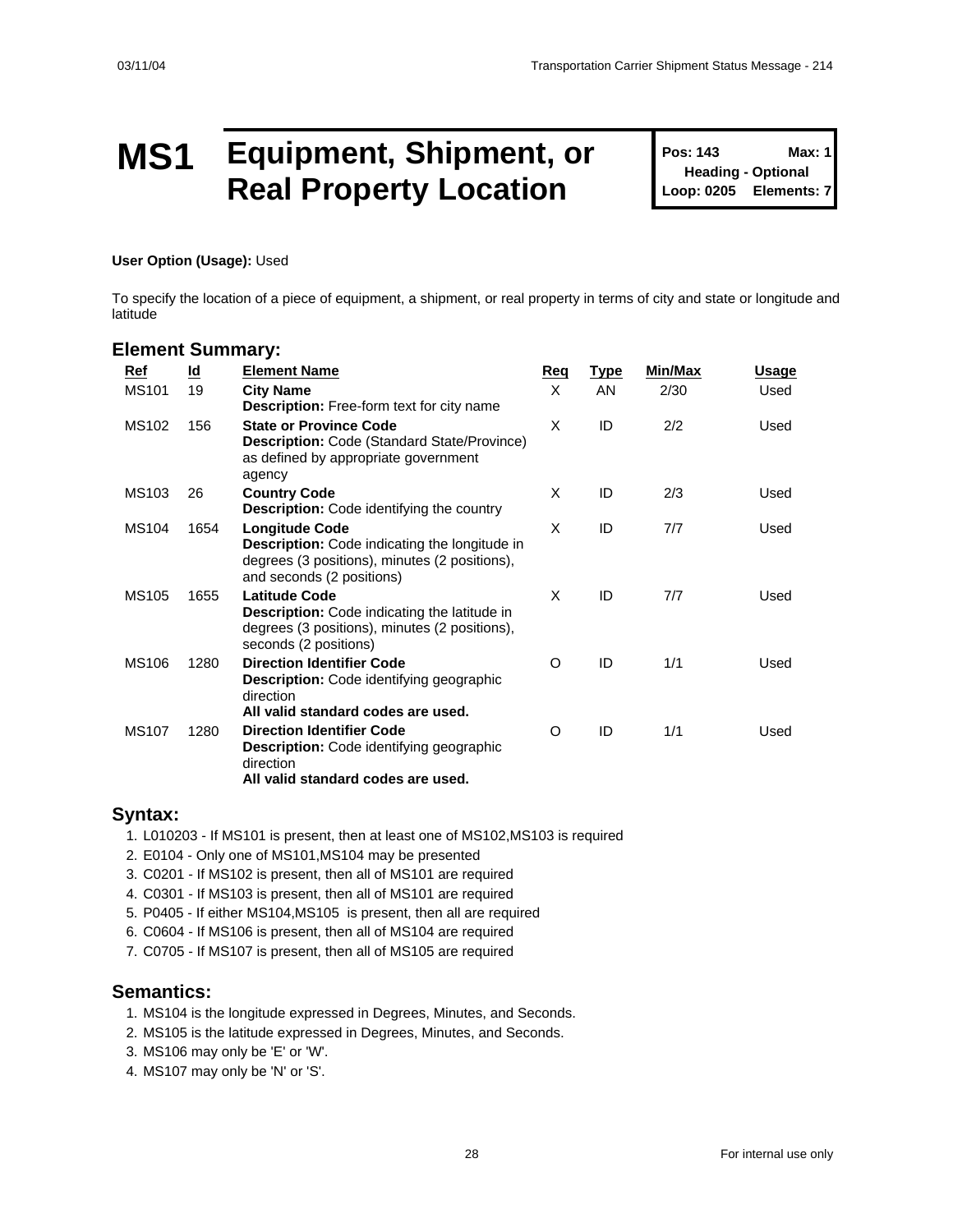# MS1 Equipment, Shipment, or Real Property Location

**Pos: 143** **Max: 1**
**Heading - Optional**
**Loop: 0205** **Elements: 7**

**User Option (Usage):** Used

To specify the location of a piece of equipment, a shipment, or real property in terms of city and state or longitude and latitude

## Element Summary:

| Ref | Id | Element Name | Req | Type | Min/Max | Usage |
|---|---|---|---|---|---|---|
| MS101 | 19 | **City Name**<br>**Description:** Free-form text for city name | X | AN | 2/30 | Used |
| MS102 | 156 | **State or Province Code**<br>**Description:** Code (Standard State/Province) as defined by appropriate government agency | X | ID | 2/2 | Used |
| MS103 | 26 | **Country Code**<br>**Description:** Code identifying the country | X | ID | 2/3 | Used |
| MS104 | 1654 | **Longitude Code**<br>**Description:** Code indicating the longitude in degrees (3 positions), minutes (2 positions), and seconds (2 positions) | X | ID | 7/7 | Used |
| MS105 | 1655 | **Latitude Code**<br>**Description:** Code indicating the latitude in degrees (3 positions), minutes (2 positions), seconds (2 positions) | X | ID | 7/7 | Used |
| MS106 | 1280 | **Direction Identifier Code**<br>**Description:** Code identifying geographic direction<br>**All valid standard codes are used.** | O | ID | 1/1 | Used |
| MS107 | 1280 | **Direction Identifier Code**<br>**Description:** Code identifying geographic direction<br>**All valid standard codes are used.** | O | ID | 1/1 | Used |

## Syntax:

1. L010203 - If MS101 is present, then at least one of MS102,MS103 is required
2. E0104 - Only one of MS101,MS104 may be presented
3. C0201 - If MS102 is present, then all of MS101 are required
4. C0301 - If MS103 is present, then all of MS101 are required
5. P0405 - If either MS104,MS105 is present, then all are required
6. C0604 - If MS106 is present, then all of MS104 are required
7. C0705 - If MS107 is present, then all of MS105 are required

## Semantics:

1. MS104 is the longitude expressed in Degrees, Minutes, and Seconds.
2. MS105 is the latitude expressed in Degrees, Minutes, and Seconds.
3. MS106 may only be 'E' or 'W'.
4. MS107 may only be 'N' or 'S'.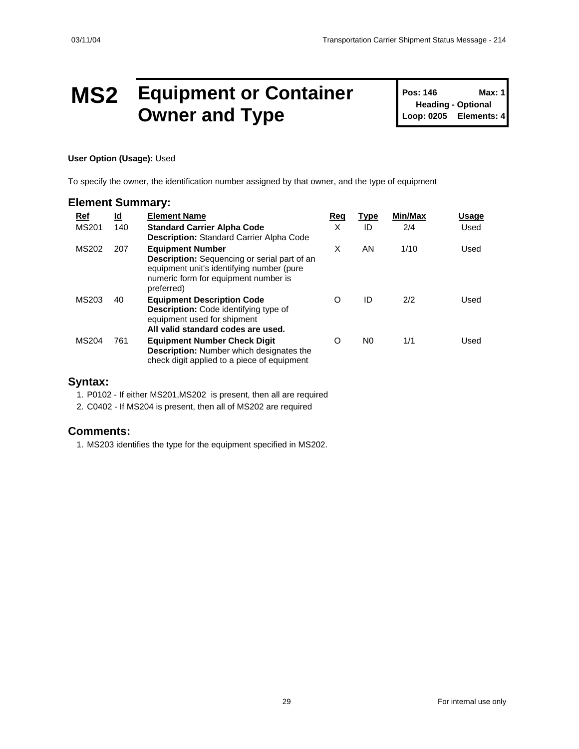# MS2 Equipment or Container Owner and Type

**Pos: 146** **Max: 1**
**Heading - Optional**
**Loop: 0205** **Elements: 4**

**User Option (Usage):** Used

To specify the owner, the identification number assigned by that owner, and the type of equipment

## Element Summary:

| Ref | Id | Element Name | Req | Type | Min/Max | Usage |
|---|---|---|---|---|---|---|
| MS201 | 140 | **Standard Carrier Alpha Code**<br>**Description:** Standard Carrier Alpha Code | X | ID | 2/4 | Used |
| MS202 | 207 | **Equipment Number**<br>**Description:** Sequencing or serial part of an equipment unit's identifying number (pure numeric form for equipment number is preferred) | X | AN | 1/10 | Used |
| MS203 | 40 | **Equipment Description Code**<br>**Description:** Code identifying type of equipment used for shipment<br>**All valid standard codes are used.** | O | ID | 2/2 | Used |
| MS204 | 761 | **Equipment Number Check Digit**<br>**Description:** Number which designates the check digit applied to a piece of equipment | O | N0 | 1/1 | Used |

## Syntax:

1. P0102 - If either MS201,MS202 is present, then all are required
2. C0402 - If MS204 is present, then all of MS202 are required

## Comments:

1. MS203 identifies the type for the equipment specified in MS202.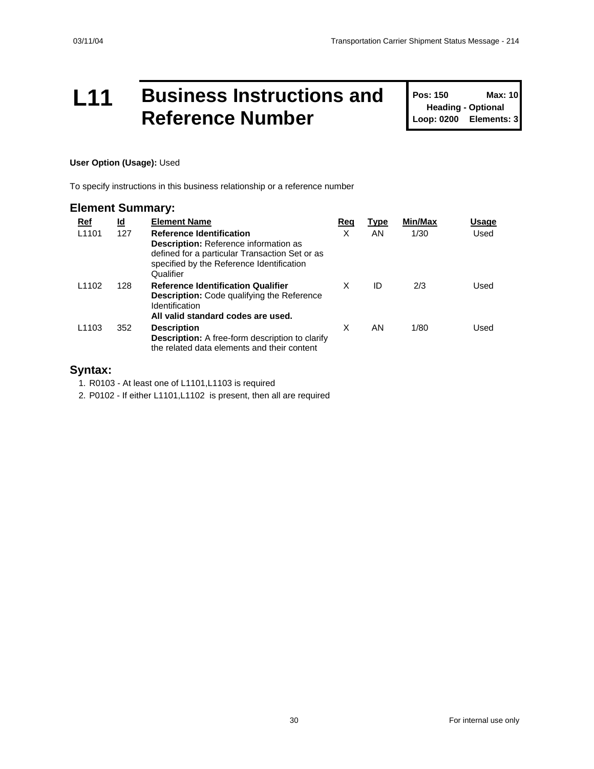# L11 Business Instructions and Reference Number

| Pos: 150 | Max: 10 |
| --- | --- |
| Heading - Optional | |
| Loop: 0200 | Elements: 3 |

**User Option (Usage):** Used

To specify instructions in this business relationship or a reference number

## Element Summary:

| Ref | Id | Element Name | Req | Type | Min/Max | Usage |
| --- | --- | --- | --- | --- | --- | --- |
| L1101 | 127 | **Reference Identification**<br>**Description:** Reference information as defined for a particular Transaction Set or as specified by the Reference Identification Qualifier | X | AN | 1/30 | Used |
| L1102 | 128 | **Reference Identification Qualifier**<br>**Description:** Code qualifying the Reference Identification<br>**All valid standard codes are used.** | X | ID | 2/3 | Used |
| L1103 | 352 | **Description**<br>**Description:** A free-form description to clarify the related data elements and their content | X | AN | 1/80 | Used |

## Syntax:

1. R0103 - At least one of L1101,L1103 is required
2. P0102 - If either L1101,L1102 is present, then all are required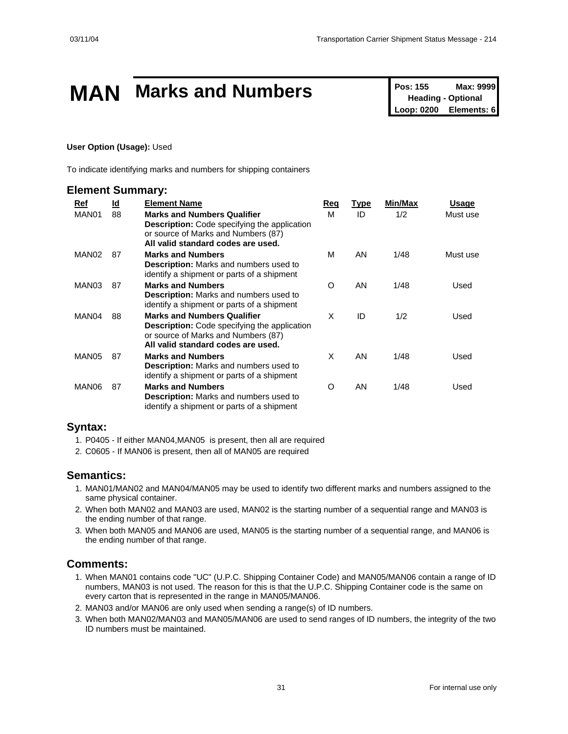# MAN Marks and Numbers

| Pos: 155 | Max: 9999 |
|---|---|
| Heading - Optional | |
| Loop: 0200 | Elements: 6 |

**User Option (Usage):** Used

To indicate identifying marks and numbers for shipping containers

## Element Summary:

| Ref | Id | Element Name | Req | Type | Min/Max | Usage |
|---|---|---|---|---|---|---|
| MAN01 | 88 | **Marks and Numbers Qualifier**<br>**Description:** Code specifying the application or source of Marks and Numbers (87)<br>**All valid standard codes are used.** | M | ID | 1/2 | Must use |
| MAN02 | 87 | **Marks and Numbers**<br>**Description:** Marks and numbers used to identify a shipment or parts of a shipment | M | AN | 1/48 | Must use |
| MAN03 | 87 | **Marks and Numbers**<br>**Description:** Marks and numbers used to identify a shipment or parts of a shipment | O | AN | 1/48 | Used |
| MAN04 | 88 | **Marks and Numbers Qualifier**<br>**Description:** Code specifying the application or source of Marks and Numbers (87)<br>**All valid standard codes are used.** | X | ID | 1/2 | Used |
| MAN05 | 87 | **Marks and Numbers**<br>**Description:** Marks and numbers used to identify a shipment or parts of a shipment | X | AN | 1/48 | Used |
| MAN06 | 87 | **Marks and Numbers**<br>**Description:** Marks and numbers used to identify a shipment or parts of a shipment | O | AN | 1/48 | Used |

## Syntax:

1. P0405 - If either MAN04,MAN05 is present, then all are required
2. C0605 - If MAN06 is present, then all of MAN05 are required

## Semantics:

1. MAN01/MAN02 and MAN04/MAN05 may be used to identify two different marks and numbers assigned to the same physical container.
2. When both MAN02 and MAN03 are used, MAN02 is the starting number of a sequential range and MAN03 is the ending number of that range.
3. When both MAN05 and MAN06 are used, MAN05 is the starting number of a sequential range, and MAN06 is the ending number of that range.

## Comments:

1. When MAN01 contains code "UC" (U.P.C. Shipping Container Code) and MAN05/MAN06 contain a range of ID numbers, MAN03 is not used. The reason for this is that the U.P.C. Shipping Container code is the same on every carton that is represented in the range in MAN05/MAN06.
2. MAN03 and/or MAN06 are only used when sending a range(s) of ID numbers.
3. When both MAN02/MAN03 and MAN05/MAN06 are used to send ranges of ID numbers, the integrity of the two ID numbers must be maintained.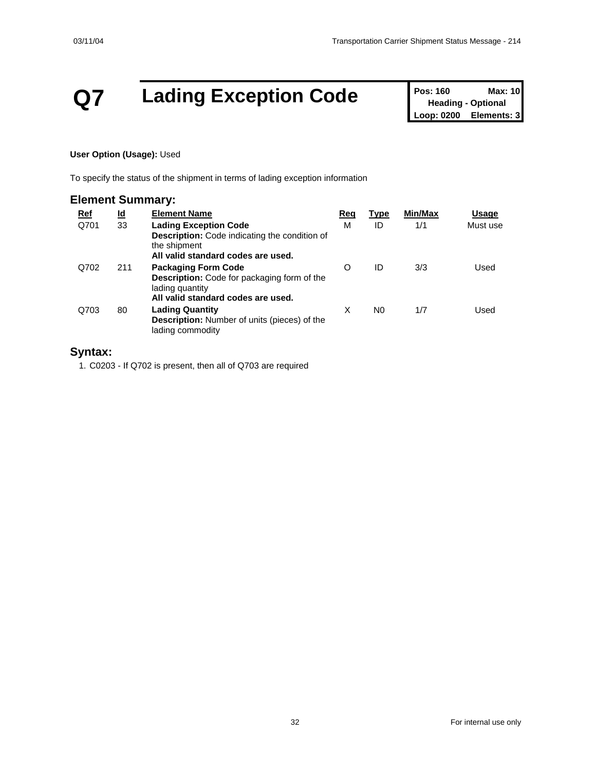# Q7 Lading Exception Code

| Pos: 160 | Max: 10 |
|---|---|
| Heading - Optional | |
| Loop: 0200 | Elements: 3 |

**User Option (Usage):** Used

To specify the status of the shipment in terms of lading exception information

## Element Summary:

| Ref | Id | Element Name | Req | Type | Min/Max | Usage |
|---|---|---|---|---|---|---|
| Q701 | 33 | **Lading Exception Code**<br>**Description:** Code indicating the condition of the shipment<br>**All valid standard codes are used.** | M | ID | 1/1 | Must use |
| Q702 | 211 | **Packaging Form Code**<br>**Description:** Code for packaging form of the lading quantity<br>**All valid standard codes are used.** | O | ID | 3/3 | Used |
| Q703 | 80 | **Lading Quantity**<br>**Description:** Number of units (pieces) of the lading commodity | X | N0 | 1/7 | Used |

## Syntax:

1. C0203 - If Q702 is present, then all of Q703 are required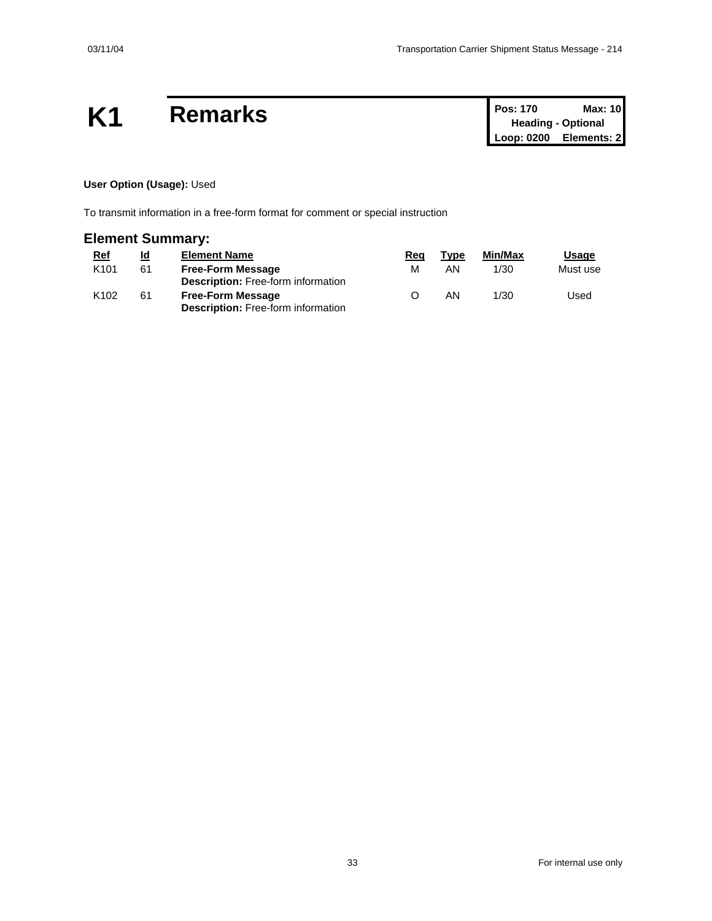# K1 Remarks

| Pos: 170 | Max: 10 |
| --- | --- |
| Heading - Optional | |
| Loop: 0200 | Elements: 2 |

**User Option (Usage):** Used

To transmit information in a free-form format for comment or special instruction

## Element Summary:

| Ref | Id | Element Name | Req | Type | Min/Max | Usage |
| --- | --- | --- | --- | --- | --- | --- |
| K101 | 61 | **Free-Form Message**<br>**Description:** Free-form information | M | AN | 1/30 | Must use |
| K102 | 61 | **Free-Form Message**<br>**Description:** Free-form information | O | AN | 1/30 | Used |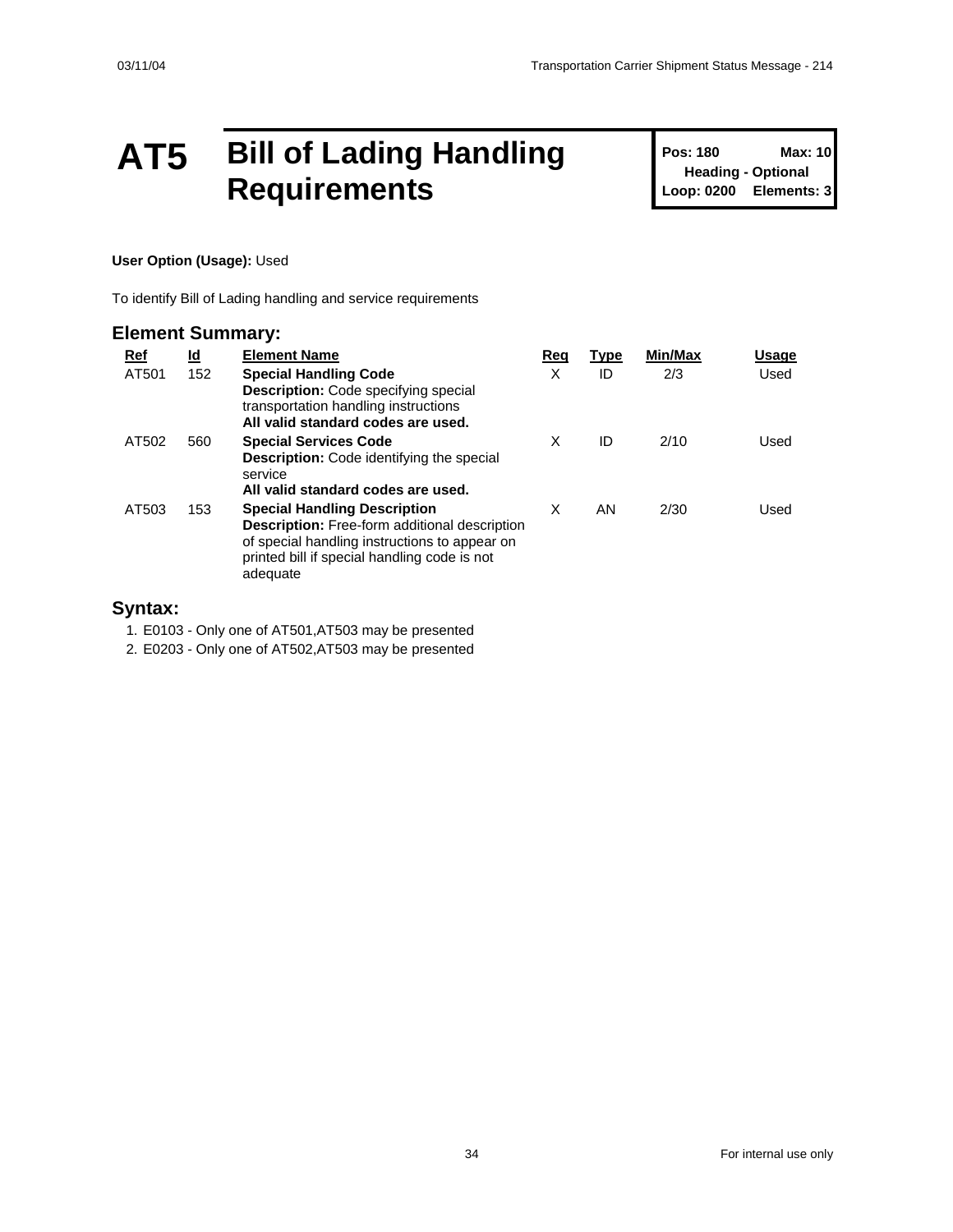# AT5 Bill of Lading Handling Requirements

**Pos: 180** **Max: 10**
**Heading - Optional**
**Loop: 0200** **Elements: 3**

**User Option (Usage):** Used

To identify Bill of Lading handling and service requirements

## Element Summary:

| Ref | Id | Element Name | Req | Type | Min/Max | Usage |
|---|---|---|---|---|---|---|
| AT501 | 152 | **Special Handling Code**<br>**Description:** Code specifying special transportation handling instructions<br>**All valid standard codes are used.** | X | ID | 2/3 | Used |
| AT502 | 560 | **Special Services Code**<br>**Description:** Code identifying the special service<br>**All valid standard codes are used.** | X | ID | 2/10 | Used |
| AT503 | 153 | **Special Handling Description**<br>**Description:** Free-form additional description of special handling instructions to appear on printed bill if special handling code is not adequate | X | AN | 2/30 | Used |

## Syntax:

1. E0103 - Only one of AT501,AT503 may be presented
2. E0203 - Only one of AT502,AT503 may be presented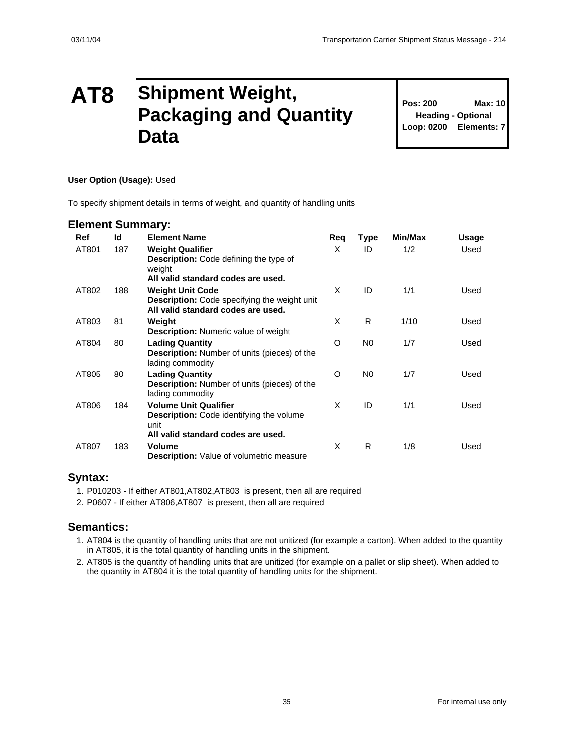# AT8 Shipment Weight, Packaging and Quantity Data

| Pos: 200 | Max: 10 |
|---|---|
| Heading - Optional | |
| Loop: 0200 | Elements: 7 |

**User Option (Usage):** Used

To specify shipment details in terms of weight, and quantity of handling units

## Element Summary:

| Ref | Id | Element Name | Req | Type | Min/Max | Usage |
|---|---|---|---|---|---|---|
| AT801 | 187 | **Weight Qualifier**<br>**Description:** Code defining the type of weight<br>**All valid standard codes are used.** | X | ID | 1/2 | Used |
| AT802 | 188 | **Weight Unit Code**<br>**Description:** Code specifying the weight unit<br>**All valid standard codes are used.** | X | ID | 1/1 | Used |
| AT803 | 81 | **Weight**<br>**Description:** Numeric value of weight | X | R | 1/10 | Used |
| AT804 | 80 | **Lading Quantity**<br>**Description:** Number of units (pieces) of the lading commodity | O | N0 | 1/7 | Used |
| AT805 | 80 | **Lading Quantity**<br>**Description:** Number of units (pieces) of the lading commodity | O | N0 | 1/7 | Used |
| AT806 | 184 | **Volume Unit Qualifier**<br>**Description:** Code identifying the volume unit<br>**All valid standard codes are used.** | X | ID | 1/1 | Used |
| AT807 | 183 | **Volume**<br>**Description:** Value of volumetric measure | X | R | 1/8 | Used |

## Syntax:

1. P010203 - If either AT801,AT802,AT803 is present, then all are required
2. P0607 - If either AT806,AT807 is present, then all are required

## Semantics:

1. AT804 is the quantity of handling units that are not unitized (for example a carton). When added to the quantity in AT805, it is the total quantity of handling units in the shipment.
2. AT805 is the quantity of handling units that are unitized (for example on a pallet or slip sheet). When added to the quantity in AT804 it is the total quantity of handling units for the shipment.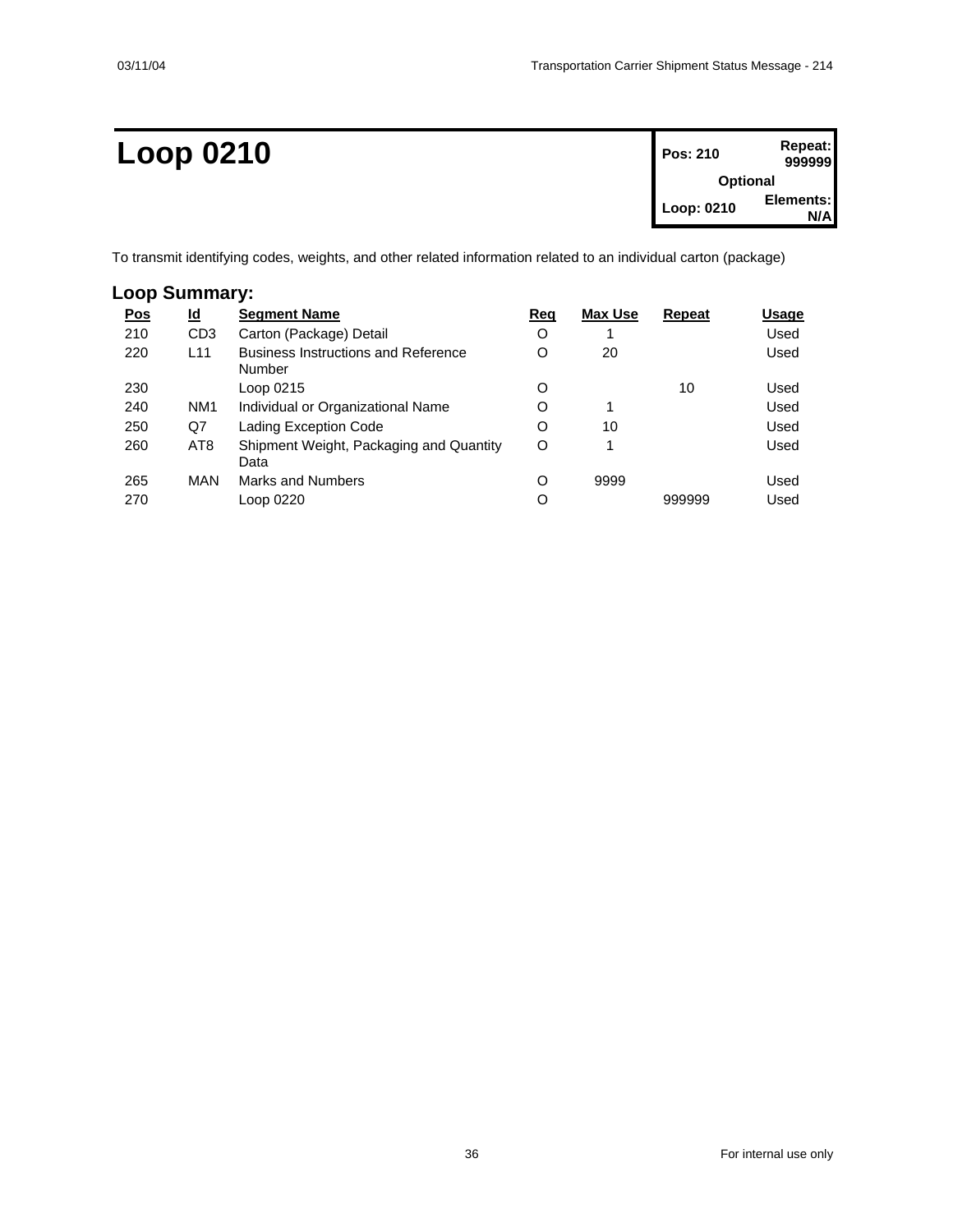# Loop 0210

| Pos: 210 | Repeat: 999999 |
|---|---|
| Optional | |
| Loop: 0210 | Elements: N/A |

To transmit identifying codes, weights, and other related information related to an individual carton (package)

## Loop Summary:

| Pos | Id | Segment Name | Req | Max Use | Repeat | Usage |
|---|---|---|---|---|---|---|
| 210 | CD3 | Carton (Package) Detail | O | 1 | | Used |
| 220 | L11 | Business Instructions and Reference Number | O | 20 | | Used |
| 230 | | Loop 0215 | O | | 10 | Used |
| 240 | NM1 | Individual or Organizational Name | O | 1 | | Used |
| 250 | Q7 | Lading Exception Code | O | 10 | | Used |
| 260 | AT8 | Shipment Weight, Packaging and Quantity Data | O | 1 | | Used |
| 265 | MAN | Marks and Numbers | O | 9999 | | Used |
| 270 | | Loop 0220 | O | | 999999 | Used |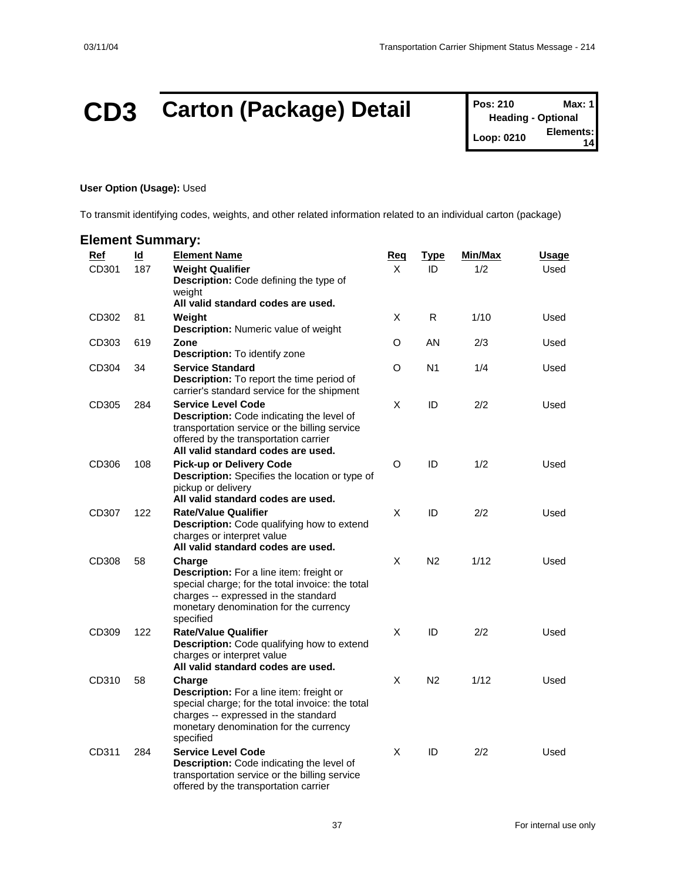# CD3 Carton (Package) Detail

| Pos: 210 | Max: 1 |
| --- | --- |
| Heading - Optional | |
| Loop: 0210 | Elements: 14 |

**User Option (Usage):** Used

To transmit identifying codes, weights, and other related information related to an individual carton (package)

## Element Summary:

| Ref | Id | Element Name | Req | Type | Min/Max | Usage |
| --- | --- | --- | --- | --- | --- | --- |
| CD301 | 187 | **Weight Qualifier**<br>**Description:** Code defining the type of weight<br>**All valid standard codes are used.** | X | ID | 1/2 | Used |
| CD302 | 81 | **Weight**<br>**Description:** Numeric value of weight | X | R | 1/10 | Used |
| CD303 | 619 | **Zone**<br>**Description:** To identify zone | O | AN | 2/3 | Used |
| CD304 | 34 | **Service Standard**<br>**Description:** To report the time period of carrier's standard service for the shipment | O | N1 | 1/4 | Used |
| CD305 | 284 | **Service Level Code**<br>**Description:** Code indicating the level of transportation service or the billing service offered by the transportation carrier<br>**All valid standard codes are used.** | X | ID | 2/2 | Used |
| CD306 | 108 | **Pick-up or Delivery Code**<br>**Description:** Specifies the location or type of pickup or delivery<br>**All valid standard codes are used.** | O | ID | 1/2 | Used |
| CD307 | 122 | **Rate/Value Qualifier**<br>**Description:** Code qualifying how to extend charges or interpret value<br>**All valid standard codes are used.** | X | ID | 2/2 | Used |
| CD308 | 58 | **Charge**<br>**Description:** For a line item: freight or special charge; for the total invoice: the total charges -- expressed in the standard monetary denomination for the currency specified | X | N2 | 1/12 | Used |
| CD309 | 122 | **Rate/Value Qualifier**<br>**Description:** Code qualifying how to extend charges or interpret value<br>**All valid standard codes are used.** | X | ID | 2/2 | Used |
| CD310 | 58 | **Charge**<br>**Description:** For a line item: freight or special charge; for the total invoice: the total charges -- expressed in the standard monetary denomination for the currency specified | X | N2 | 1/12 | Used |
| CD311 | 284 | **Service Level Code**<br>**Description:** Code indicating the level of transportation service or the billing service offered by the transportation carrier | X | ID | 2/2 | Used |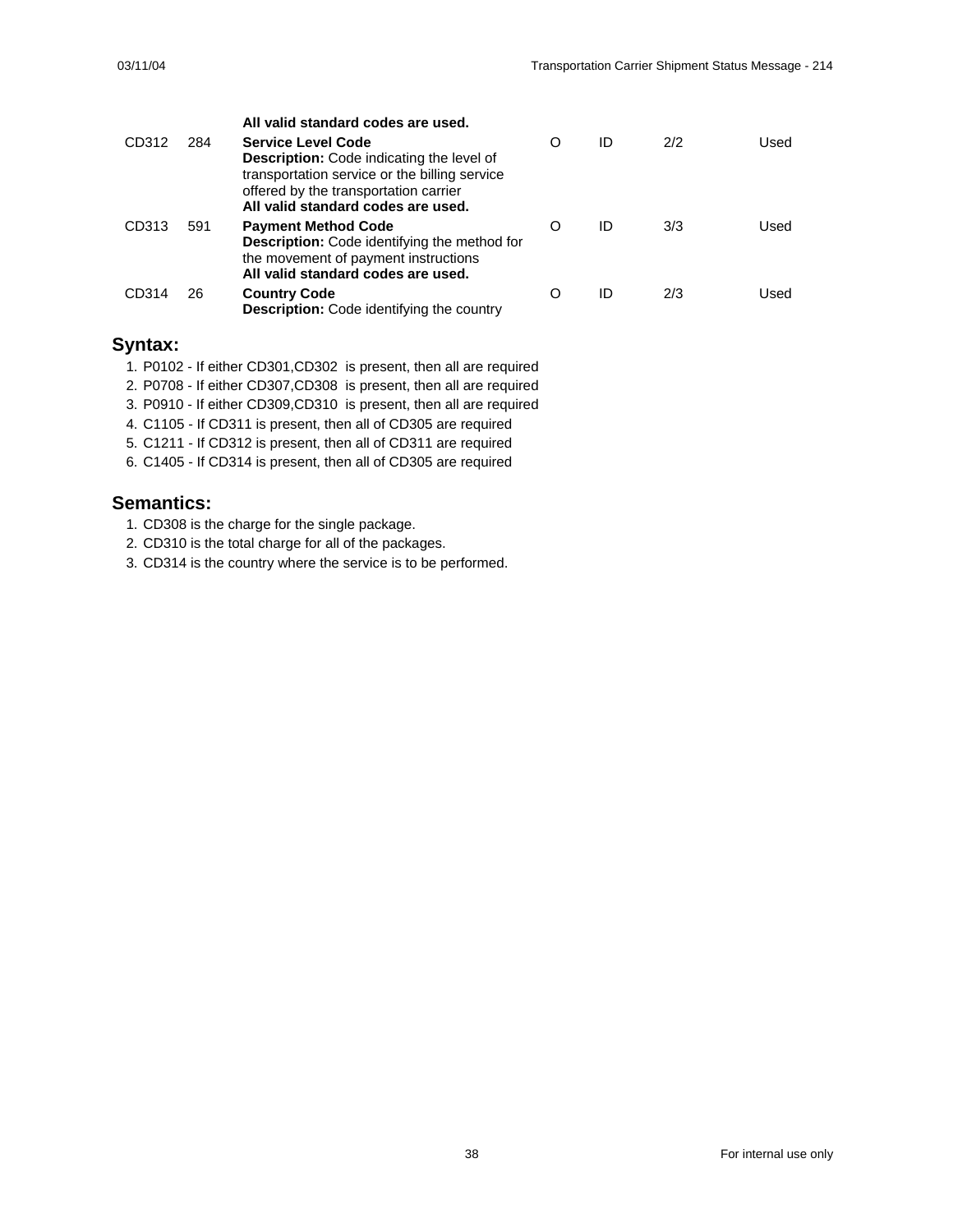| | | | | | | |
|---|---|---|---|---|---|---|
| | | **All valid standard codes are used.** | | | | |
| CD312 | 284 | **Service Level Code**<br>**Description:** Code indicating the level of transportation service or the billing service offered by the transportation carrier<br>**All valid standard codes are used.** | O | ID | 2/2 | Used |
| CD313 | 591 | **Payment Method Code**<br>**Description:** Code identifying the method for the movement of payment instructions<br>**All valid standard codes are used.** | O | ID | 3/3 | Used |
| CD314 | 26 | **Country Code**<br>**Description:** Code identifying the country | O | ID | 2/3 | Used |

## Syntax:

1. P0102 - If either CD301,CD302 is present, then all are required
2. P0708 - If either CD307,CD308 is present, then all are required
3. P0910 - If either CD309,CD310 is present, then all are required
4. C1105 - If CD311 is present, then all of CD305 are required
5. C1211 - If CD312 is present, then all of CD311 are required
6. C1405 - If CD314 is present, then all of CD305 are required

## Semantics:

1. CD308 is the charge for the single package.
2. CD310 is the total charge for all of the packages.
3. CD314 is the country where the service is to be performed.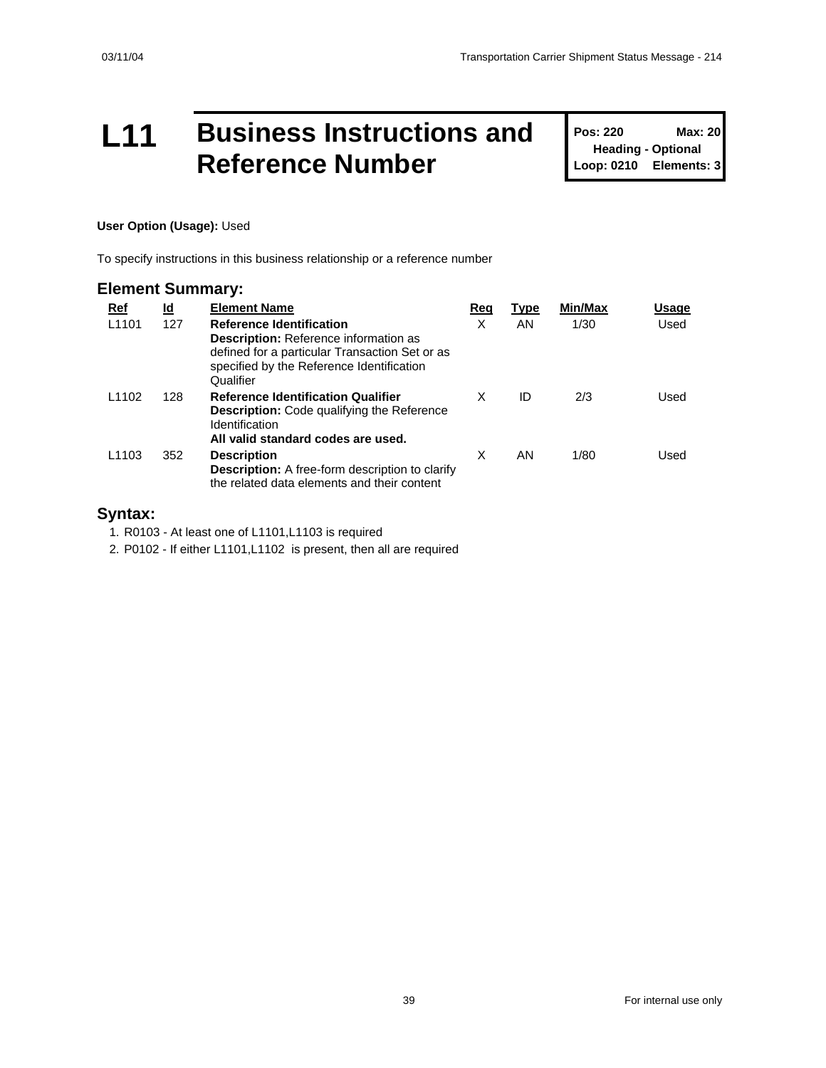# L11 Business Instructions and Reference Number

**Pos: 220** **Max: 20**
**Heading - Optional**
**Loop: 0210** **Elements: 3**

**User Option (Usage):** Used

To specify instructions in this business relationship or a reference number

## Element Summary:

| Ref | Id | Element Name | Req | Type | Min/Max | Usage |
|---|---|---|---|---|---|---|
| L1101 | 127 | **Reference Identification**<br>**Description:** Reference information as defined for a particular Transaction Set or as specified by the Reference Identification Qualifier | X | AN | 1/30 | Used |
| L1102 | 128 | **Reference Identification Qualifier**<br>**Description:** Code qualifying the Reference Identification<br>**All valid standard codes are used.** | X | ID | 2/3 | Used |
| L1103 | 352 | **Description**<br>**Description:** A free-form description to clarify the related data elements and their content | X | AN | 1/80 | Used |

## Syntax:

1. R0103 - At least one of L1101,L1103 is required
2. P0102 - If either L1101,L1102 is present, then all are required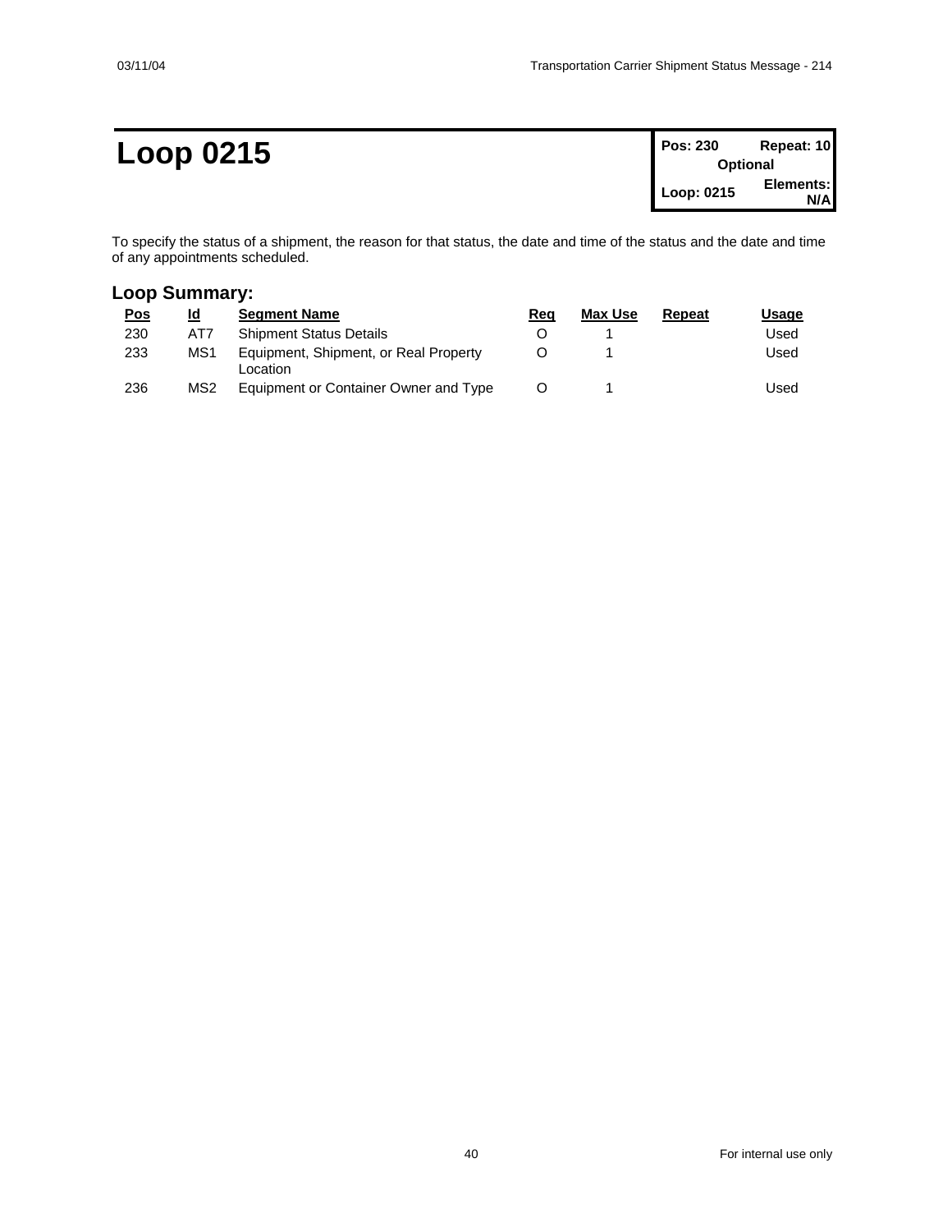# Loop 0215

| Pos: 230 | Repeat: 10 |
|---|---|
| Optional | |
| Loop: 0215 | Elements: N/A |

To specify the status of a shipment, the reason for that status, the date and time of the status and the date and time of any appointments scheduled.

## Loop Summary:

| Pos | Id | Segment Name | Req | Max Use | Repeat | Usage |
|---|---|---|---|---|---|---|
| 230 | AT7 | Shipment Status Details | O | 1 | | Used |
| 233 | MS1 | Equipment, Shipment, or Real Property Location | O | 1 | | Used |
| 236 | MS2 | Equipment or Container Owner and Type | O | 1 | | Used |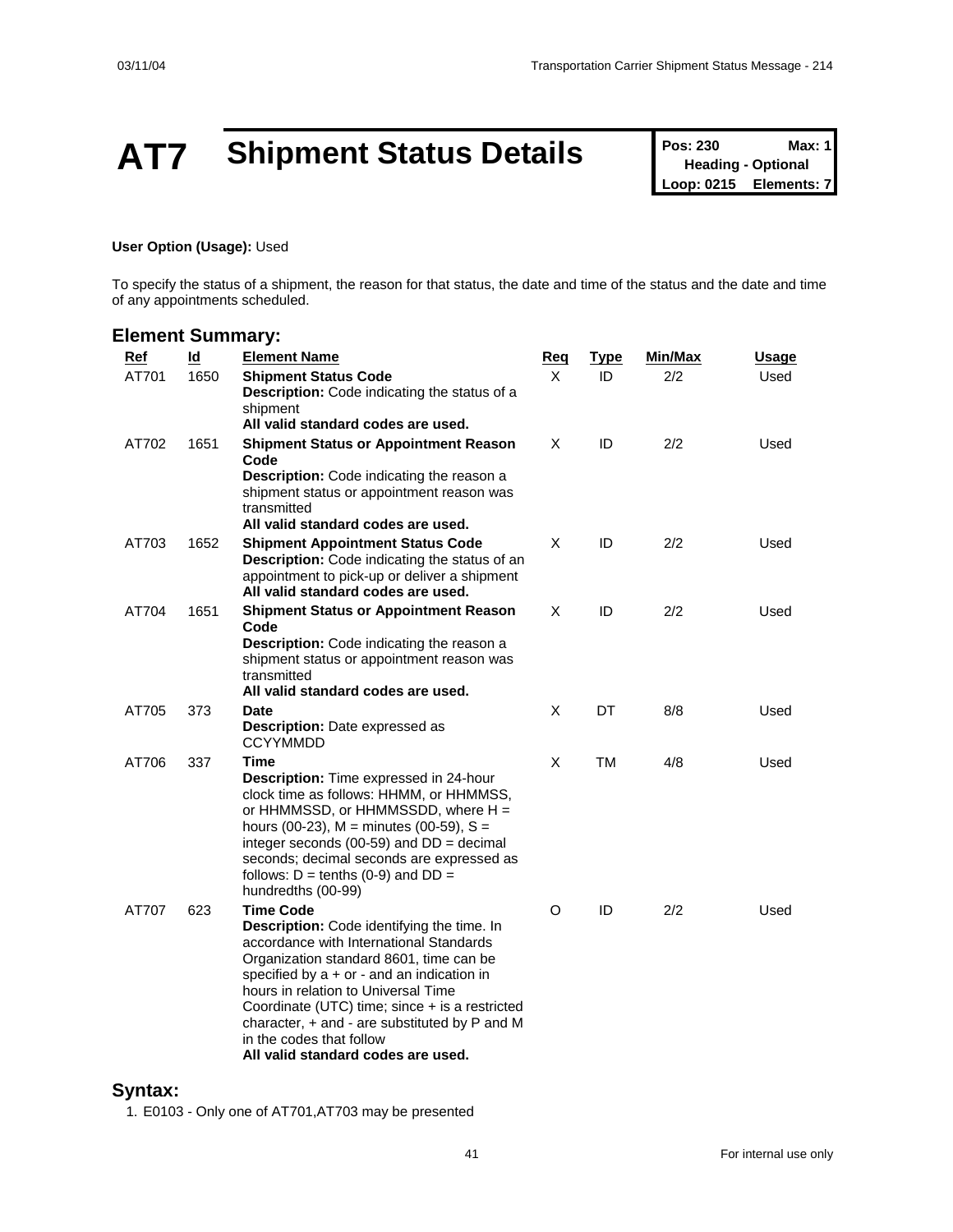# AT7 Shipment Status Details

**Pos: 230** **Max: 1**
**Heading - Optional**
**Loop: 0215** **Elements: 7**

**User Option (Usage):** Used

To specify the status of a shipment, the reason for that status, the date and time of the status and the date and time of any appointments scheduled.

## Element Summary:

| Ref | Id | Element Name | Req | Type | Min/Max | Usage |
|---|---|---|---|---|---|---|
| AT701 | 1650 | **Shipment Status Code** **Description:** Code indicating the status of a shipment **All valid standard codes are used.** | X | ID | 2/2 | Used |
| AT702 | 1651 | **Shipment Status or Appointment Reason Code** **Description:** Code indicating the reason a shipment status or appointment reason was transmitted **All valid standard codes are used.** | X | ID | 2/2 | Used |
| AT703 | 1652 | **Shipment Appointment Status Code** **Description:** Code indicating the status of an appointment to pick-up or deliver a shipment **All valid standard codes are used.** | X | ID | 2/2 | Used |
| AT704 | 1651 | **Shipment Status or Appointment Reason Code** **Description:** Code indicating the reason a shipment status or appointment reason was transmitted **All valid standard codes are used.** | X | ID | 2/2 | Used |
| AT705 | 373 | **Date** **Description:** Date expressed as CCYYMMDD | X | DT | 8/8 | Used |
| AT706 | 337 | **Time** **Description:** Time expressed in 24-hour clock time as follows: HHMM, or HHMMSS, or HHMMSSD, or HHMMSSDD, where H = hours (00-23), M = minutes (00-59), S = integer seconds (00-59) and DD = decimal seconds; decimal seconds are expressed as follows: D = tenths (0-9) and DD = hundredths (00-99) | X | TM | 4/8 | Used |
| AT707 | 623 | **Time Code** **Description:** Code identifying the time. In accordance with International Standards Organization standard 8601, time can be specified by a + or - and an indication in hours in relation to Universal Time Coordinate (UTC) time; since + is a restricted character, + and - are substituted by P and M in the codes that follow **All valid standard codes are used.** | O | ID | 2/2 | Used |

## Syntax:

1. E0103 - Only one of AT701,AT703 may be presented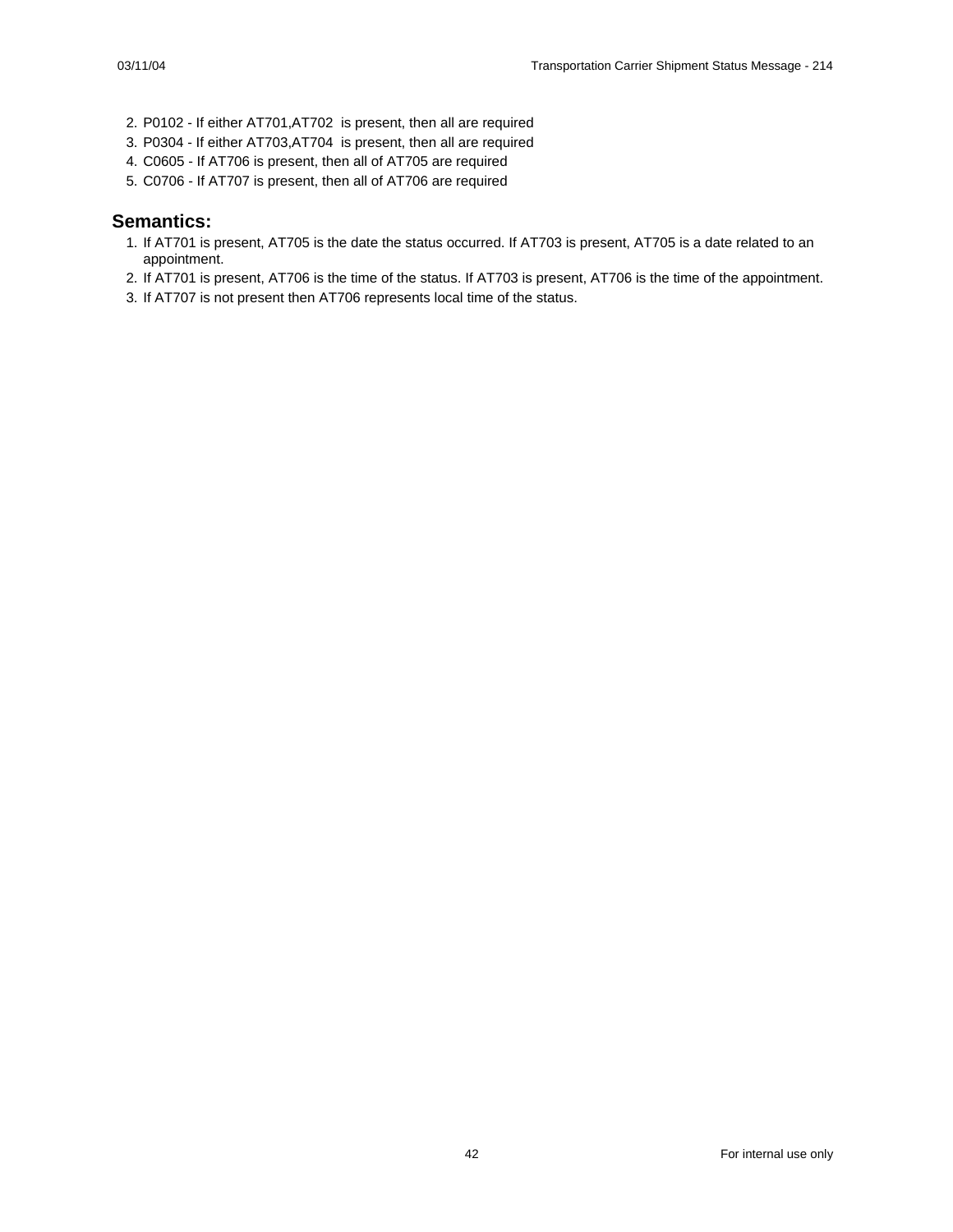2. P0102 - If either AT701,AT702 is present, then all are required
3. P0304 - If either AT703,AT704 is present, then all are required
4. C0605 - If AT706 is present, then all of AT705 are required
5. C0706 - If AT707 is present, then all of AT706 are required

## Semantics:

1. If AT701 is present, AT705 is the date the status occurred. If AT703 is present, AT705 is a date related to an appointment.
2. If AT701 is present, AT706 is the time of the status. If AT703 is present, AT706 is the time of the appointment.
3. If AT707 is not present then AT706 represents local time of the status.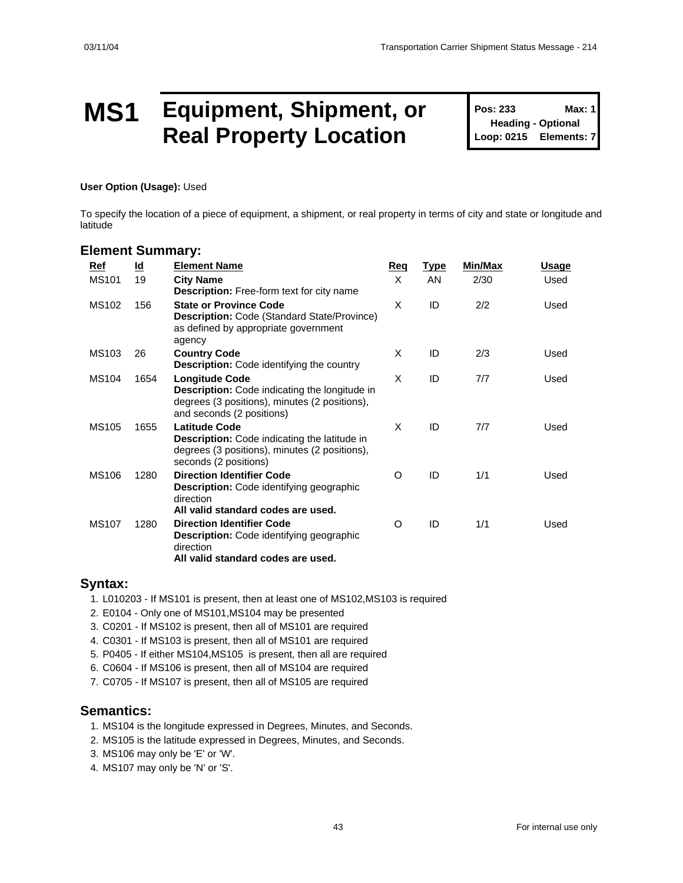# MS1 Equipment, Shipment, or Real Property Location

**Pos: 233** **Max: 1**
**Heading - Optional**
**Loop: 0215** **Elements: 7**

**User Option (Usage):** Used

To specify the location of a piece of equipment, a shipment, or real property in terms of city and state or longitude and latitude

## Element Summary:

| Ref | Id | Element Name | Req | Type | Min/Max | Usage |
|---|---|---|---|---|---|---|
| MS101 | 19 | **City Name**<br>**Description:** Free-form text for city name | X | AN | 2/30 | Used |
| MS102 | 156 | **State or Province Code**<br>**Description:** Code (Standard State/Province) as defined by appropriate government agency | X | ID | 2/2 | Used |
| MS103 | 26 | **Country Code**<br>**Description:** Code identifying the country | X | ID | 2/3 | Used |
| MS104 | 1654 | **Longitude Code**<br>**Description:** Code indicating the longitude in degrees (3 positions), minutes (2 positions), and seconds (2 positions) | X | ID | 7/7 | Used |
| MS105 | 1655 | **Latitude Code**<br>**Description:** Code indicating the latitude in degrees (3 positions), minutes (2 positions), seconds (2 positions) | X | ID | 7/7 | Used |
| MS106 | 1280 | **Direction Identifier Code**<br>**Description:** Code identifying geographic direction<br>**All valid standard codes are used.** | O | ID | 1/1 | Used |
| MS107 | 1280 | **Direction Identifier Code**<br>**Description:** Code identifying geographic direction<br>**All valid standard codes are used.** | O | ID | 1/1 | Used |

## Syntax:

1. L010203 - If MS101 is present, then at least one of MS102,MS103 is required
2. E0104 - Only one of MS101,MS104 may be presented
3. C0201 - If MS102 is present, then all of MS101 are required
4. C0301 - If MS103 is present, then all of MS101 are required
5. P0405 - If either MS104,MS105 is present, then all are required
6. C0604 - If MS106 is present, then all of MS104 are required
7. C0705 - If MS107 is present, then all of MS105 are required

## Semantics:

1. MS104 is the longitude expressed in Degrees, Minutes, and Seconds.
2. MS105 is the latitude expressed in Degrees, Minutes, and Seconds.
3. MS106 may only be 'E' or 'W'.
4. MS107 may only be 'N' or 'S'.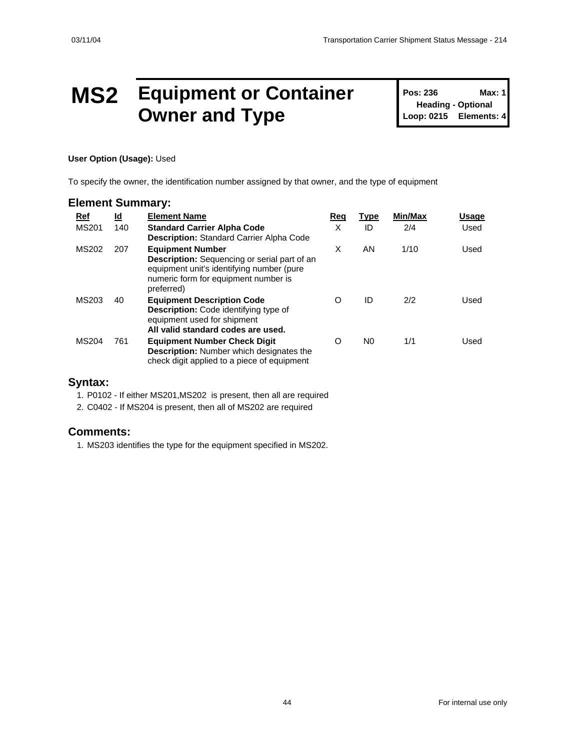# MS2 Equipment or Container Owner and Type

**Pos: 236** **Max: 1**
**Heading - Optional**
**Loop: 0215** **Elements: 4**

**User Option (Usage):** Used

To specify the owner, the identification number assigned by that owner, and the type of equipment

## Element Summary:

| Ref | Id | Element Name | Req | Type | Min/Max | Usage |
|---|---|---|---|---|---|---|
| MS201 | 140 | **Standard Carrier Alpha Code**<br>**Description:** Standard Carrier Alpha Code | X | ID | 2/4 | Used |
| MS202 | 207 | **Equipment Number**<br>**Description:** Sequencing or serial part of an equipment unit's identifying number (pure numeric form for equipment number is preferred) | X | AN | 1/10 | Used |
| MS203 | 40 | **Equipment Description Code**<br>**Description:** Code identifying type of equipment used for shipment<br>**All valid standard codes are used.** | O | ID | 2/2 | Used |
| MS204 | 761 | **Equipment Number Check Digit**<br>**Description:** Number which designates the check digit applied to a piece of equipment | O | N0 | 1/1 | Used |

## Syntax:

1. P0102 - If either MS201,MS202 is present, then all are required
2. C0402 - If MS204 is present, then all of MS202 are required

## Comments:

1. MS203 identifies the type for the equipment specified in MS202.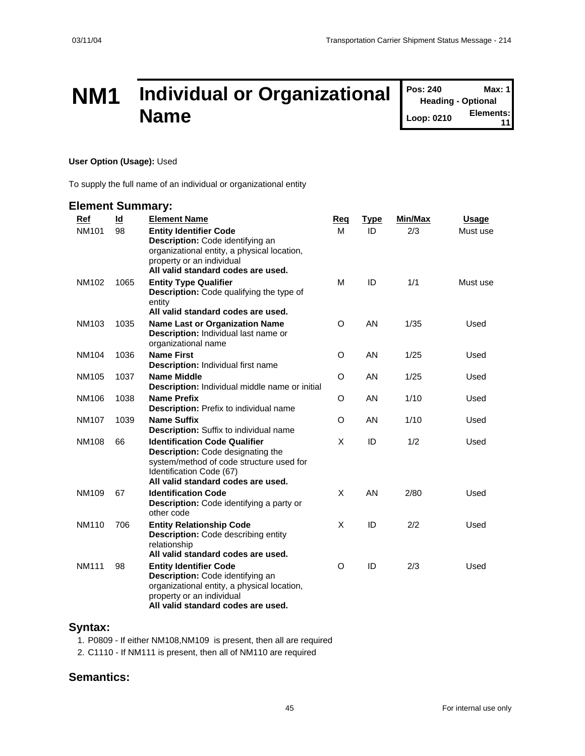# NM1 Individual or Organizational Name

| Pos: 240 | Max: 1 |
|---|---|
| Heading - Optional | |
| Loop: 0210 | Elements: 11 |

**User Option (Usage):** Used

To supply the full name of an individual or organizational entity

## Element Summary:

| Ref | Id | Element Name | Req | Type | Min/Max | Usage |
|---|---|---|---|---|---|---|
| NM101 | 98 | **Entity Identifier Code**<br>**Description:** Code identifying an organizational entity, a physical location, property or an individual<br>**All valid standard codes are used.** | M | ID | 2/3 | Must use |
| NM102 | 1065 | **Entity Type Qualifier**<br>**Description:** Code qualifying the type of entity<br>**All valid standard codes are used.** | M | ID | 1/1 | Must use |
| NM103 | 1035 | **Name Last or Organization Name**<br>**Description:** Individual last name or organizational name | O | AN | 1/35 | Used |
| NM104 | 1036 | **Name First**<br>**Description:** Individual first name | O | AN | 1/25 | Used |
| NM105 | 1037 | **Name Middle**<br>**Description:** Individual middle name or initial | O | AN | 1/25 | Used |
| NM106 | 1038 | **Name Prefix**<br>**Description:** Prefix to individual name | O | AN | 1/10 | Used |
| NM107 | 1039 | **Name Suffix**<br>**Description:** Suffix to individual name | O | AN | 1/10 | Used |
| NM108 | 66 | **Identification Code Qualifier**<br>**Description:** Code designating the system/method of code structure used for Identification Code (67)<br>**All valid standard codes are used.** | X | ID | 1/2 | Used |
| NM109 | 67 | **Identification Code**<br>**Description:** Code identifying a party or other code | X | AN | 2/80 | Used |
| NM110 | 706 | **Entity Relationship Code**<br>**Description:** Code describing entity relationship<br>**All valid standard codes are used.** | X | ID | 2/2 | Used |
| NM111 | 98 | **Entity Identifier Code**<br>**Description:** Code identifying an organizational entity, a physical location, property or an individual<br>**All valid standard codes are used.** | O | ID | 2/3 | Used |

## Syntax:

1. P0809 - If either NM108,NM109 is present, then all are required
2. C1110 - If NM111 is present, then all of NM110 are required

## Semantics: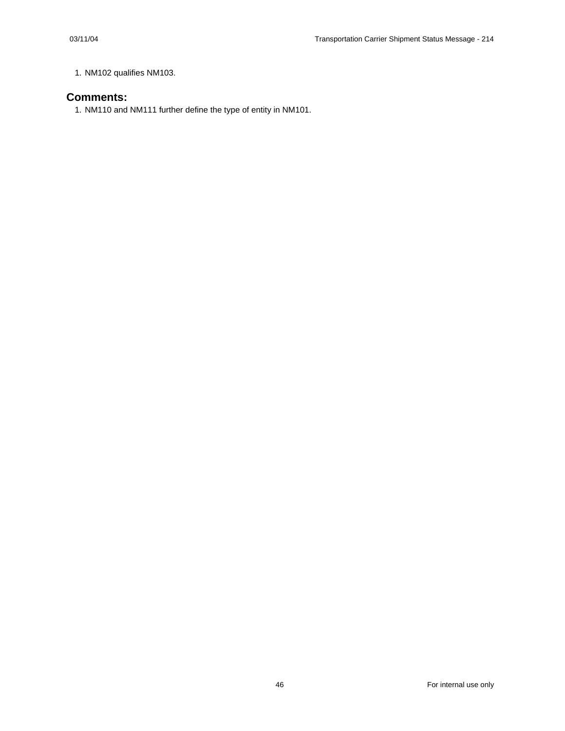1. NM102 qualifies NM103.

## Comments:

1. NM110 and NM111 further define the type of entity in NM101.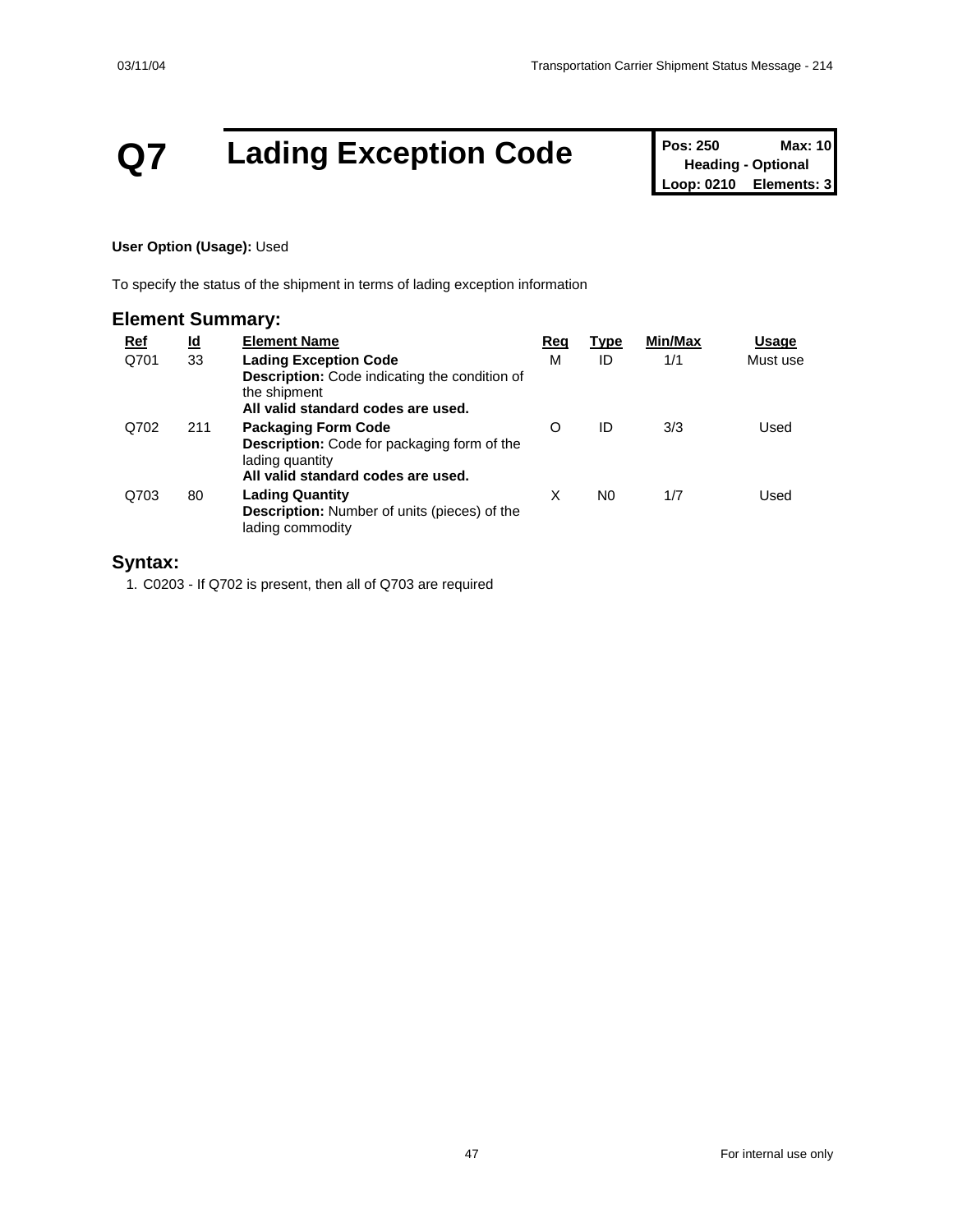# Q7 Lading Exception Code

| Pos: 250 | Max: 10 |
| --- | --- |
| Heading - Optional | |
| Loop: 0210 | Elements: 3 |

**User Option (Usage):** Used

To specify the status of the shipment in terms of lading exception information

## Element Summary:

| Ref | Id | Element Name | Req | Type | Min/Max | Usage |
| --- | --- | --- | --- | --- | --- | --- |
| Q701 | 33 | **Lading Exception Code**<br>**Description:** Code indicating the condition of the shipment<br>**All valid standard codes are used.** | M | ID | 1/1 | Must use |
| Q702 | 211 | **Packaging Form Code**<br>**Description:** Code for packaging form of the lading quantity<br>**All valid standard codes are used.** | O | ID | 3/3 | Used |
| Q703 | 80 | **Lading Quantity**<br>**Description:** Number of units (pieces) of the lading commodity | X | N0 | 1/7 | Used |

## Syntax:

1. C0203 - If Q702 is present, then all of Q703 are required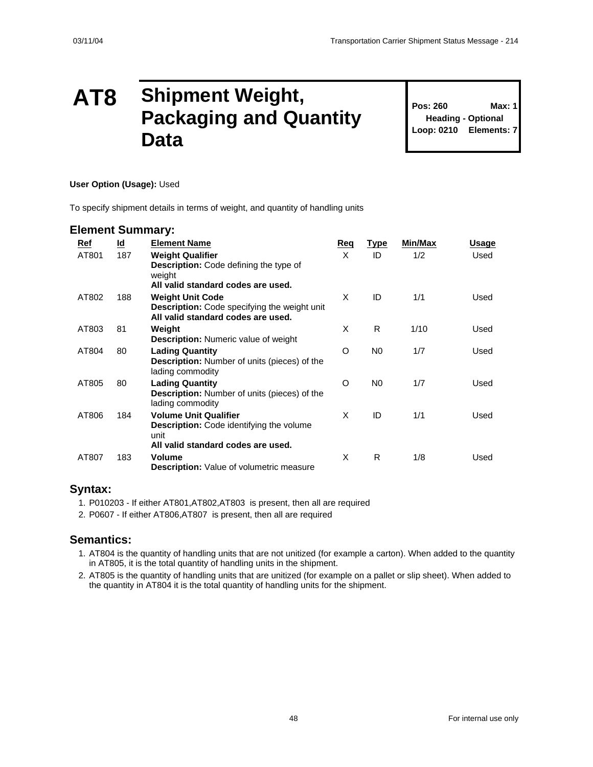# AT8 Shipment Weight, Packaging and Quantity Data

| Pos: 260 | Max: 1 |
|---|---|
| Heading - Optional | |
| Loop: 0210 | Elements: 7 |

**User Option (Usage):** Used

To specify shipment details in terms of weight, and quantity of handling units

## Element Summary:

| Ref | Id | Element Name | Req | Type | Min/Max | Usage |
|---|---|---|---|---|---|---|
| AT801 | 187 | **Weight Qualifier**<br>**Description:** Code defining the type of weight<br>**All valid standard codes are used.** | X | ID | 1/2 | Used |
| AT802 | 188 | **Weight Unit Code**<br>**Description:** Code specifying the weight unit<br>**All valid standard codes are used.** | X | ID | 1/1 | Used |
| AT803 | 81 | **Weight**<br>**Description:** Numeric value of weight | X | R | 1/10 | Used |
| AT804 | 80 | **Lading Quantity**<br>**Description:** Number of units (pieces) of the lading commodity | O | N0 | 1/7 | Used |
| AT805 | 80 | **Lading Quantity**<br>**Description:** Number of units (pieces) of the lading commodity | O | N0 | 1/7 | Used |
| AT806 | 184 | **Volume Unit Qualifier**<br>**Description:** Code identifying the volume unit<br>**All valid standard codes are used.** | X | ID | 1/1 | Used |
| AT807 | 183 | **Volume**<br>**Description:** Value of volumetric measure | X | R | 1/8 | Used |

## Syntax:

1. P010203 - If either AT801,AT802,AT803 is present, then all are required
2. P0607 - If either AT806,AT807 is present, then all are required

## Semantics:

1. AT804 is the quantity of handling units that are not unitized (for example a carton). When added to the quantity in AT805, it is the total quantity of handling units in the shipment.
2. AT805 is the quantity of handling units that are unitized (for example on a pallet or slip sheet). When added to the quantity in AT804 it is the total quantity of handling units for the shipment.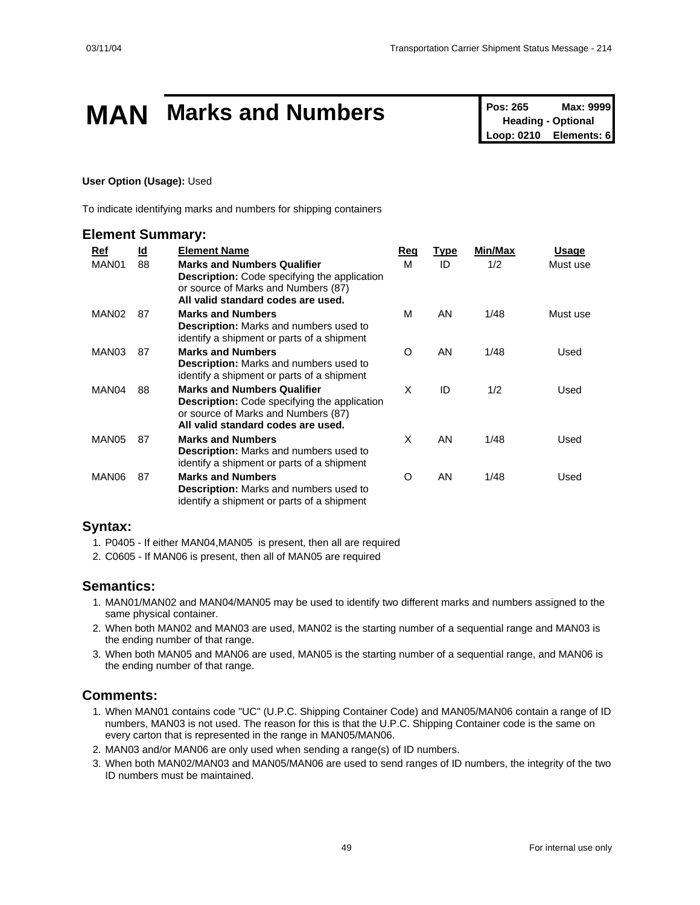# MAN Marks and Numbers

**Pos: 265** **Max: 9999**
**Heading - Optional**
**Loop: 0210** **Elements: 6**

**User Option (Usage):** Used

To indicate identifying marks and numbers for shipping containers

## Element Summary:

| Ref | Id | Element Name | Req | Type | Min/Max | Usage |
|---|---|---|---|---|---|---|
| MAN01 | 88 | **Marks and Numbers Qualifier**<br>**Description:** Code specifying the application or source of Marks and Numbers (87)<br>**All valid standard codes are used.** | M | ID | 1/2 | Must use |
| MAN02 | 87 | **Marks and Numbers**<br>**Description:** Marks and numbers used to identify a shipment or parts of a shipment | M | AN | 1/48 | Must use |
| MAN03 | 87 | **Marks and Numbers**<br>**Description:** Marks and numbers used to identify a shipment or parts of a shipment | O | AN | 1/48 | Used |
| MAN04 | 88 | **Marks and Numbers Qualifier**<br>**Description:** Code specifying the application or source of Marks and Numbers (87)<br>**All valid standard codes are used.** | X | ID | 1/2 | Used |
| MAN05 | 87 | **Marks and Numbers**<br>**Description:** Marks and numbers used to identify a shipment or parts of a shipment | X | AN | 1/48 | Used |
| MAN06 | 87 | **Marks and Numbers**<br>**Description:** Marks and numbers used to identify a shipment or parts of a shipment | O | AN | 1/48 | Used |

## Syntax:

1. P0405 - If either MAN04,MAN05 is present, then all are required
2. C0605 - If MAN06 is present, then all of MAN05 are required

## Semantics:

1. MAN01/MAN02 and MAN04/MAN05 may be used to identify two different marks and numbers assigned to the same physical container.
2. When both MAN02 and MAN03 are used, MAN02 is the starting number of a sequential range and MAN03 is the ending number of that range.
3. When both MAN05 and MAN06 are used, MAN05 is the starting number of a sequential range, and MAN06 is the ending number of that range.

## Comments:

1. When MAN01 contains code "UC" (U.P.C. Shipping Container Code) and MAN05/MAN06 contain a range of ID numbers, MAN03 is not used. The reason for this is that the U.P.C. Shipping Container code is the same on every carton that is represented in the range in MAN05/MAN06.
2. MAN03 and/or MAN06 are only used when sending a range(s) of ID numbers.
3. When both MAN02/MAN03 and MAN05/MAN06 are used to send ranges of ID numbers, the integrity of the two ID numbers must be maintained.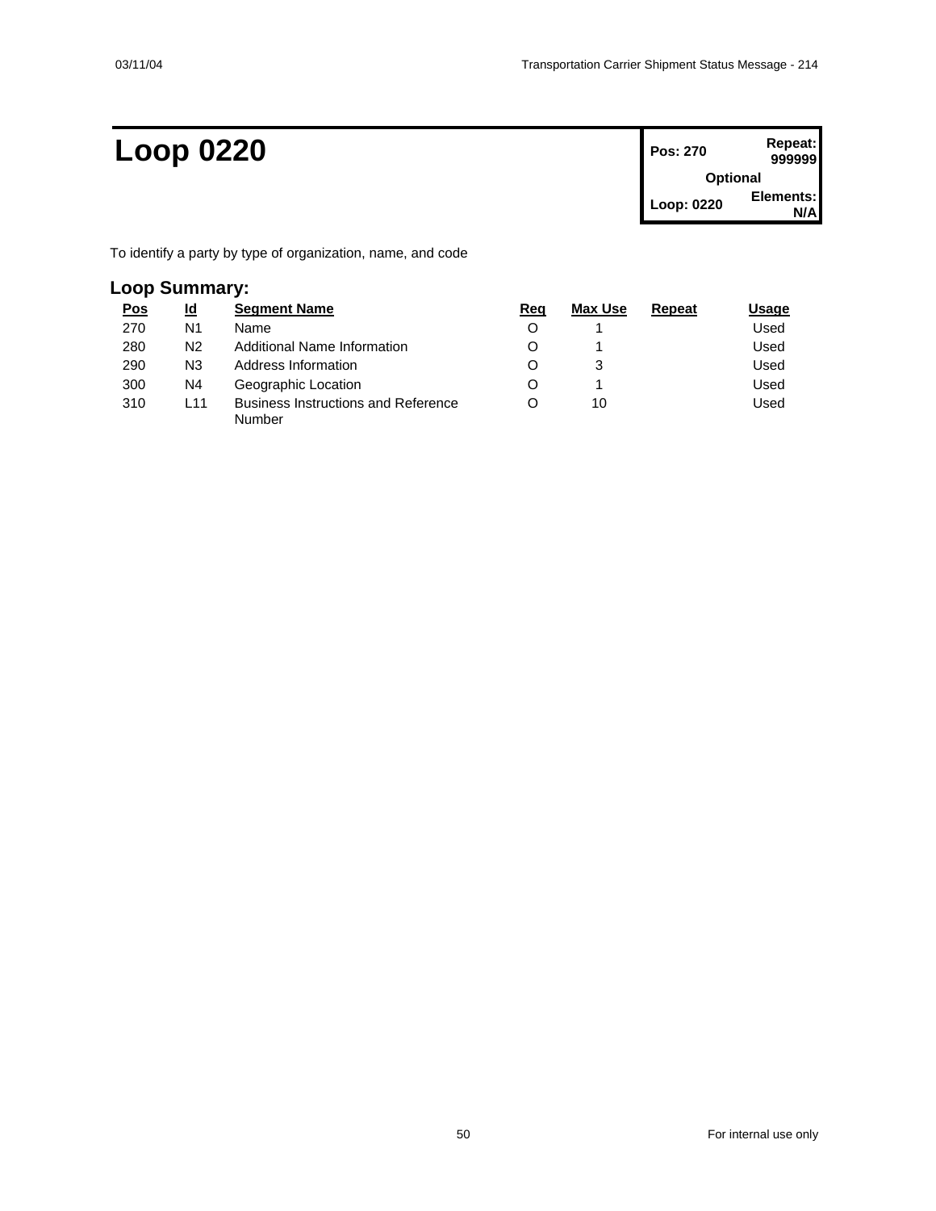# Loop 0220

| Pos: 270 | Repeat: 999999 |
| --- | --- |
| Optional | |
| Loop: 0220 | Elements: N/A |

To identify a party by type of organization, name, and code

## Loop Summary:

| Pos | Id | Segment Name | Req | Max Use | Repeat | Usage |
| --- | --- | --- | --- | --- | --- | --- |
| 270 | N1 | Name | O | 1 | | Used |
| 280 | N2 | Additional Name Information | O | 1 | | Used |
| 290 | N3 | Address Information | O | 3 | | Used |
| 300 | N4 | Geographic Location | O | 1 | | Used |
| 310 | L11 | Business Instructions and Reference Number | O | 10 | | Used |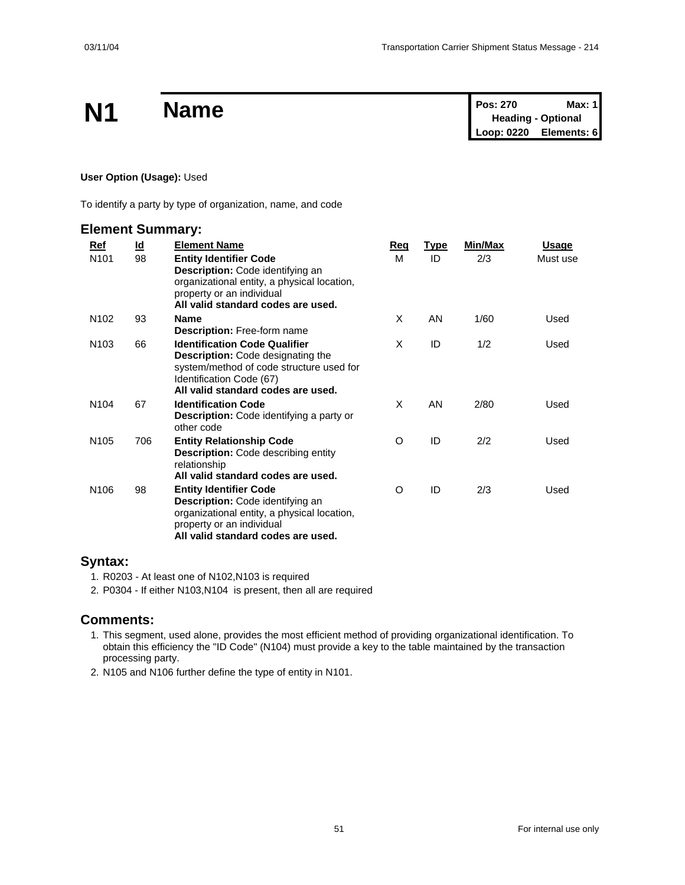# N1 Name

| Pos: 270 | Max: 1 |
| --- | --- |
| Heading - Optional | |
| Loop: 0220 | Elements: 6 |

**User Option (Usage):** Used

To identify a party by type of organization, name, and code

## Element Summary:

| Ref | Id | Element Name | Req | Type | Min/Max | Usage |
| --- | --- | --- | --- | --- | --- | --- |
| N101 | 98 | **Entity Identifier Code**<br>**Description:** Code identifying an organizational entity, a physical location, property or an individual<br>**All valid standard codes are used.** | M | ID | 2/3 | Must use |
| N102 | 93 | **Name**<br>**Description:** Free-form name | X | AN | 1/60 | Used |
| N103 | 66 | **Identification Code Qualifier**<br>**Description:** Code designating the system/method of code structure used for Identification Code (67)<br>**All valid standard codes are used.** | X | ID | 1/2 | Used |
| N104 | 67 | **Identification Code**<br>**Description:** Code identifying a party or other code | X | AN | 2/80 | Used |
| N105 | 706 | **Entity Relationship Code**<br>**Description:** Code describing entity relationship<br>**All valid standard codes are used.** | O | ID | 2/2 | Used |
| N106 | 98 | **Entity Identifier Code**<br>**Description:** Code identifying an organizational entity, a physical location, property or an individual<br>**All valid standard codes are used.** | O | ID | 2/3 | Used |

## Syntax:

1. R0203 - At least one of N102,N103 is required
2. P0304 - If either N103,N104 is present, then all are required

## Comments:

1. This segment, used alone, provides the most efficient method of providing organizational identification. To obtain this efficiency the "ID Code" (N104) must provide a key to the table maintained by the transaction processing party.
2. N105 and N106 further define the type of entity in N101.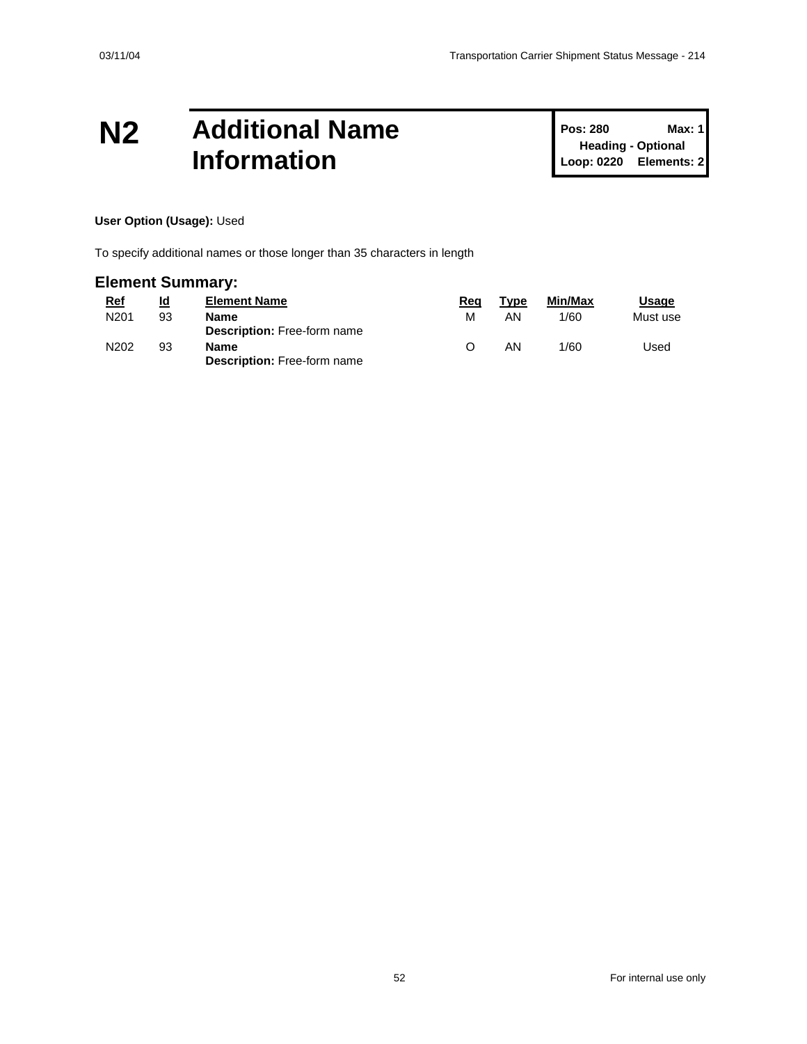# N2 Additional Name Information

**Pos: 280** **Max: 1**
**Heading - Optional**
**Loop: 0220** **Elements: 2**

**User Option (Usage):** Used

To specify additional names or those longer than 35 characters in length

## Element Summary:

| Ref | Id | Element Name | Req | Type | Min/Max | Usage |
|---|---|---|---|---|---|---|
| N201 | 93 | **Name**<br>**Description:** Free-form name | M | AN | 1/60 | Must use |
| N202 | 93 | **Name**<br>**Description:** Free-form name | O | AN | 1/60 | Used |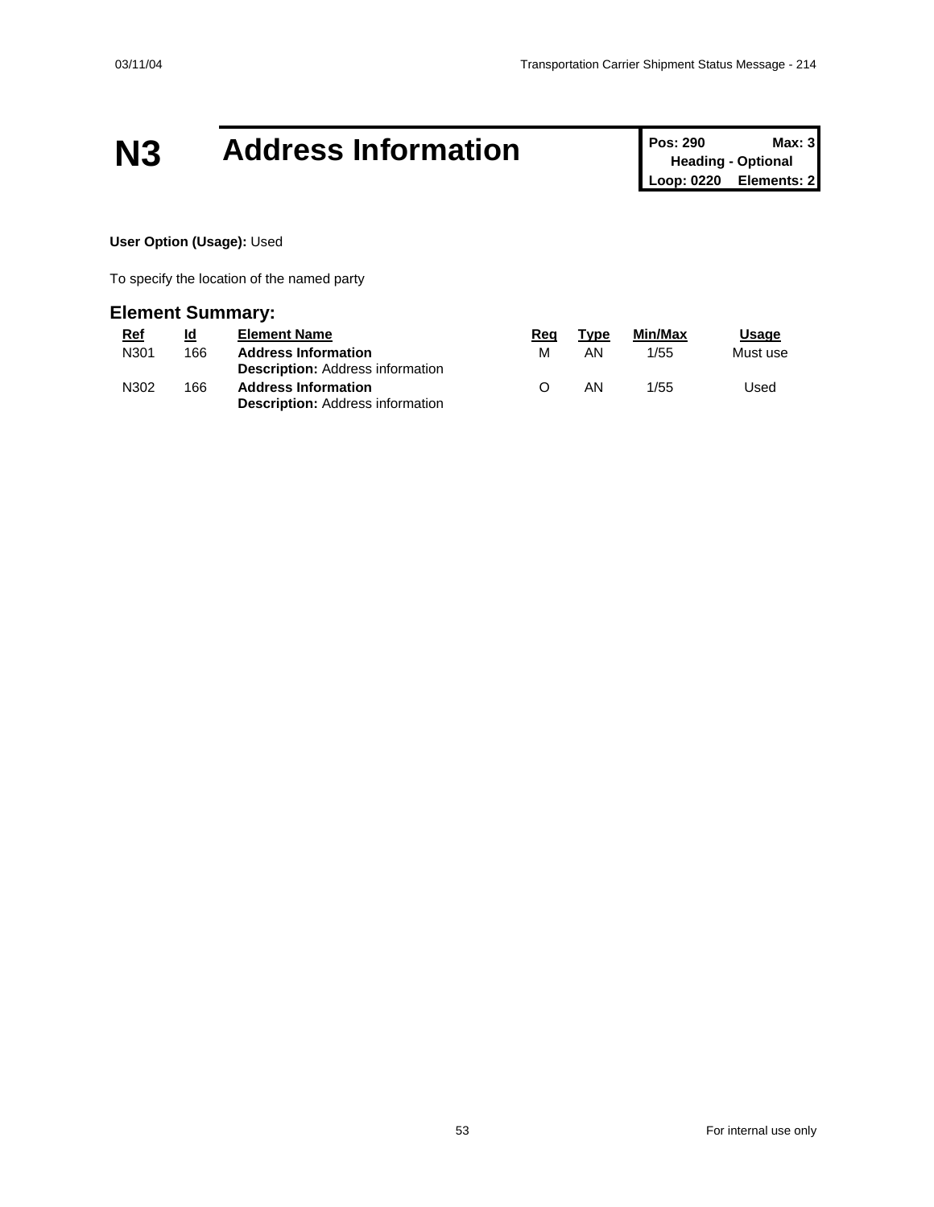# N3 Address Information

| Pos: 290 | Max: 3 |
| --- | --- |
| Heading - Optional | |
| Loop: 0220 | Elements: 2 |

**User Option (Usage):** Used

To specify the location of the named party

## Element Summary:

| Ref | Id | Element Name | Req | Type | Min/Max | Usage |
| --- | --- | --- | --- | --- | --- | --- |
| N301 | 166 | **Address Information**<br>**Description:** Address information | M | AN | 1/55 | Must use |
| N302 | 166 | **Address Information**<br>**Description:** Address information | O | AN | 1/55 | Used |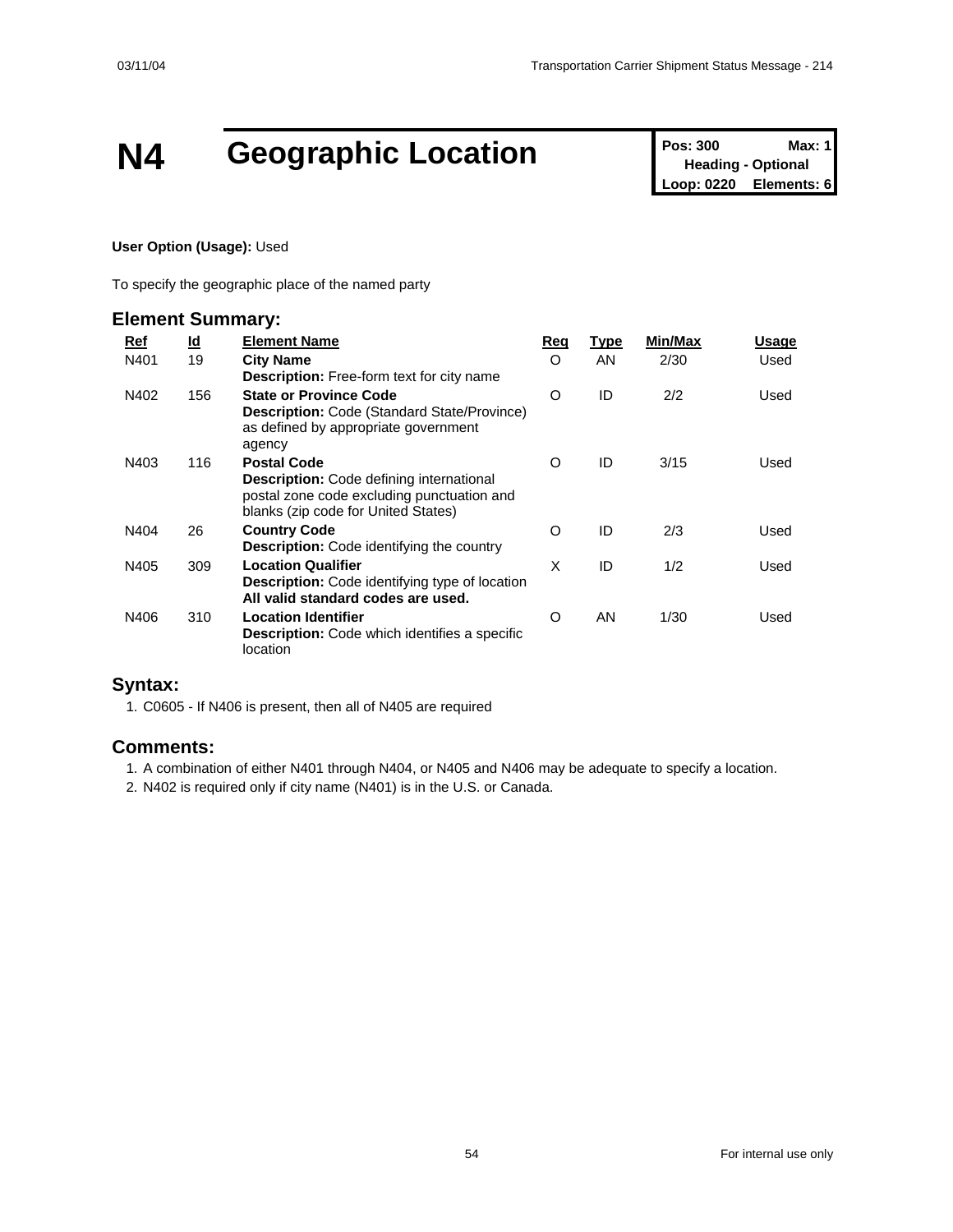# N4 Geographic Location

| Pos: 300 | Max: 1 |
|---|---|
| Heading - Optional | |
| Loop: 0220 | Elements: 6 |

**User Option (Usage):** Used

To specify the geographic place of the named party

## Element Summary:

| Ref | Id | Element Name | Req | Type | Min/Max | Usage |
|---|---|---|---|---|---|---|
| N401 | 19 | **City Name**<br>**Description:** Free-form text for city name | O | AN | 2/30 | Used |
| N402 | 156 | **State or Province Code**<br>**Description:** Code (Standard State/Province) as defined by appropriate government agency | O | ID | 2/2 | Used |
| N403 | 116 | **Postal Code**<br>**Description:** Code defining international postal zone code excluding punctuation and blanks (zip code for United States) | O | ID | 3/15 | Used |
| N404 | 26 | **Country Code**<br>**Description:** Code identifying the country | O | ID | 2/3 | Used |
| N405 | 309 | **Location Qualifier**<br>**Description:** Code identifying type of location<br>**All valid standard codes are used.** | X | ID | 1/2 | Used |
| N406 | 310 | **Location Identifier**<br>**Description:** Code which identifies a specific location | O | AN | 1/30 | Used |

## Syntax:

1. C0605 - If N406 is present, then all of N405 are required

## Comments:

1. A combination of either N401 through N404, or N405 and N406 may be adequate to specify a location.
2. N402 is required only if city name (N401) is in the U.S. or Canada.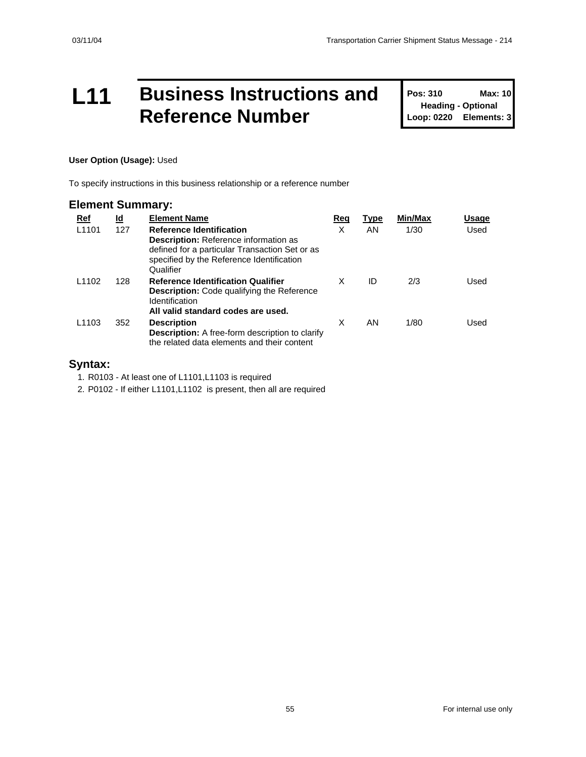# L11 Business Instructions and Reference Number

| Pos: 310 | Max: 10 |
|---|---|
| Heading - Optional | |
| Loop: 0220 | Elements: 3 |

**User Option (Usage):** Used

To specify instructions in this business relationship or a reference number

## Element Summary:

| Ref | Id | Element Name | Req | Type | Min/Max | Usage |
|---|---|---|---|---|---|---|
| L1101 | 127 | **Reference Identification**<br>**Description:** Reference information as defined for a particular Transaction Set or as specified by the Reference Identification Qualifier | X | AN | 1/30 | Used |
| L1102 | 128 | **Reference Identification Qualifier**<br>**Description:** Code qualifying the Reference Identification<br>**All valid standard codes are used.** | X | ID | 2/3 | Used |
| L1103 | 352 | **Description**<br>**Description:** A free-form description to clarify the related data elements and their content | X | AN | 1/80 | Used |

## Syntax:

1. R0103 - At least one of L1101,L1103 is required
2. P0102 - If either L1101,L1102 is present, then all are required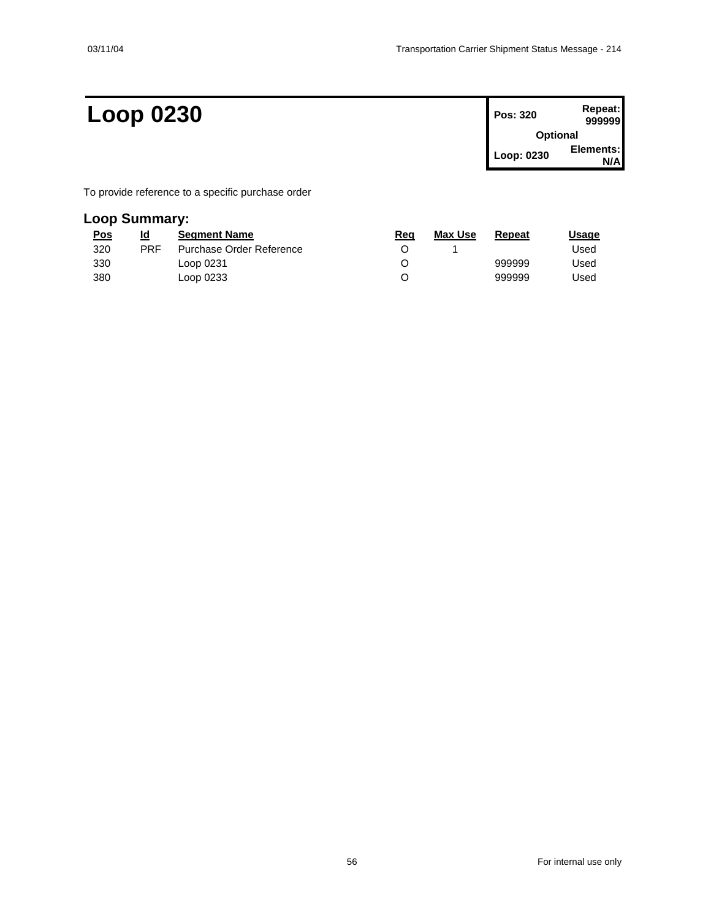# Loop 0230

| Pos: 320 | Repeat: 999999 |
|---|---|
| Optional | |
| Loop: 0230 | Elements: N/A |

To provide reference to a specific purchase order

## Loop Summary:

| Pos | Id | Segment Name | Req | Max Use | Repeat | Usage |
|---|---|---|---|---|---|---|
| 320 | PRF | Purchase Order Reference | O | 1 | | Used |
| 330 | | Loop 0231 | O | | 999999 | Used |
| 380 | | Loop 0233 | O | | 999999 | Used |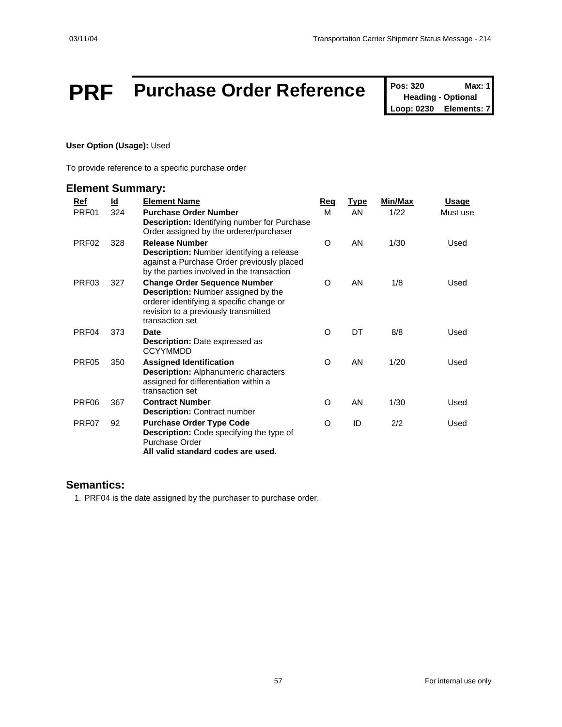# PRF Purchase Order Reference

**Pos: 320** **Max: 1**
**Heading - Optional**
**Loop: 0230** **Elements: 7**

**User Option (Usage):** Used

To provide reference to a specific purchase order

## Element Summary:

| Ref | Id | Element Name | Req | Type | Min/Max | Usage |
|---|---|---|---|---|---|---|
| PRF01 | 324 | **Purchase Order Number** **Description:** Identifying number for Purchase Order assigned by the orderer/purchaser | M | AN | 1/22 | Must use |
| PRF02 | 328 | **Release Number** **Description:** Number identifying a release against a Purchase Order previously placed by the parties involved in the transaction | O | AN | 1/30 | Used |
| PRF03 | 327 | **Change Order Sequence Number** **Description:** Number assigned by the orderer identifying a specific change or revision to a previously transmitted transaction set | O | AN | 1/8 | Used |
| PRF04 | 373 | **Date** **Description:** Date expressed as CCYYMMDD | O | DT | 8/8 | Used |
| PRF05 | 350 | **Assigned Identification** **Description:** Alphanumeric characters assigned for differentiation within a transaction set | O | AN | 1/20 | Used |
| PRF06 | 367 | **Contract Number** **Description:** Contract number | O | AN | 1/30 | Used |
| PRF07 | 92 | **Purchase Order Type Code** **Description:** Code specifying the type of Purchase Order **All valid standard codes are used.** | O | ID | 2/2 | Used |

## Semantics:

1. PRF04 is the date assigned by the purchaser to purchase order.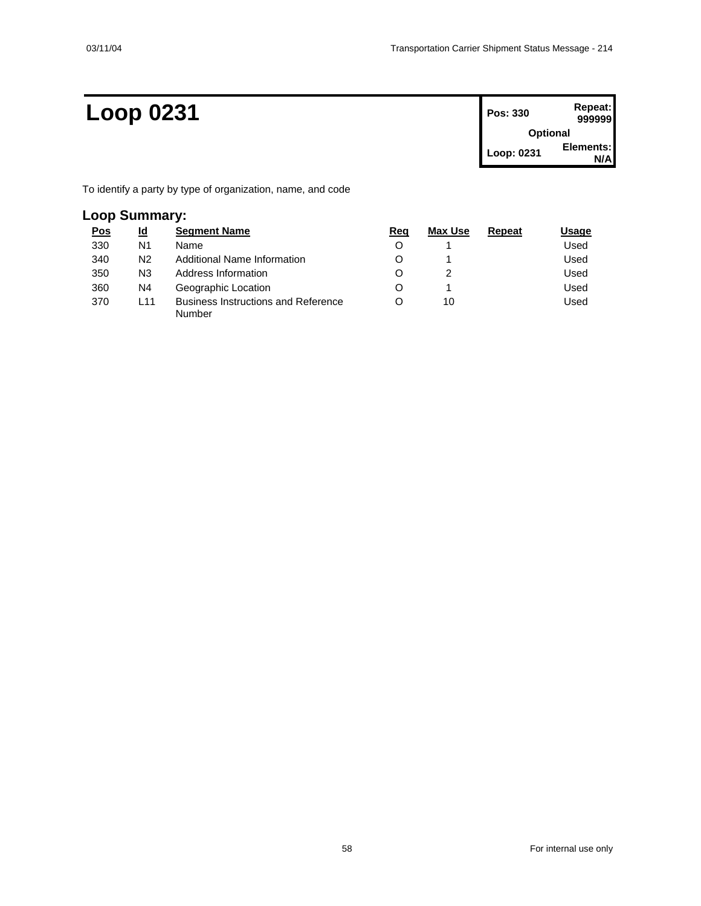# Loop 0231

| Pos: 330 | Repeat: 999999 |
| --- | --- |
| Optional | |
| Loop: 0231 | Elements: N/A |

To identify a party by type of organization, name, and code

## Loop Summary:

| Pos | Id | Segment Name | Req | Max Use | Repeat | Usage |
| --- | --- | --- | --- | --- | --- | --- |
| 330 | N1 | Name | O | 1 | | Used |
| 340 | N2 | Additional Name Information | O | 1 | | Used |
| 350 | N3 | Address Information | O | 2 | | Used |
| 360 | N4 | Geographic Location | O | 1 | | Used |
| 370 | L11 | Business Instructions and Reference Number | O | 10 | | Used |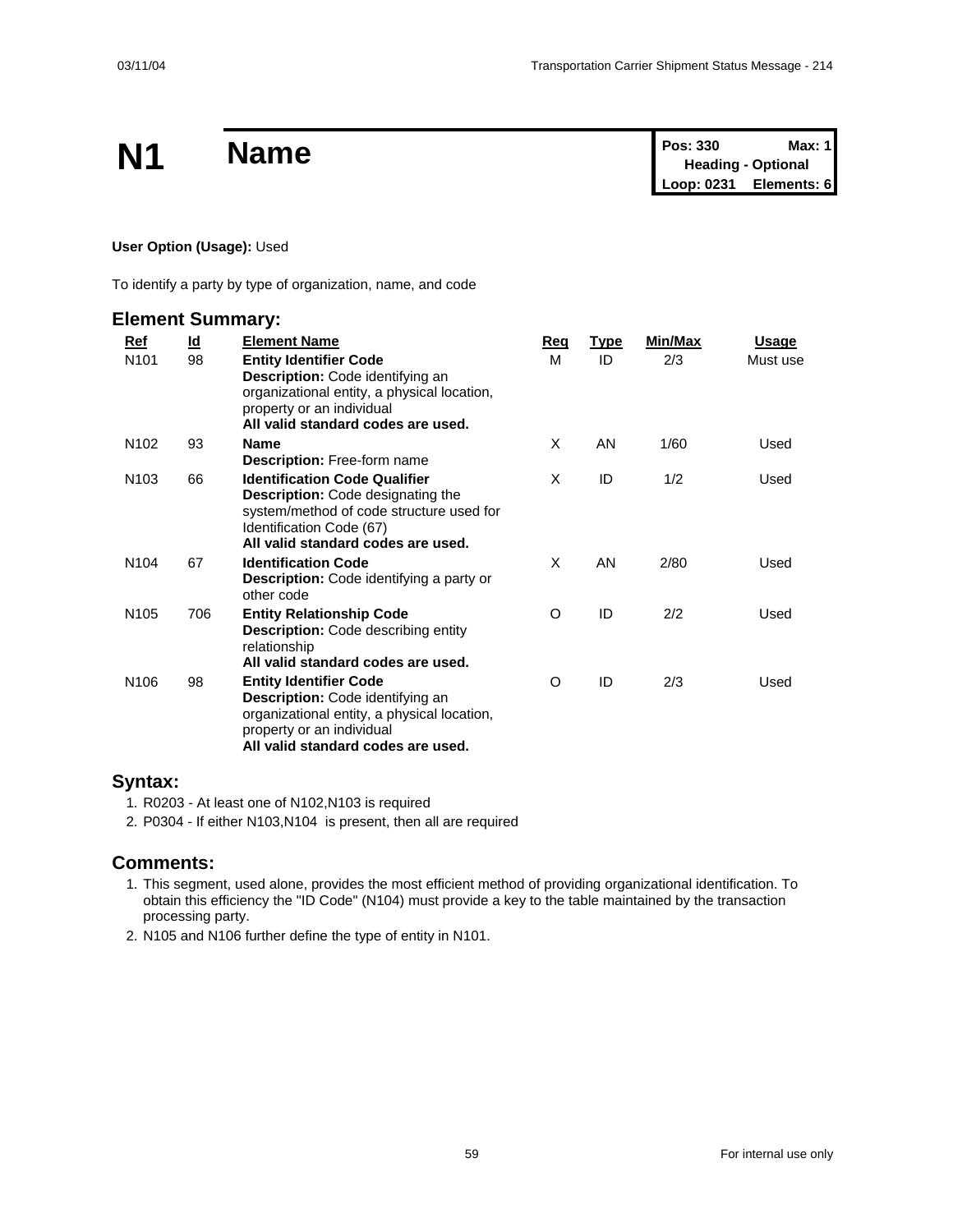# N1 Name

| Pos: 330 | Max: 1 |
|---|---|
| Heading - Optional | |
| Loop: 0231 | Elements: 6 |

**User Option (Usage):** Used

To identify a party by type of organization, name, and code

## Element Summary:

| Ref | Id | Element Name | Req | Type | Min/Max | Usage |
|---|---|---|---|---|---|---|
| N101 | 98 | **Entity Identifier Code**<br>**Description:** Code identifying an organizational entity, a physical location, property or an individual<br>**All valid standard codes are used.** | M | ID | 2/3 | Must use |
| N102 | 93 | **Name**<br>**Description:** Free-form name | X | AN | 1/60 | Used |
| N103 | 66 | **Identification Code Qualifier**<br>**Description:** Code designating the system/method of code structure used for Identification Code (67)<br>**All valid standard codes are used.** | X | ID | 1/2 | Used |
| N104 | 67 | **Identification Code**<br>**Description:** Code identifying a party or other code | X | AN | 2/80 | Used |
| N105 | 706 | **Entity Relationship Code**<br>**Description:** Code describing entity relationship<br>**All valid standard codes are used.** | O | ID | 2/2 | Used |
| N106 | 98 | **Entity Identifier Code**<br>**Description:** Code identifying an organizational entity, a physical location, property or an individual<br>**All valid standard codes are used.** | O | ID | 2/3 | Used |

## Syntax:

1. R0203 - At least one of N102,N103 is required
2. P0304 - If either N103,N104 is present, then all are required

## Comments:

1. This segment, used alone, provides the most efficient method of providing organizational identification. To obtain this efficiency the "ID Code" (N104) must provide a key to the table maintained by the transaction processing party.
2. N105 and N106 further define the type of entity in N101.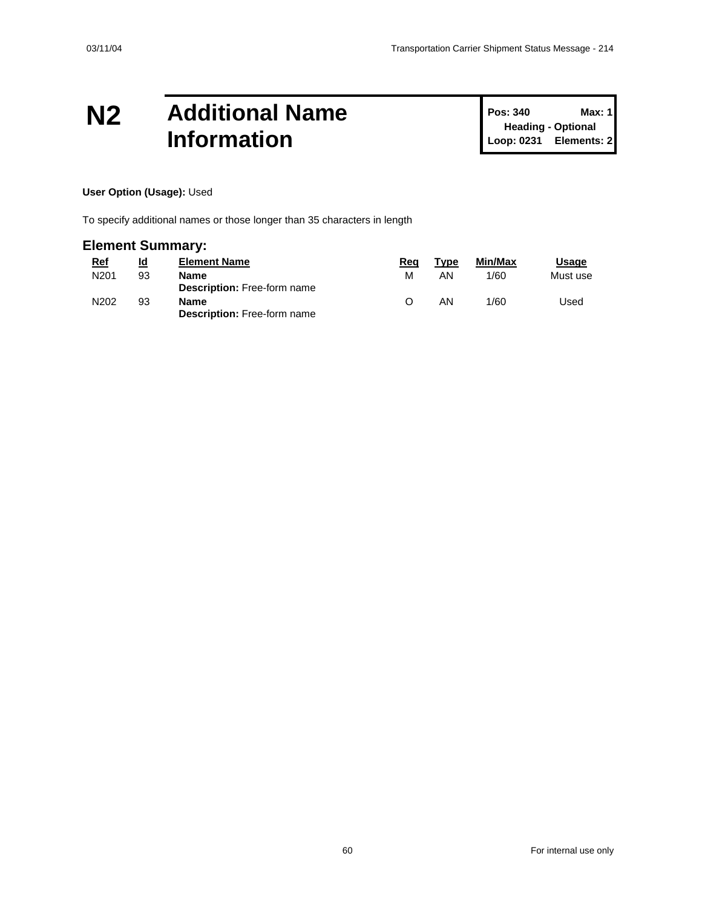# N2 Additional Name Information

| Pos: 340 | Max: 1 |
|---|---|
| Heading - Optional | |
| Loop: 0231 | Elements: 2 |

**User Option (Usage):** Used

To specify additional names or those longer than 35 characters in length

## Element Summary:

| Ref | Id | Element Name | Req | Type | Min/Max | Usage |
|---|---|---|---|---|---|---|
| N201 | 93 | **Name**<br>**Description:** Free-form name | M | AN | 1/60 | Must use |
| N202 | 93 | **Name**<br>**Description:** Free-form name | O | AN | 1/60 | Used |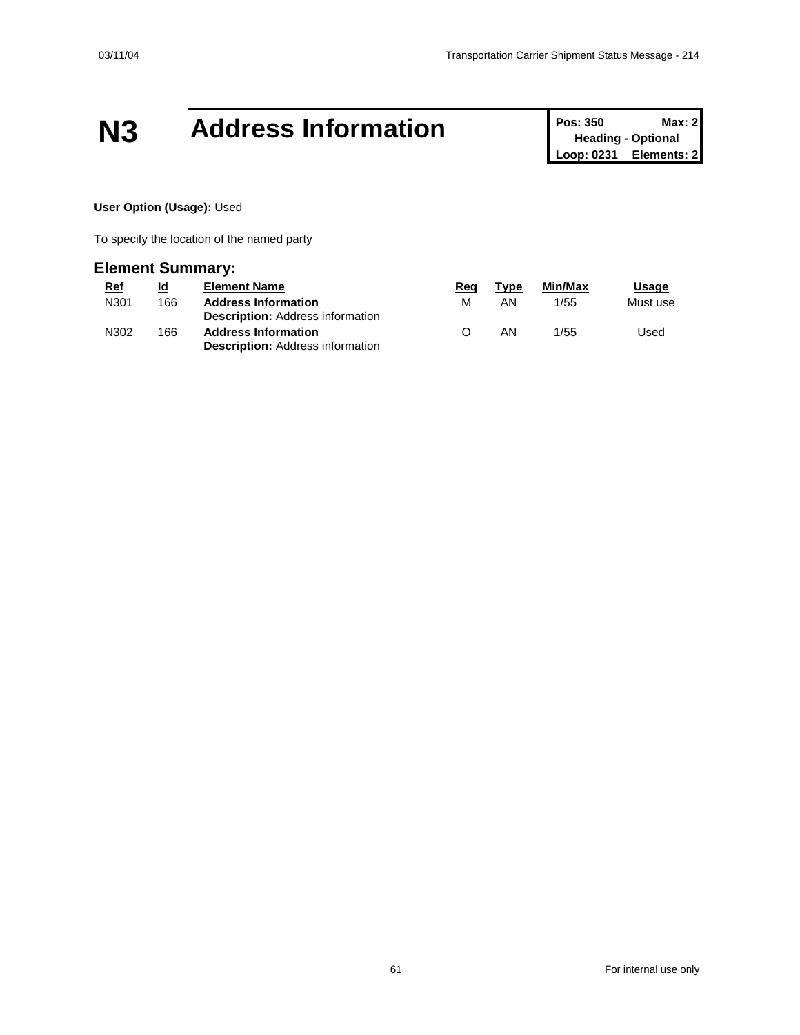# N3 Address Information

| Pos: 350 | Max: 2 |
| --- | --- |
| Heading - Optional | |
| Loop: 0231 | Elements: 2 |

**User Option (Usage):** Used

To specify the location of the named party

## Element Summary:

| Ref | Id | Element Name | Req | Type | Min/Max | Usage |
| --- | --- | --- | --- | --- | --- | --- |
| N301 | 166 | **Address Information** <br> **Description:** Address information | M | AN | 1/55 | Must use |
| N302 | 166 | **Address Information** <br> **Description:** Address information | O | AN | 1/55 | Used |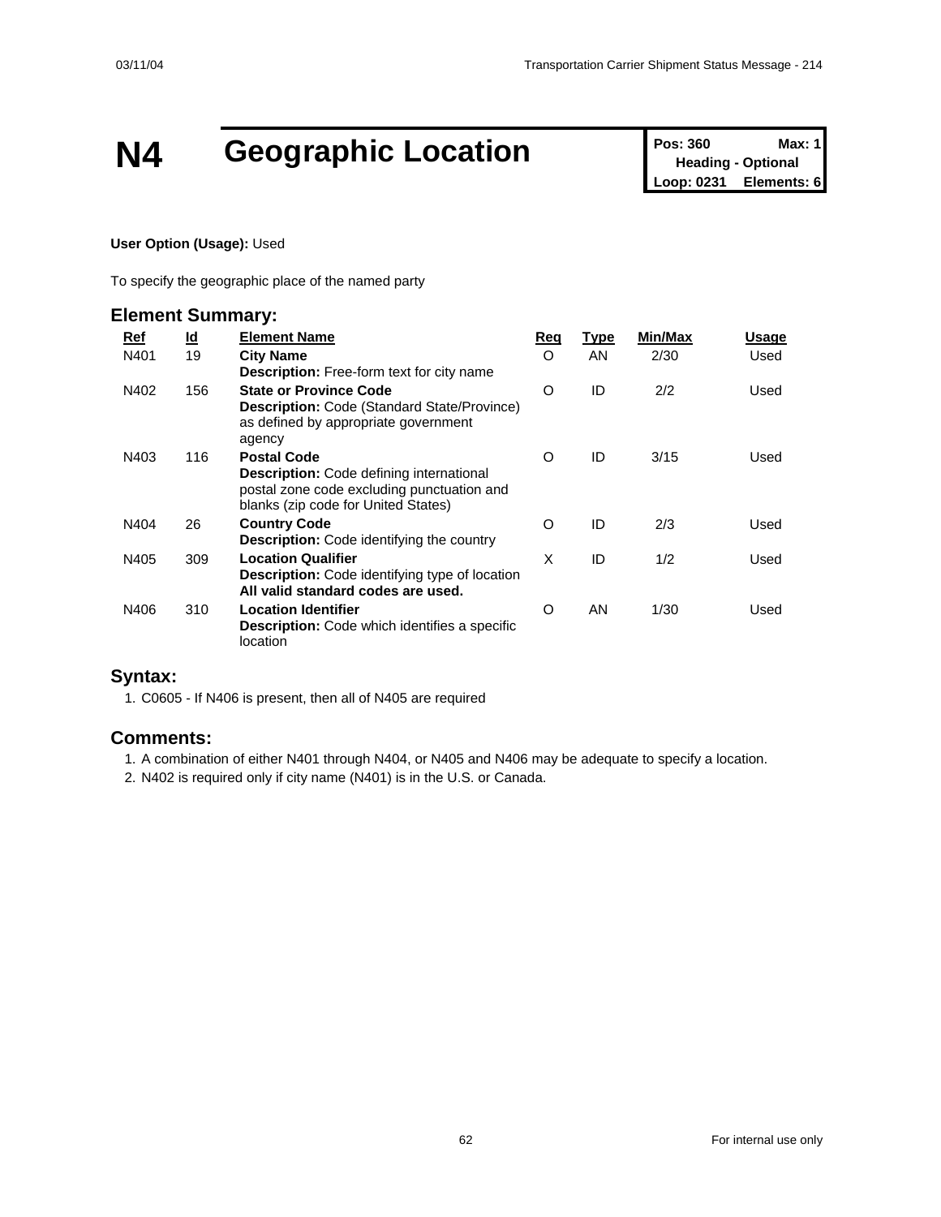# N4 Geographic Location

**Pos: 360** **Max: 1**
**Heading - Optional**
**Loop: 0231** **Elements: 6**

**User Option (Usage):** Used

To specify the geographic place of the named party

## Element Summary:

| Ref | Id | Element Name | Req | Type | Min/Max | Usage |
|---|---|---|---|---|---|---|
| N401 | 19 | **City Name**<br>**Description:** Free-form text for city name | O | AN | 2/30 | Used |
| N402 | 156 | **State or Province Code**<br>**Description:** Code (Standard State/Province) as defined by appropriate government agency | O | ID | 2/2 | Used |
| N403 | 116 | **Postal Code**<br>**Description:** Code defining international postal zone code excluding punctuation and blanks (zip code for United States) | O | ID | 3/15 | Used |
| N404 | 26 | **Country Code**<br>**Description:** Code identifying the country | O | ID | 2/3 | Used |
| N405 | 309 | **Location Qualifier**<br>**Description:** Code identifying type of location<br>**All valid standard codes are used.** | X | ID | 1/2 | Used |
| N406 | 310 | **Location Identifier**<br>**Description:** Code which identifies a specific location | O | AN | 1/30 | Used |

## Syntax:

1. C0605 - If N406 is present, then all of N405 are required

## Comments:

1. A combination of either N401 through N404, or N405 and N406 may be adequate to specify a location.
2. N402 is required only if city name (N401) is in the U.S. or Canada.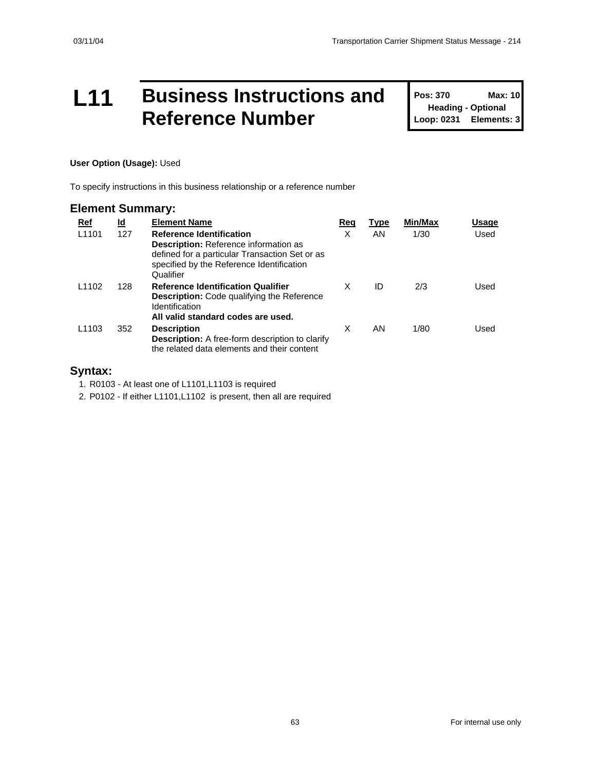# L11 Business Instructions and Reference Number

| Pos: 370 | Max: 10 |
|---|---|
| Heading - Optional | |
| Loop: 0231 | Elements: 3 |

**User Option (Usage):** Used

To specify instructions in this business relationship or a reference number

## Element Summary:

| Ref | Id | Element Name | Req | Type | Min/Max | Usage |
|---|---|---|---|---|---|---|
| L1101 | 127 | **Reference Identification**<br>**Description:** Reference information as defined for a particular Transaction Set or as specified by the Reference Identification Qualifier | X | AN | 1/30 | Used |
| L1102 | 128 | **Reference Identification Qualifier**<br>**Description:** Code qualifying the Reference Identification<br>**All valid standard codes are used.** | X | ID | 2/3 | Used |
| L1103 | 352 | **Description**<br>**Description:** A free-form description to clarify the related data elements and their content | X | AN | 1/80 | Used |

## Syntax:

1. R0103 - At least one of L1101,L1103 is required
2. P0102 - If either L1101,L1102 is present, then all are required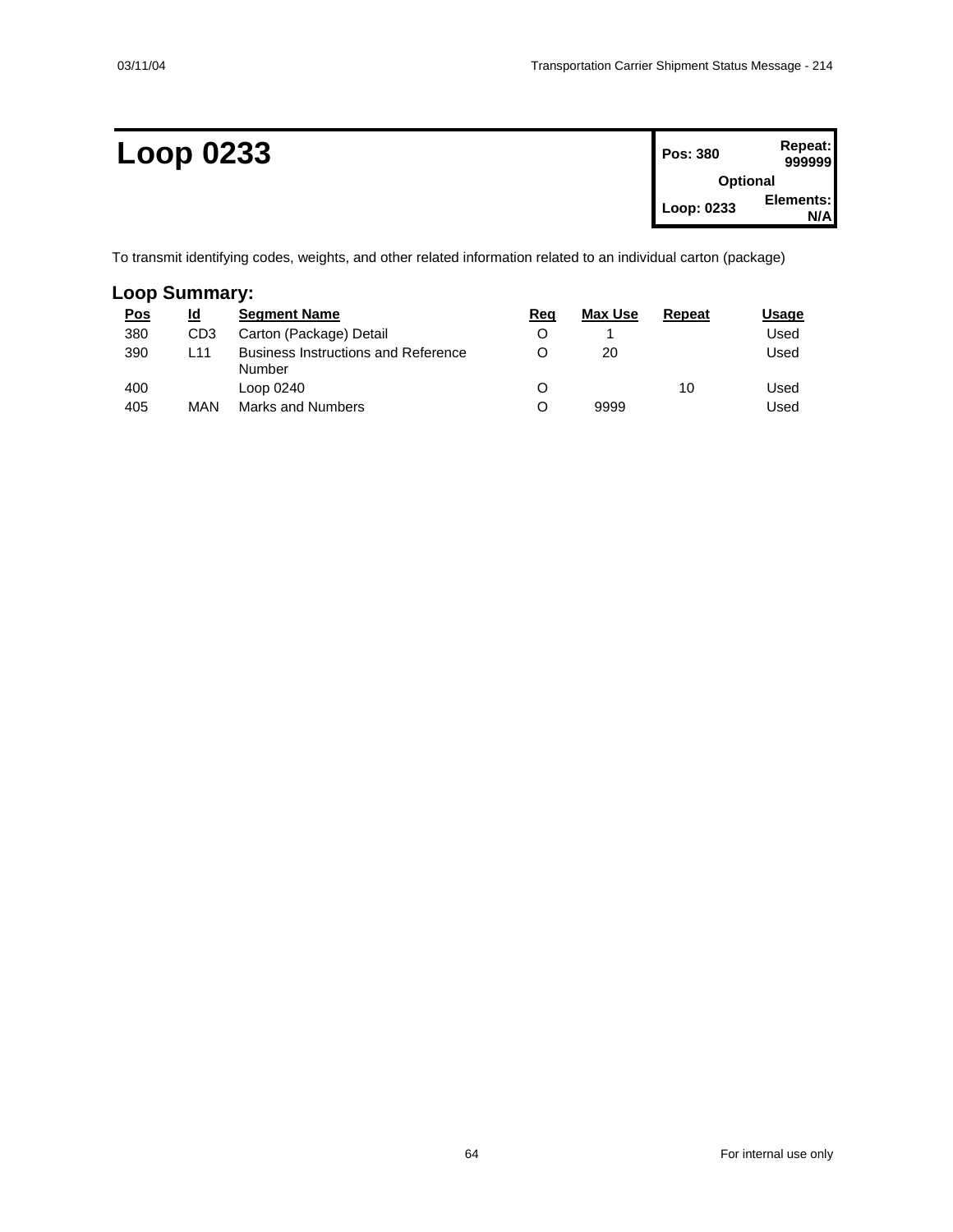# Loop 0233

| Pos: 380 | Repeat: 999999 |
|---|---|
| Optional | |
| Loop: 0233 | Elements: N/A |

To transmit identifying codes, weights, and other related information related to an individual carton (package)

## Loop Summary:

| Pos | Id | Segment Name | Req | Max Use | Repeat | Usage |
|---|---|---|---|---|---|---|
| 380 | CD3 | Carton (Package) Detail | O | 1 | | Used |
| 390 | L11 | Business Instructions and Reference Number | O | 20 | | Used |
| 400 | | Loop 0240 | O | | 10 | Used |
| 405 | MAN | Marks and Numbers | O | 9999 | | Used |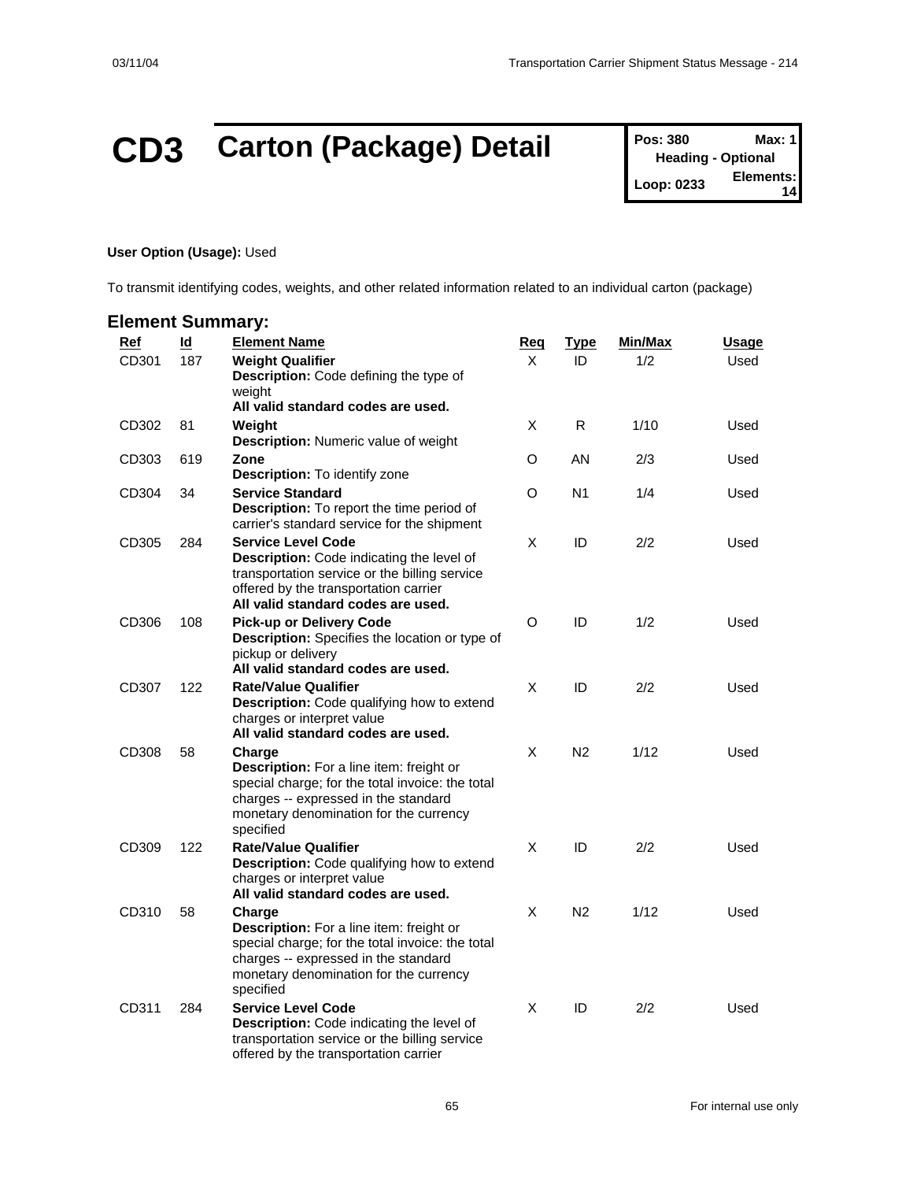# CD3 Carton (Package) Detail

| Pos: 380 | Max: 1 |
|---|---|
| Heading - Optional | |
| Loop: 0233 | Elements: 14 |

**User Option (Usage):** Used

To transmit identifying codes, weights, and other related information related to an individual carton (package)

## Element Summary:

| Ref | Id | Element Name | Req | Type | Min/Max | Usage |
|---|---|---|---|---|---|---|
| CD301 | 187 | **Weight Qualifier** **Description:** Code defining the type of weight **All valid standard codes are used.** | X | ID | 1/2 | Used |
| CD302 | 81 | **Weight** **Description:** Numeric value of weight | X | R | 1/10 | Used |
| CD303 | 619 | **Zone** **Description:** To identify zone | O | AN | 2/3 | Used |
| CD304 | 34 | **Service Standard** **Description:** To report the time period of carrier's standard service for the shipment | O | N1 | 1/4 | Used |
| CD305 | 284 | **Service Level Code** **Description:** Code indicating the level of transportation service or the billing service offered by the transportation carrier **All valid standard codes are used.** | X | ID | 2/2 | Used |
| CD306 | 108 | **Pick-up or Delivery Code** **Description:** Specifies the location or type of pickup or delivery **All valid standard codes are used.** | O | ID | 1/2 | Used |
| CD307 | 122 | **Rate/Value Qualifier** **Description:** Code qualifying how to extend charges or interpret value **All valid standard codes are used.** | X | ID | 2/2 | Used |
| CD308 | 58 | **Charge** **Description:** For a line item: freight or special charge; for the total invoice: the total charges -- expressed in the standard monetary denomination for the currency specified | X | N2 | 1/12 | Used |
| CD309 | 122 | **Rate/Value Qualifier** **Description:** Code qualifying how to extend charges or interpret value **All valid standard codes are used.** | X | ID | 2/2 | Used |
| CD310 | 58 | **Charge** **Description:** For a line item: freight or special charge; for the total invoice: the total charges -- expressed in the standard monetary denomination for the currency specified | X | N2 | 1/12 | Used |
| CD311 | 284 | **Service Level Code** **Description:** Code indicating the level of transportation service or the billing service offered by the transportation carrier | X | ID | 2/2 | Used |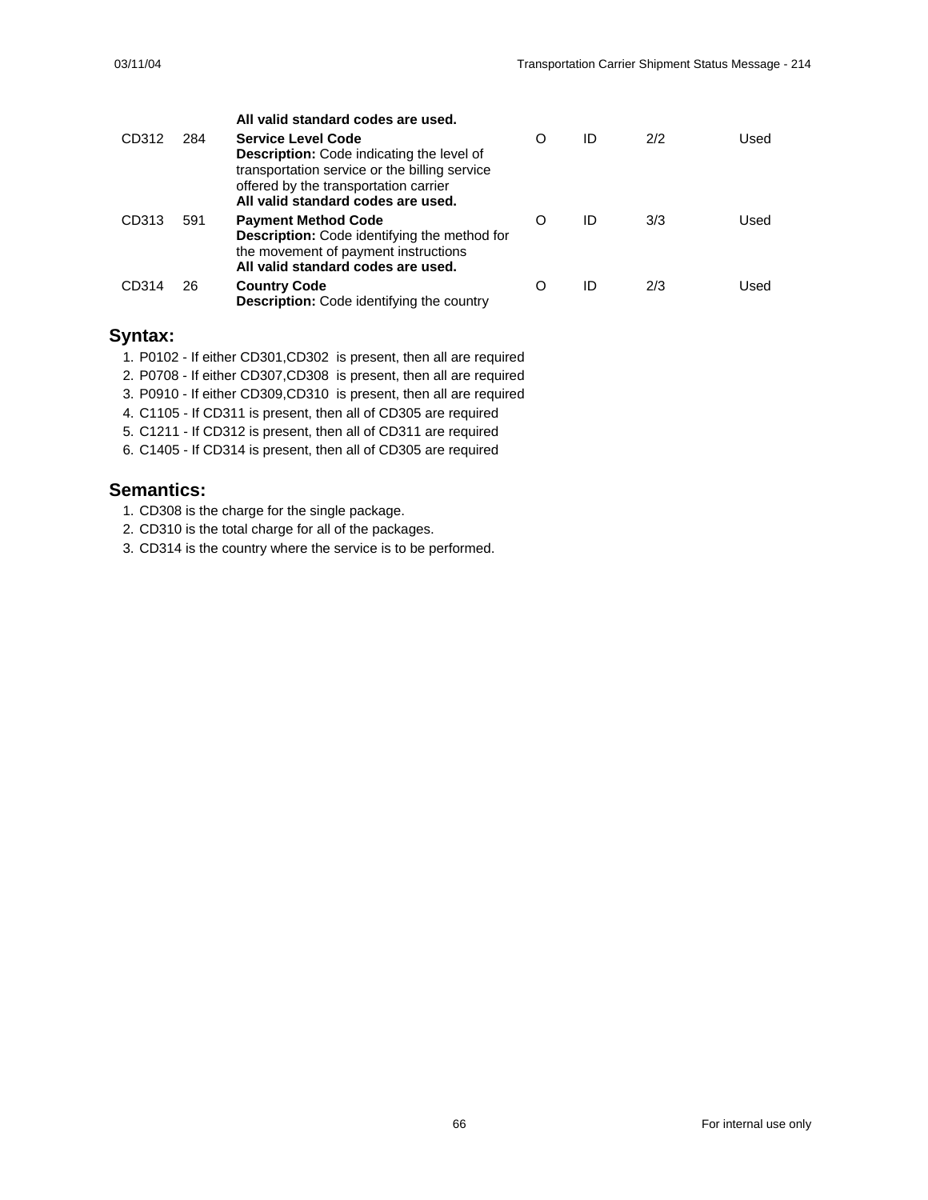| | | | | | | |
|---|---|---|---|---|---|---|
| | | **All valid standard codes are used.** | | | | |
| CD312 | 284 | **Service Level Code**<br>**Description:** Code indicating the level of transportation service or the billing service offered by the transportation carrier<br>**All valid standard codes are used.** | O | ID | 2/2 | Used |
| CD313 | 591 | **Payment Method Code**<br>**Description:** Code identifying the method for the movement of payment instructions<br>**All valid standard codes are used.** | O | ID | 3/3 | Used |
| CD314 | 26 | **Country Code**<br>**Description:** Code identifying the country | O | ID | 2/3 | Used |

## Syntax:

1. P0102 - If either CD301,CD302 is present, then all are required
2. P0708 - If either CD307,CD308 is present, then all are required
3. P0910 - If either CD309,CD310 is present, then all are required
4. C1105 - If CD311 is present, then all of CD305 are required
5. C1211 - If CD312 is present, then all of CD311 are required
6. C1405 - If CD314 is present, then all of CD305 are required

## Semantics:

1. CD308 is the charge for the single package.
2. CD310 is the total charge for all of the packages.
3. CD314 is the country where the service is to be performed.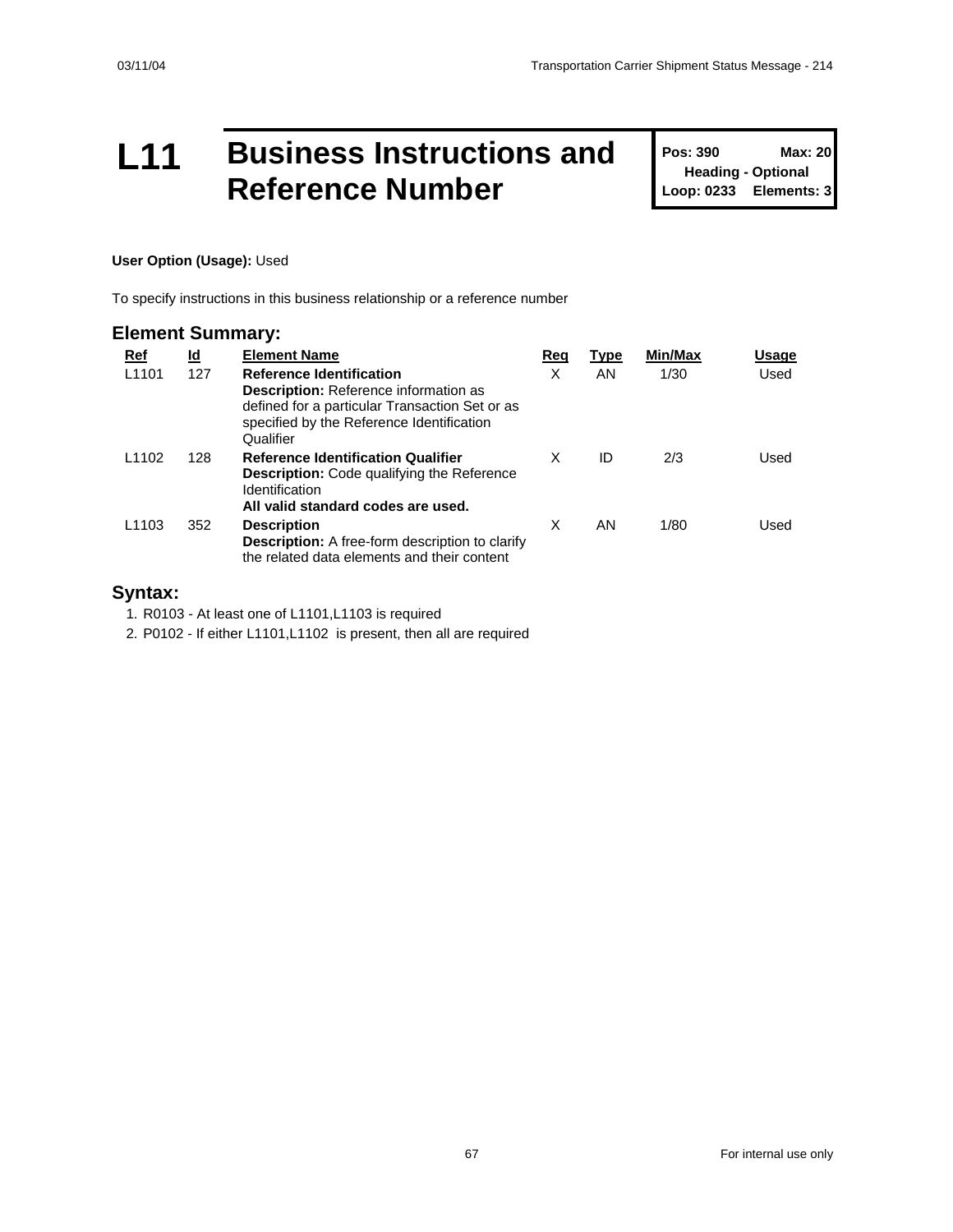# L11 Business Instructions and Reference Number

**Pos: 390** **Max: 20**
**Heading - Optional**
**Loop: 0233** **Elements: 3**

**User Option (Usage):** Used

To specify instructions in this business relationship or a reference number

## Element Summary:

| Ref | Id | Element Name | Req | Type | Min/Max | Usage |
|---|---|---|---|---|---|---|
| L1101 | 127 | **Reference Identification**<br>**Description:** Reference information as defined for a particular Transaction Set or as specified by the Reference Identification Qualifier | X | AN | 1/30 | Used |
| L1102 | 128 | **Reference Identification Qualifier**<br>**Description:** Code qualifying the Reference Identification<br>**All valid standard codes are used.** | X | ID | 2/3 | Used |
| L1103 | 352 | **Description**<br>**Description:** A free-form description to clarify the related data elements and their content | X | AN | 1/80 | Used |

## Syntax:

1. R0103 - At least one of L1101,L1103 is required
2. P0102 - If either L1101,L1102 is present, then all are required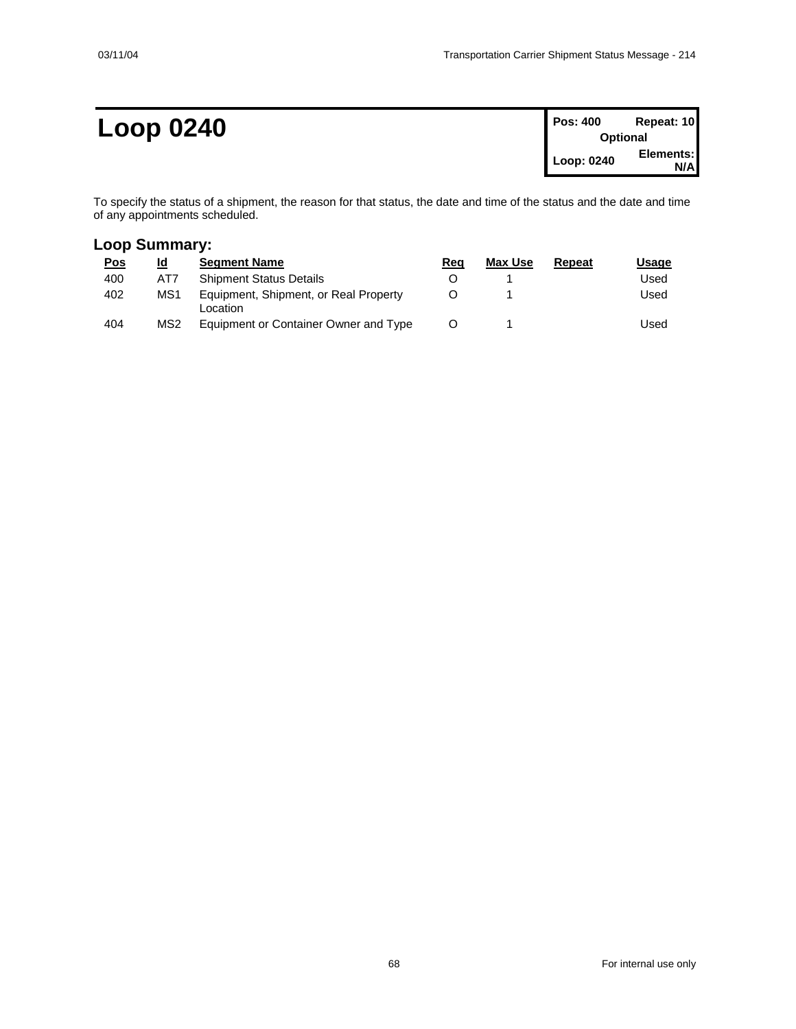# Loop 0240

| Pos: 400 | Repeat: 10 |
| --- | --- |
| Optional | |
| Loop: 0240 | Elements: N/A |

To specify the status of a shipment, the reason for that status, the date and time of the status and the date and time of any appointments scheduled.

## Loop Summary:

| Pos | Id | Segment Name | Req | Max Use | Repeat | Usage |
| --- | --- | --- | --- | --- | --- | --- |
| 400 | AT7 | Shipment Status Details | O | 1 | | Used |
| 402 | MS1 | Equipment, Shipment, or Real Property Location | O | 1 | | Used |
| 404 | MS2 | Equipment or Container Owner and Type | O | 1 | | Used |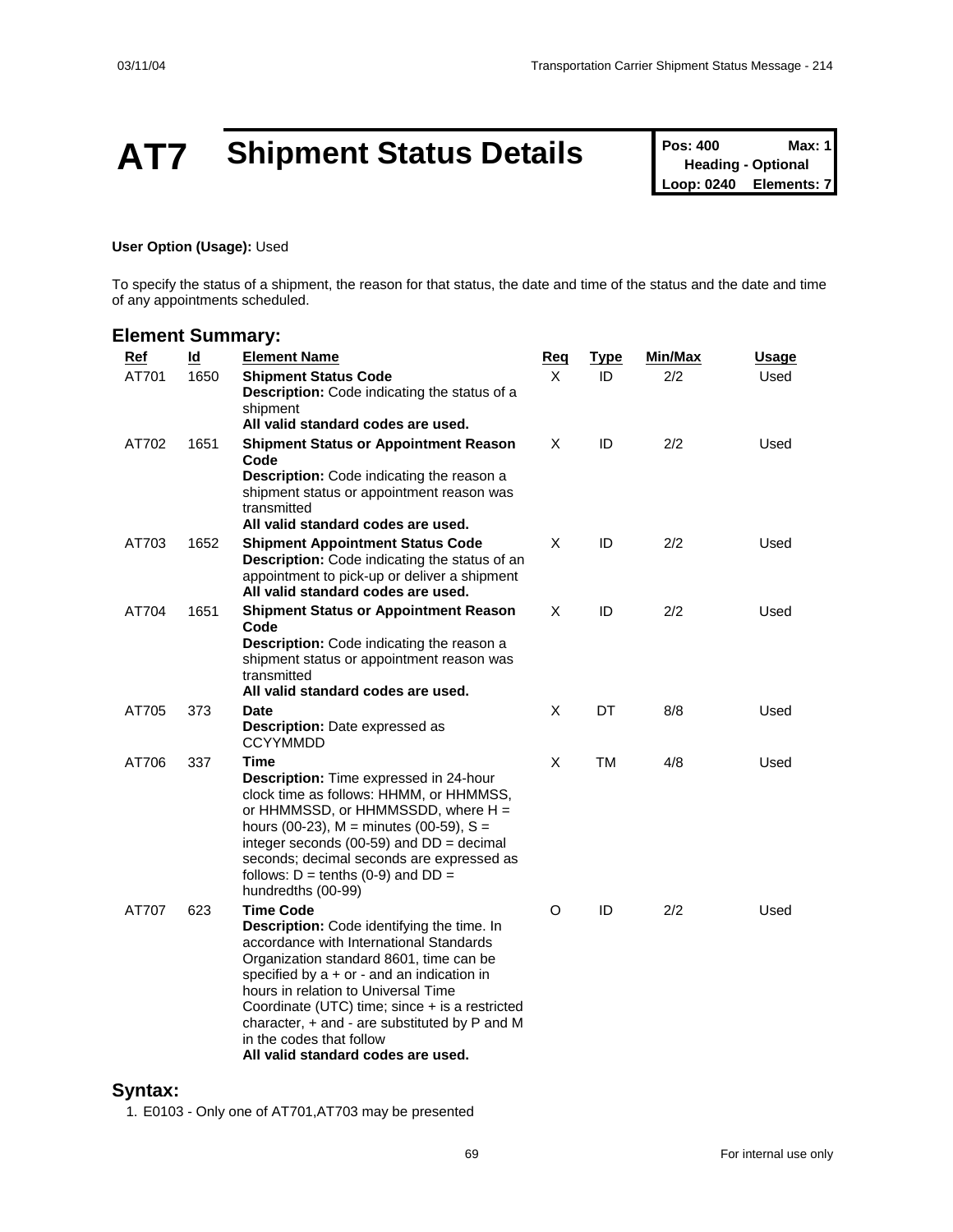# AT7 Shipment Status Details

**Pos: 400** **Max: 1**
**Heading - Optional**
**Loop: 0240** **Elements: 7**

**User Option (Usage):** Used

To specify the status of a shipment, the reason for that status, the date and time of the status and the date and time of any appointments scheduled.

## Element Summary:

| Ref | Id | Element Name | Req | Type | Min/Max | Usage |
|---|---|---|---|---|---|---|
| AT701 | 1650 | **Shipment Status Code**<br>**Description:** Code indicating the status of a shipment<br>**All valid standard codes are used.** | X | ID | 2/2 | Used |
| AT702 | 1651 | **Shipment Status or Appointment Reason Code**<br>**Description:** Code indicating the reason a shipment status or appointment reason was transmitted<br>**All valid standard codes are used.** | X | ID | 2/2 | Used |
| AT703 | 1652 | **Shipment Appointment Status Code**<br>**Description:** Code indicating the status of an appointment to pick-up or deliver a shipment<br>**All valid standard codes are used.** | X | ID | 2/2 | Used |
| AT704 | 1651 | **Shipment Status or Appointment Reason Code**<br>**Description:** Code indicating the reason a shipment status or appointment reason was transmitted<br>**All valid standard codes are used.** | X | ID | 2/2 | Used |
| AT705 | 373 | **Date**<br>**Description:** Date expressed as CCYYMMDD | X | DT | 8/8 | Used |
| AT706 | 337 | **Time**<br>**Description:** Time expressed in 24-hour clock time as follows: HHMM, or HHMMSS, or HHMMSSD, or HHMMSSDD, where H = hours (00-23), M = minutes (00-59), S = integer seconds (00-59) and DD = decimal seconds; decimal seconds are expressed as follows: D = tenths (0-9) and DD = hundredths (00-99) | X | TM | 4/8 | Used |
| AT707 | 623 | **Time Code**<br>**Description:** Code identifying the time. In accordance with International Standards Organization standard 8601, time can be specified by a + or - and an indication in hours in relation to Universal Time Coordinate (UTC) time; since + is a restricted character, + and - are substituted by P and M in the codes that follow<br>**All valid standard codes are used.** | O | ID | 2/2 | Used |

## Syntax:

1. E0103 - Only one of AT701,AT703 may be presented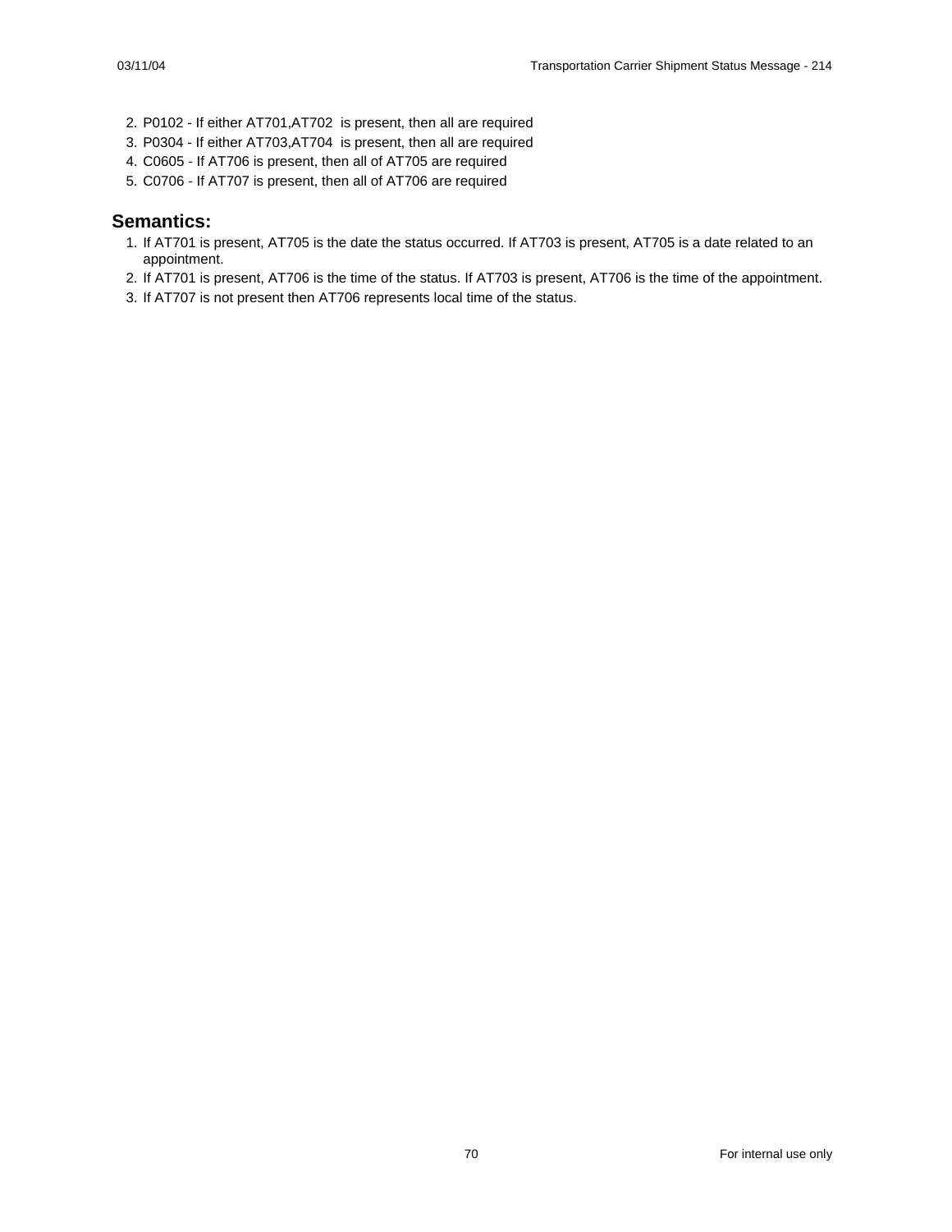2. P0102 - If either AT701,AT702 is present, then all are required
3. P0304 - If either AT703,AT704 is present, then all are required
4. C0605 - If AT706 is present, then all of AT705 are required
5. C0706 - If AT707 is present, then all of AT706 are required

## Semantics:

1. If AT701 is present, AT705 is the date the status occurred. If AT703 is present, AT705 is a date related to an appointment.
2. If AT701 is present, AT706 is the time of the status. If AT703 is present, AT706 is the time of the appointment.
3. If AT707 is not present then AT706 represents local time of the status.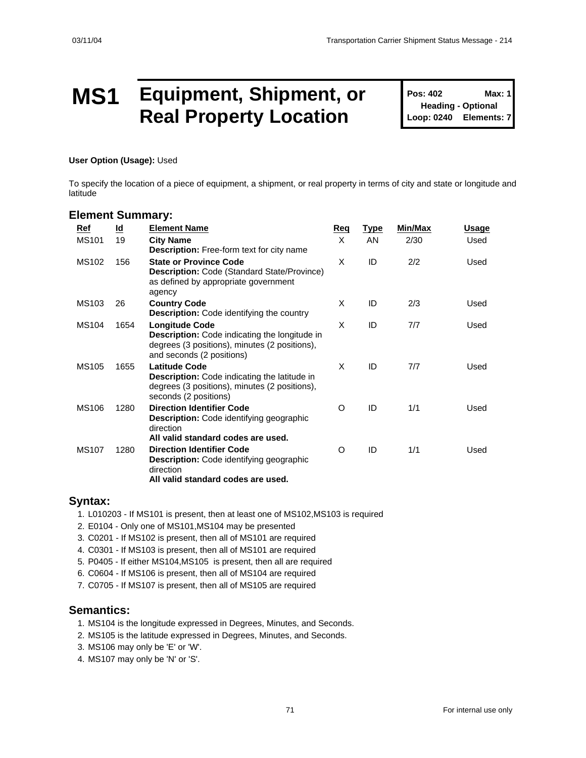# MS1 Equipment, Shipment, or Real Property Location

**Pos: 402** **Max: 1**
**Heading - Optional**
**Loop: 0240** **Elements: 7**

**User Option (Usage):** Used

To specify the location of a piece of equipment, a shipment, or real property in terms of city and state or longitude and latitude

## Element Summary:

| Ref | Id | Element Name | Req | Type | Min/Max | Usage |
|---|---|---|---|---|---|---|
| MS101 | 19 | **City Name**<br>**Description:** Free-form text for city name | X | AN | 2/30 | Used |
| MS102 | 156 | **State or Province Code**<br>**Description:** Code (Standard State/Province) as defined by appropriate government agency | X | ID | 2/2 | Used |
| MS103 | 26 | **Country Code**<br>**Description:** Code identifying the country | X | ID | 2/3 | Used |
| MS104 | 1654 | **Longitude Code**<br>**Description:** Code indicating the longitude in degrees (3 positions), minutes (2 positions), and seconds (2 positions) | X | ID | 7/7 | Used |
| MS105 | 1655 | **Latitude Code**<br>**Description:** Code indicating the latitude in degrees (3 positions), minutes (2 positions), seconds (2 positions) | X | ID | 7/7 | Used |
| MS106 | 1280 | **Direction Identifier Code**<br>**Description:** Code identifying geographic direction<br>**All valid standard codes are used.** | O | ID | 1/1 | Used |
| MS107 | 1280 | **Direction Identifier Code**<br>**Description:** Code identifying geographic direction<br>**All valid standard codes are used.** | O | ID | 1/1 | Used |

## Syntax:

1. L010203 - If MS101 is present, then at least one of MS102,MS103 is required
2. E0104 - Only one of MS101,MS104 may be presented
3. C0201 - If MS102 is present, then all of MS101 are required
4. C0301 - If MS103 is present, then all of MS101 are required
5. P0405 - If either MS104,MS105 is present, then all are required
6. C0604 - If MS106 is present, then all of MS104 are required
7. C0705 - If MS107 is present, then all of MS105 are required

## Semantics:

1. MS104 is the longitude expressed in Degrees, Minutes, and Seconds.
2. MS105 is the latitude expressed in Degrees, Minutes, and Seconds.
3. MS106 may only be 'E' or 'W'.
4. MS107 may only be 'N' or 'S'.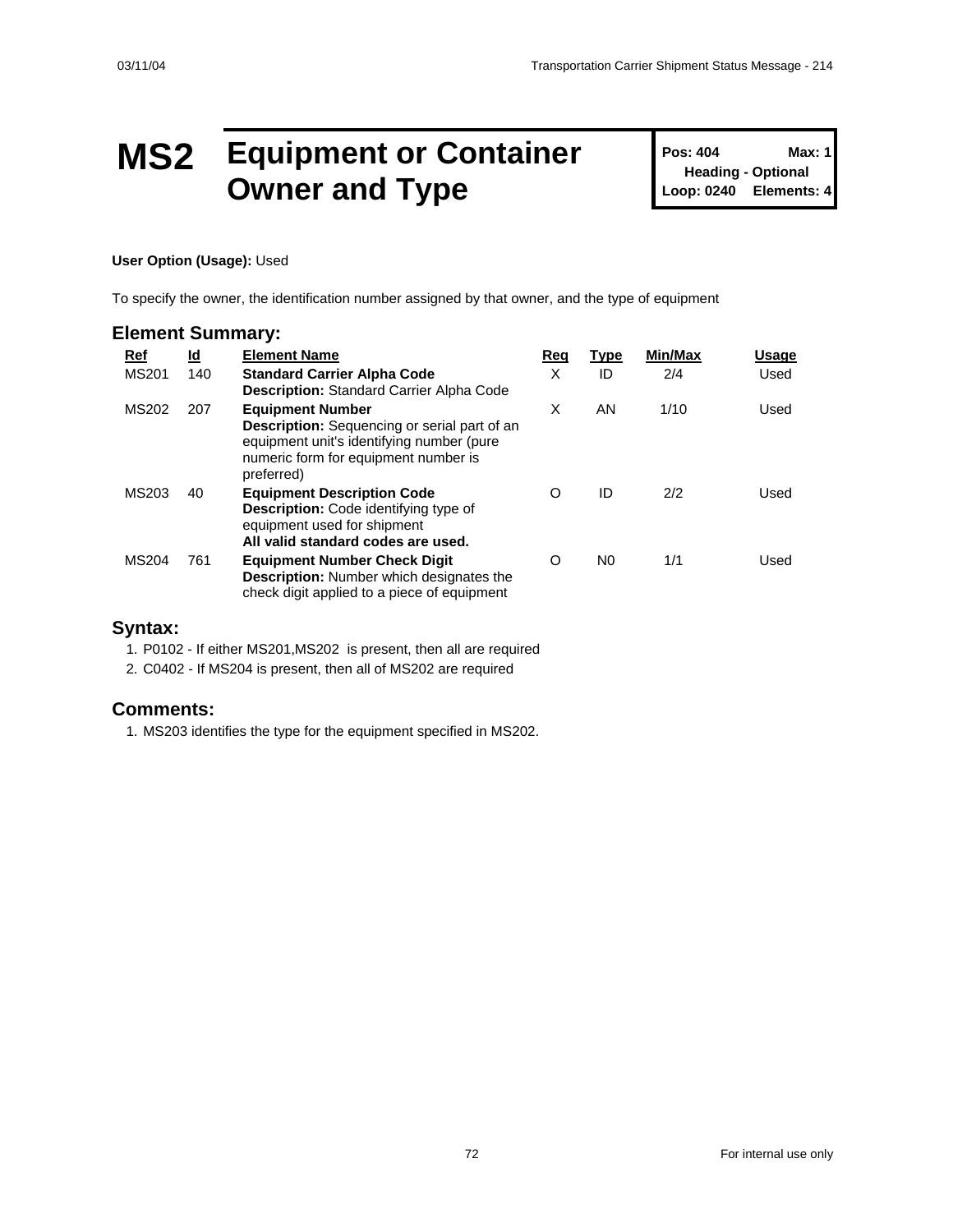# MS2 Equipment or Container Owner and Type

**Pos: 404 Max: 1**
**Heading - Optional**
**Loop: 0240 Elements: 4**

**User Option (Usage):** Used

To specify the owner, the identification number assigned by that owner, and the type of equipment

## Element Summary:

| Ref | Id | Element Name | Req | Type | Min/Max | Usage |
| --- | --- | --- | --- | --- | --- | --- |
| MS201 | 140 | **Standard Carrier Alpha Code**<br>**Description:** Standard Carrier Alpha Code | X | ID | 2/4 | Used |
| MS202 | 207 | **Equipment Number**<br>**Description:** Sequencing or serial part of an equipment unit's identifying number (pure numeric form for equipment number is preferred) | X | AN | 1/10 | Used |
| MS203 | 40 | **Equipment Description Code**<br>**Description:** Code identifying type of equipment used for shipment<br>**All valid standard codes are used.** | O | ID | 2/2 | Used |
| MS204 | 761 | **Equipment Number Check Digit**<br>**Description:** Number which designates the check digit applied to a piece of equipment | O | N0 | 1/1 | Used |

## Syntax:

1. P0102 - If either MS201,MS202 is present, then all are required
2. C0402 - If MS204 is present, then all of MS202 are required

## Comments:

1. MS203 identifies the type for the equipment specified in MS202.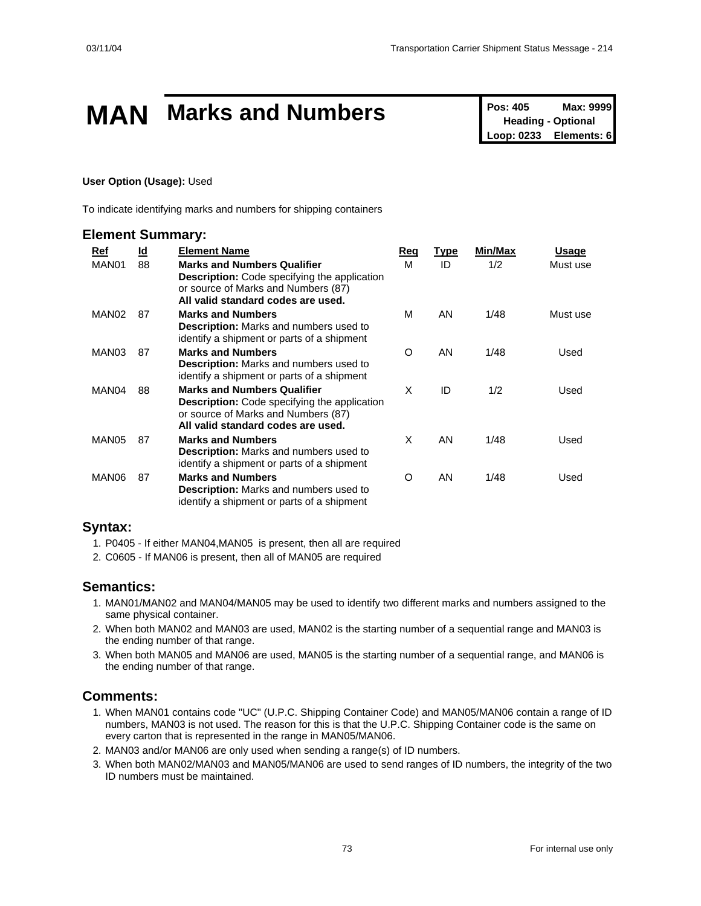# MAN Marks and Numbers

| Pos: 405 | Max: 9999 |
| --- | --- |
| Heading - Optional | |
| Loop: 0233 | Elements: 6 |

**User Option (Usage):** Used

To indicate identifying marks and numbers for shipping containers

## Element Summary:

| Ref | Id | Element Name | Req | Type | Min/Max | Usage |
| --- | --- | --- | --- | --- | --- | --- |
| MAN01 | 88 | **Marks and Numbers Qualifier**<br>**Description:** Code specifying the application or source of Marks and Numbers (87)<br>**All valid standard codes are used.** | M | ID | 1/2 | Must use |
| MAN02 | 87 | **Marks and Numbers**<br>**Description:** Marks and numbers used to identify a shipment or parts of a shipment | M | AN | 1/48 | Must use |
| MAN03 | 87 | **Marks and Numbers**<br>**Description:** Marks and numbers used to identify a shipment or parts of a shipment | O | AN | 1/48 | Used |
| MAN04 | 88 | **Marks and Numbers Qualifier**<br>**Description:** Code specifying the application or source of Marks and Numbers (87)<br>**All valid standard codes are used.** | X | ID | 1/2 | Used |
| MAN05 | 87 | **Marks and Numbers**<br>**Description:** Marks and numbers used to identify a shipment or parts of a shipment | X | AN | 1/48 | Used |
| MAN06 | 87 | **Marks and Numbers**<br>**Description:** Marks and numbers used to identify a shipment or parts of a shipment | O | AN | 1/48 | Used |

## Syntax:

1. P0405 - If either MAN04,MAN05 is present, then all are required
2. C0605 - If MAN06 is present, then all of MAN05 are required

## Semantics:

1. MAN01/MAN02 and MAN04/MAN05 may be used to identify two different marks and numbers assigned to the same physical container.
2. When both MAN02 and MAN03 are used, MAN02 is the starting number of a sequential range and MAN03 is the ending number of that range.
3. When both MAN05 and MAN06 are used, MAN05 is the starting number of a sequential range, and MAN06 is the ending number of that range.

## Comments:

1. When MAN01 contains code "UC" (U.P.C. Shipping Container Code) and MAN05/MAN06 contain a range of ID numbers, MAN03 is not used. The reason for this is that the U.P.C. Shipping Container code is the same on every carton that is represented in the range in MAN05/MAN06.
2. MAN03 and/or MAN06 are only used when sending a range(s) of ID numbers.
3. When both MAN02/MAN03 and MAN05/MAN06 are used to send ranges of ID numbers, the integrity of the two ID numbers must be maintained.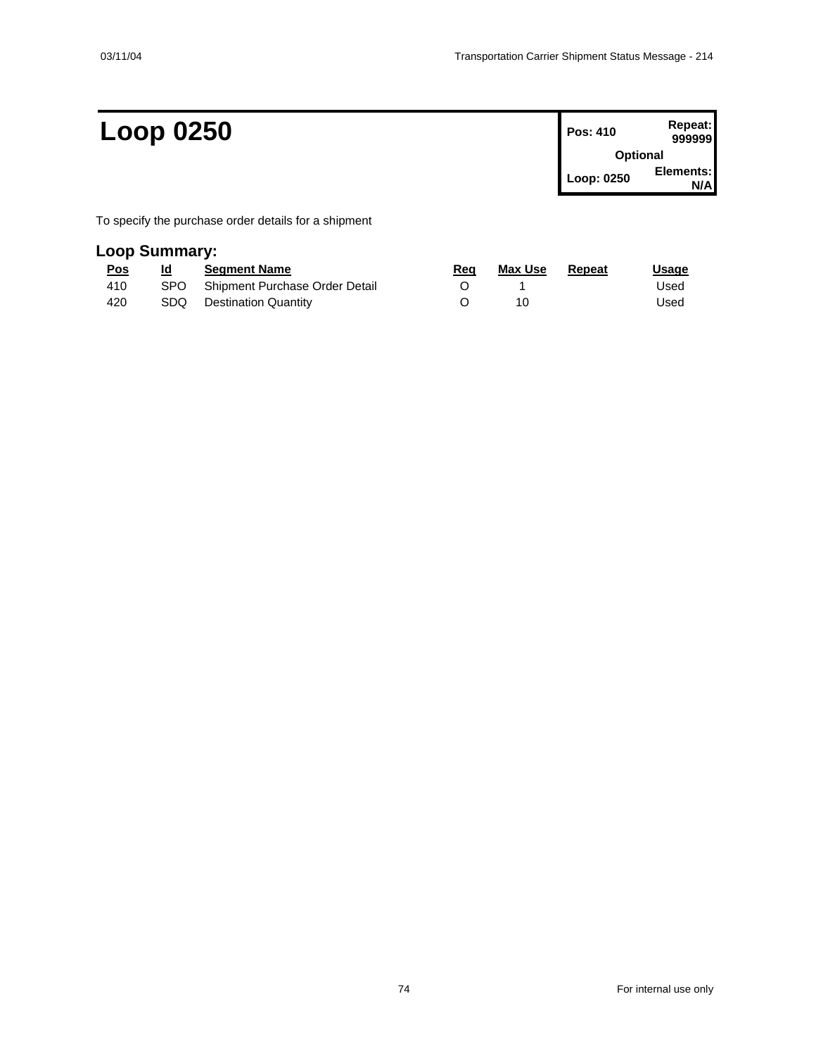# Loop 0250

| Pos: 410 | Repeat: 999999 |
|---|---|
| Optional | |
| Loop: 0250 | Elements: N/A |

To specify the purchase order details for a shipment

## Loop Summary:

| Pos | Id | Segment Name | Req | Max Use | Repeat | Usage |
|---|---|---|---|---|---|---|
| 410 | SPO | Shipment Purchase Order Detail | O | 1 | | Used |
| 420 | SDQ | Destination Quantity | O | 10 | | Used |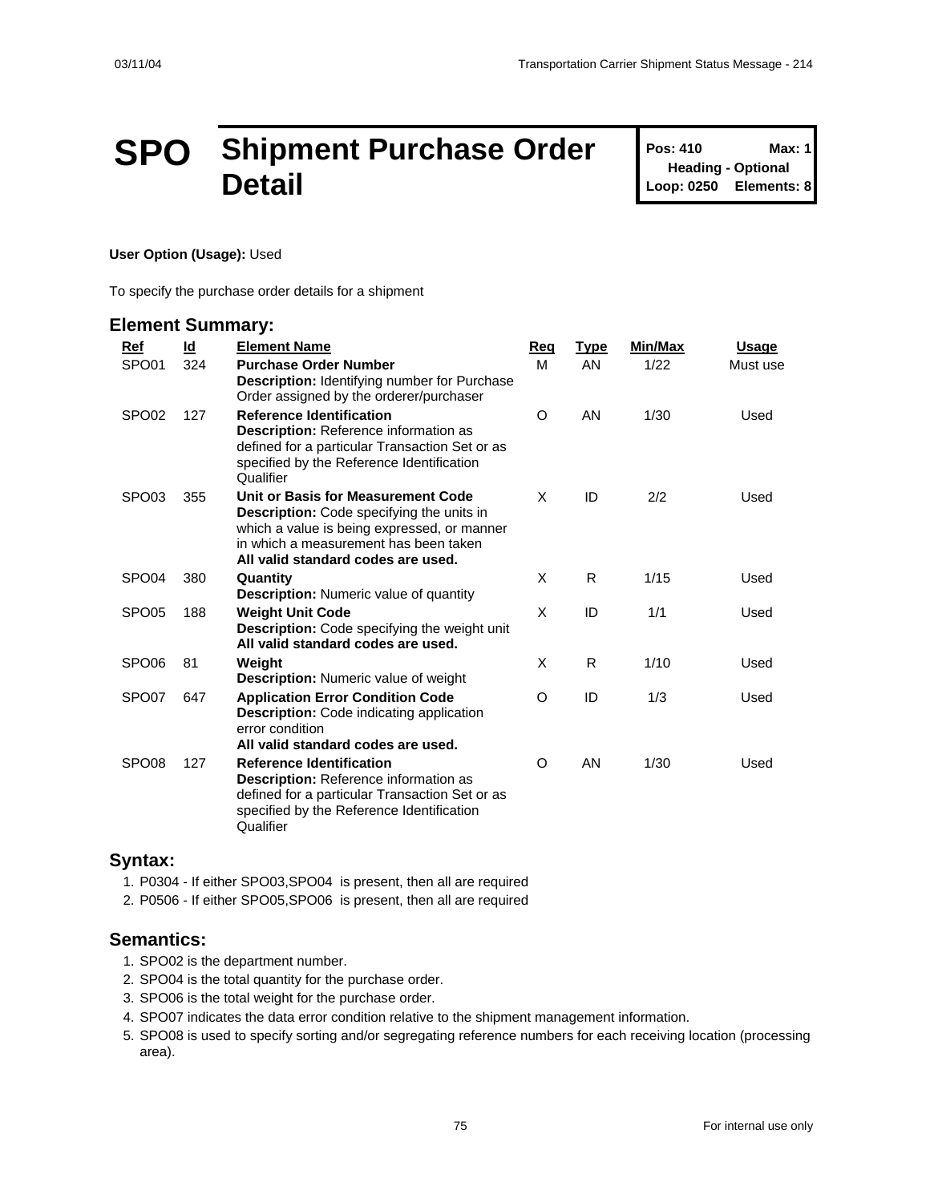# SPO Shipment Purchase Order Detail

**Pos: 410** **Max: 1**
**Heading - Optional**
**Loop: 0250** **Elements: 8**

**User Option (Usage):** Used

To specify the purchase order details for a shipment

## Element Summary:

| Ref | Id | Element Name | Req | Type | Min/Max | Usage |
|---|---|---|---|---|---|---|
| SPO01 | 324 | **Purchase Order Number**<br>**Description:** Identifying number for Purchase Order assigned by the orderer/purchaser | M | AN | 1/22 | Must use |
| SPO02 | 127 | **Reference Identification**<br>**Description:** Reference information as defined for a particular Transaction Set or as specified by the Reference Identification Qualifier | O | AN | 1/30 | Used |
| SPO03 | 355 | **Unit or Basis for Measurement Code**<br>**Description:** Code specifying the units in which a value is being expressed, or manner in which a measurement has been taken<br>**All valid standard codes are used.** | X | ID | 2/2 | Used |
| SPO04 | 380 | **Quantity**<br>**Description:** Numeric value of quantity | X | R | 1/15 | Used |
| SPO05 | 188 | **Weight Unit Code**<br>**Description:** Code specifying the weight unit<br>**All valid standard codes are used.** | X | ID | 1/1 | Used |
| SPO06 | 81 | **Weight**<br>**Description:** Numeric value of weight | X | R | 1/10 | Used |
| SPO07 | 647 | **Application Error Condition Code**<br>**Description:** Code indicating application error condition<br>**All valid standard codes are used.** | O | ID | 1/3 | Used |
| SPO08 | 127 | **Reference Identification**<br>**Description:** Reference information as defined for a particular Transaction Set or as specified by the Reference Identification Qualifier | O | AN | 1/30 | Used |

## Syntax:

1. P0304 - If either SPO03,SPO04 is present, then all are required
2. P0506 - If either SPO05,SPO06 is present, then all are required

## Semantics:

1. SPO02 is the department number.
2. SPO04 is the total quantity for the purchase order.
3. SPO06 is the total weight for the purchase order.
4. SPO07 indicates the data error condition relative to the shipment management information.
5. SPO08 is used to specify sorting and/or segregating reference numbers for each receiving location (processing area).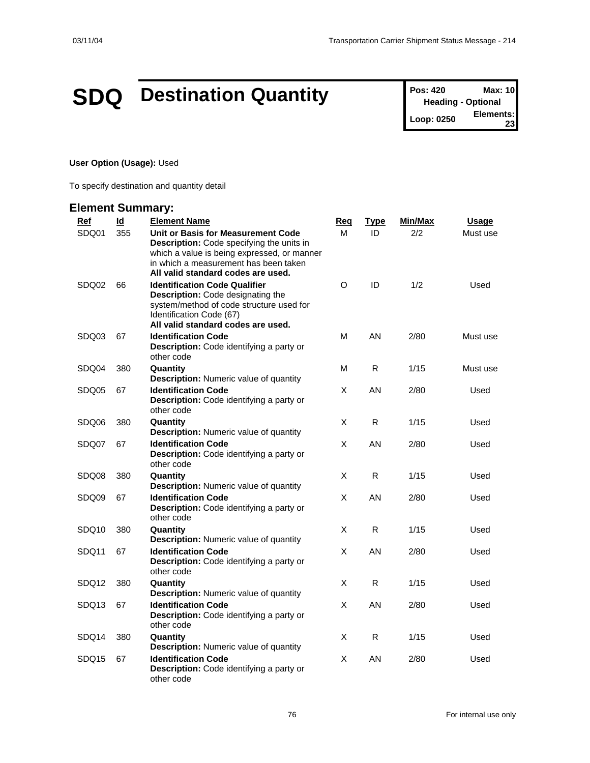# SDQ Destination Quantity

| Pos: 420 | Max: 10 |
|---|---|
| Heading - Optional | |
| Loop: 0250 | Elements: 23 |

**User Option (Usage):** Used

To specify destination and quantity detail

## Element Summary:

| Ref | Id | Element Name | Req | Type | Min/Max | Usage |
|---|---|---|---|---|---|---|
| SDQ01 | 355 | **Unit or Basis for Measurement Code** **Description:** Code specifying the units in which a value is being expressed, or manner in which a measurement has been taken **All valid standard codes are used.** | M | ID | 2/2 | Must use |
| SDQ02 | 66 | **Identification Code Qualifier** **Description:** Code designating the system/method of code structure used for Identification Code (67) **All valid standard codes are used.** | O | ID | 1/2 | Used |
| SDQ03 | 67 | **Identification Code** **Description:** Code identifying a party or other code | M | AN | 2/80 | Must use |
| SDQ04 | 380 | **Quantity** **Description:** Numeric value of quantity | M | R | 1/15 | Must use |
| SDQ05 | 67 | **Identification Code** **Description:** Code identifying a party or other code | X | AN | 2/80 | Used |
| SDQ06 | 380 | **Quantity** **Description:** Numeric value of quantity | X | R | 1/15 | Used |
| SDQ07 | 67 | **Identification Code** **Description:** Code identifying a party or other code | X | AN | 2/80 | Used |
| SDQ08 | 380 | **Quantity** **Description:** Numeric value of quantity | X | R | 1/15 | Used |
| SDQ09 | 67 | **Identification Code** **Description:** Code identifying a party or other code | X | AN | 2/80 | Used |
| SDQ10 | 380 | **Quantity** **Description:** Numeric value of quantity | X | R | 1/15 | Used |
| SDQ11 | 67 | **Identification Code** **Description:** Code identifying a party or other code | X | AN | 2/80 | Used |
| SDQ12 | 380 | **Quantity** **Description:** Numeric value of quantity | X | R | 1/15 | Used |
| SDQ13 | 67 | **Identification Code** **Description:** Code identifying a party or other code | X | AN | 2/80 | Used |
| SDQ14 | 380 | **Quantity** **Description:** Numeric value of quantity | X | R | 1/15 | Used |
| SDQ15 | 67 | **Identification Code** **Description:** Code identifying a party or other code | X | AN | 2/80 | Used |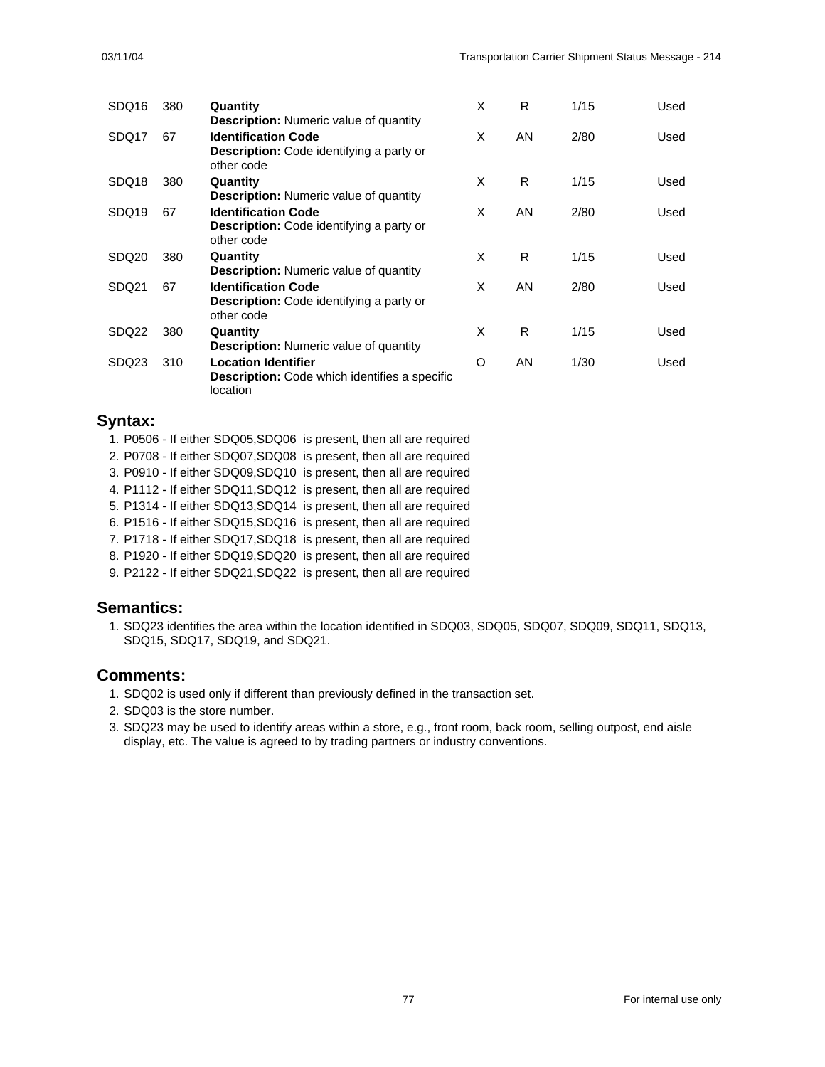| | | | | | | |
|---|---|---|---|---|---|---|
| SDQ16 | 380 | **Quantity**<br>**Description:** Numeric value of quantity | X | R | 1/15 | Used |
| SDQ17 | 67 | **Identification Code**<br>**Description:** Code identifying a party or other code | X | AN | 2/80 | Used |
| SDQ18 | 380 | **Quantity**<br>**Description:** Numeric value of quantity | X | R | 1/15 | Used |
| SDQ19 | 67 | **Identification Code**<br>**Description:** Code identifying a party or other code | X | AN | 2/80 | Used |
| SDQ20 | 380 | **Quantity**<br>**Description:** Numeric value of quantity | X | R | 1/15 | Used |
| SDQ21 | 67 | **Identification Code**<br>**Description:** Code identifying a party or other code | X | AN | 2/80 | Used |
| SDQ22 | 380 | **Quantity**<br>**Description:** Numeric value of quantity | X | R | 1/15 | Used |
| SDQ23 | 310 | **Location Identifier**<br>**Description:** Code which identifies a specific location | O | AN | 1/30 | Used |

## Syntax:

1. P0506 - If either SDQ05,SDQ06 is present, then all are required
2. P0708 - If either SDQ07,SDQ08 is present, then all are required
3. P0910 - If either SDQ09,SDQ10 is present, then all are required
4. P1112 - If either SDQ11,SDQ12 is present, then all are required
5. P1314 - If either SDQ13,SDQ14 is present, then all are required
6. P1516 - If either SDQ15,SDQ16 is present, then all are required
7. P1718 - If either SDQ17,SDQ18 is present, then all are required
8. P1920 - If either SDQ19,SDQ20 is present, then all are required
9. P2122 - If either SDQ21,SDQ22 is present, then all are required

## Semantics:

1. SDQ23 identifies the area within the location identified in SDQ03, SDQ05, SDQ07, SDQ09, SDQ11, SDQ13, SDQ15, SDQ17, SDQ19, and SDQ21.

## Comments:

1. SDQ02 is used only if different than previously defined in the transaction set.
2. SDQ03 is the store number.
3. SDQ23 may be used to identify areas within a store, e.g., front room, back room, selling outpost, end aisle display, etc. The value is agreed to by trading partners or industry conventions.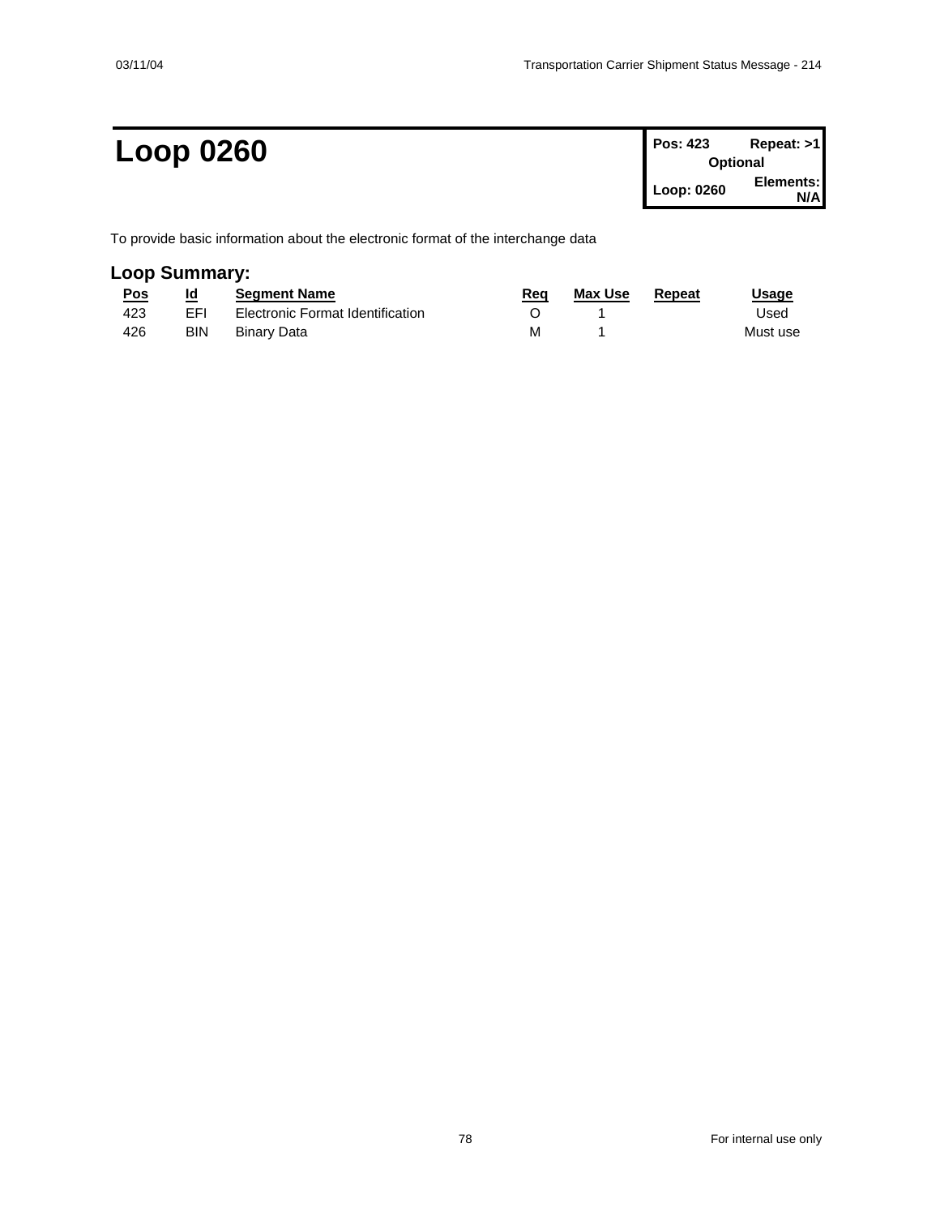# Loop 0260

| Pos: 423 | Repeat: >1 |
|---|---|
| Optional | |
| Loop: 0260 | Elements: N/A |

To provide basic information about the electronic format of the interchange data

## Loop Summary:

| Pos | Id | Segment Name | Req | Max Use | Repeat | Usage |
|---|---|---|---|---|---|---|
| 423 | EFI | Electronic Format Identification | O | 1 | | Used |
| 426 | BIN | Binary Data | M | 1 | | Must use |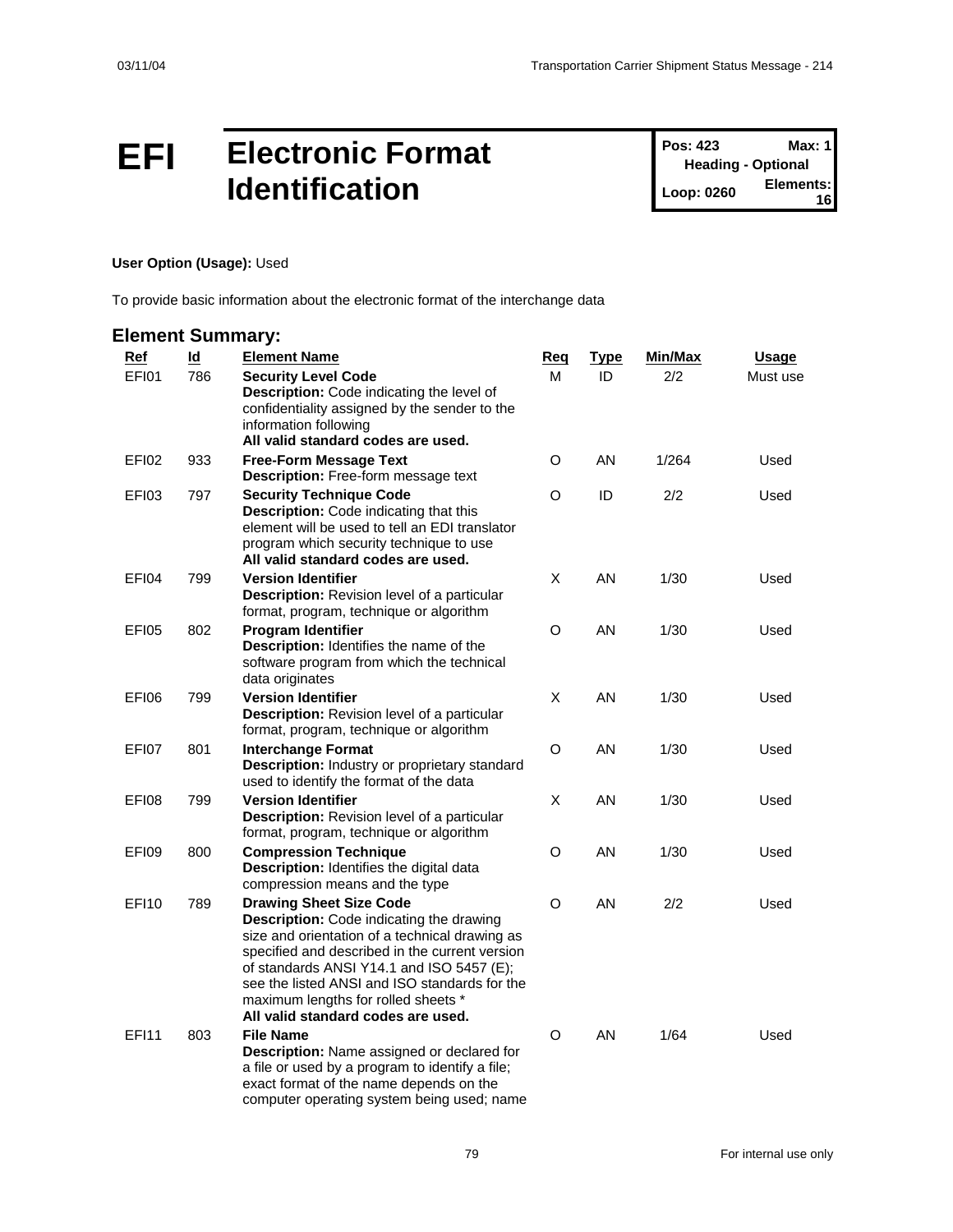# EFI Electronic Format Identification

| Pos: 423 | Max: 1 |
|---|---|
| Heading - Optional | |
| Loop: 0260 | Elements: 16 |

**User Option (Usage):** Used

To provide basic information about the electronic format of the interchange data

## Element Summary:

| Ref | Id | Element Name | Req | Type | Min/Max | Usage |
|---|---|---|---|---|---|---|
| EFI01 | 786 | **Security Level Code**<br>**Description:** Code indicating the level of confidentiality assigned by the sender to the information following<br>**All valid standard codes are used.** | M | ID | 2/2 | Must use |
| EFI02 | 933 | **Free-Form Message Text**<br>**Description:** Free-form message text | O | AN | 1/264 | Used |
| EFI03 | 797 | **Security Technique Code**<br>**Description:** Code indicating that this element will be used to tell an EDI translator program which security technique to use<br>**All valid standard codes are used.** | O | ID | 2/2 | Used |
| EFI04 | 799 | **Version Identifier**<br>**Description:** Revision level of a particular format, program, technique or algorithm | X | AN | 1/30 | Used |
| EFI05 | 802 | **Program Identifier**<br>**Description:** Identifies the name of the software program from which the technical data originates | O | AN | 1/30 | Used |
| EFI06 | 799 | **Version Identifier**<br>**Description:** Revision level of a particular format, program, technique or algorithm | X | AN | 1/30 | Used |
| EFI07 | 801 | **Interchange Format**<br>**Description:** Industry or proprietary standard used to identify the format of the data | O | AN | 1/30 | Used |
| EFI08 | 799 | **Version Identifier**<br>**Description:** Revision level of a particular format, program, technique or algorithm | X | AN | 1/30 | Used |
| EFI09 | 800 | **Compression Technique**<br>**Description:** Identifies the digital data compression means and the type | O | AN | 1/30 | Used |
| EFI10 | 789 | **Drawing Sheet Size Code**<br>**Description:** Code indicating the drawing size and orientation of a technical drawing as specified and described in the current version of standards ANSI Y14.1 and ISO 5457 (E); see the listed ANSI and ISO standards for the maximum lengths for rolled sheets *<br>**All valid standard codes are used.** | O | AN | 2/2 | Used |
| EFI11 | 803 | **File Name**<br>**Description:** Name assigned or declared for a file or used by a program to identify a file; exact format of the name depends on the computer operating system being used; name | O | AN | 1/64 | Used |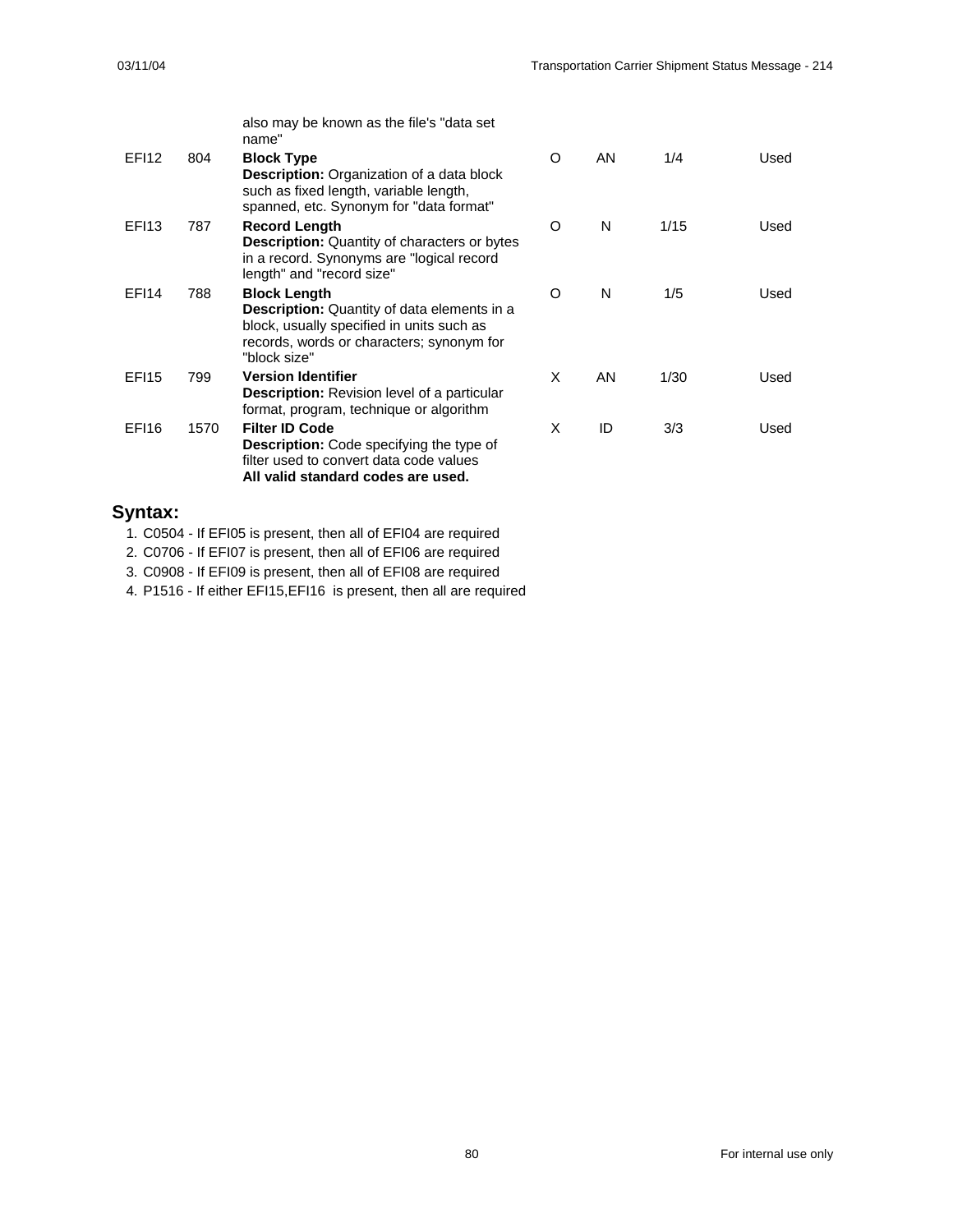| | | | | | | |
|---|---|---|---|---|---|---|
| | | also may be known as the file's "data set name" | | | | |
| EFI12 | 804 | **Block Type**<br>**Description:** Organization of a data block such as fixed length, variable length, spanned, etc. Synonym for "data format" | O | AN | 1/4 | Used |
| EFI13 | 787 | **Record Length**<br>**Description:** Quantity of characters or bytes in a record. Synonyms are "logical record length" and "record size" | O | N | 1/15 | Used |
| EFI14 | 788 | **Block Length**<br>**Description:** Quantity of data elements in a block, usually specified in units such as records, words or characters; synonym for "block size" | O | N | 1/5 | Used |
| EFI15 | 799 | **Version Identifier**<br>**Description:** Revision level of a particular format, program, technique or algorithm | X | AN | 1/30 | Used |
| EFI16 | 1570 | **Filter ID Code**<br>**Description:** Code specifying the type of filter used to convert data code values<br>**All valid standard codes are used.** | X | ID | 3/3 | Used |

## Syntax:

1. C0504 - If EFI05 is present, then all of EFI04 are required
2. C0706 - If EFI07 is present, then all of EFI06 are required
3. C0908 - If EFI09 is present, then all of EFI08 are required
4. P1516 - If either EFI15,EFI16 is present, then all are required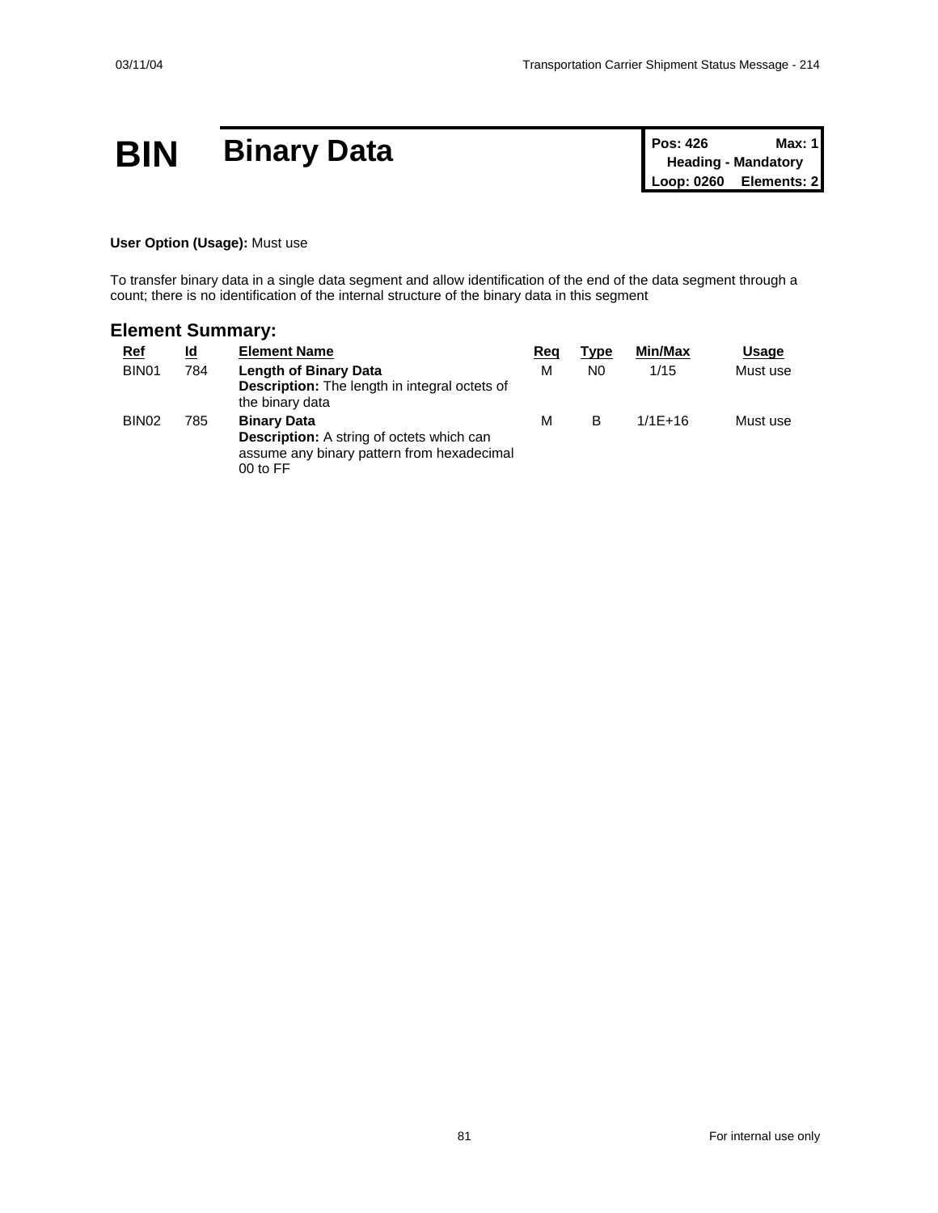# BIN Binary Data

| Pos: 426 | Max: 1 |
|---|---|
| Heading - Mandatory | |
| Loop: 0260 | Elements: 2 |

**User Option (Usage):** Must use

To transfer binary data in a single data segment and allow identification of the end of the data segment through a count; there is no identification of the internal structure of the binary data in this segment

## Element Summary:

| Ref | Id | Element Name | Req | Type | Min/Max | Usage |
|---|---|---|---|---|---|---|
| BIN01 | 784 | **Length of Binary Data**<br>**Description:** The length in integral octets of the binary data | M | N0 | 1/15 | Must use |
| BIN02 | 785 | **Binary Data**<br>**Description:** A string of octets which can assume any binary pattern from hexadecimal 00 to FF | M | B | 1/1E+16 | Must use |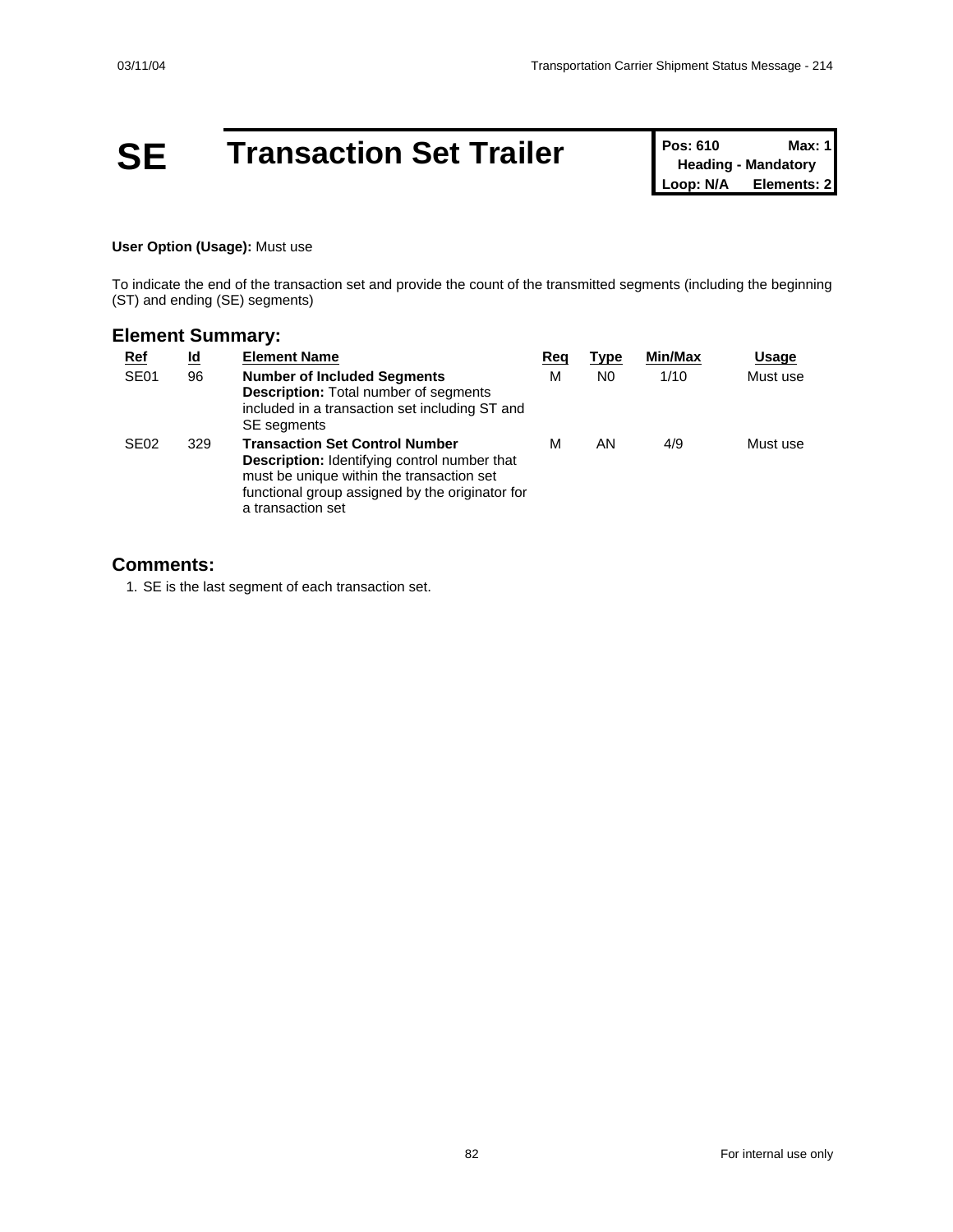# SE Transaction Set Trailer

| Pos: 610 | Max: 1 |
| --- | --- |
| Heading - Mandatory | |
| Loop: N/A | Elements: 2 |

**User Option (Usage):** Must use

To indicate the end of the transaction set and provide the count of the transmitted segments (including the beginning (ST) and ending (SE) segments)

## Element Summary:

| Ref | Id | Element Name | Req | Type | Min/Max | Usage |
| --- | --- | --- | --- | --- | --- | --- |
| SE01 | 96 | **Number of Included Segments** **Description:** Total number of segments included in a transaction set including ST and SE segments | M | N0 | 1/10 | Must use |
| SE02 | 329 | **Transaction Set Control Number** **Description:** Identifying control number that must be unique within the transaction set functional group assigned by the originator for a transaction set | M | AN | 4/9 | Must use |

## Comments:

1. SE is the last segment of each transaction set.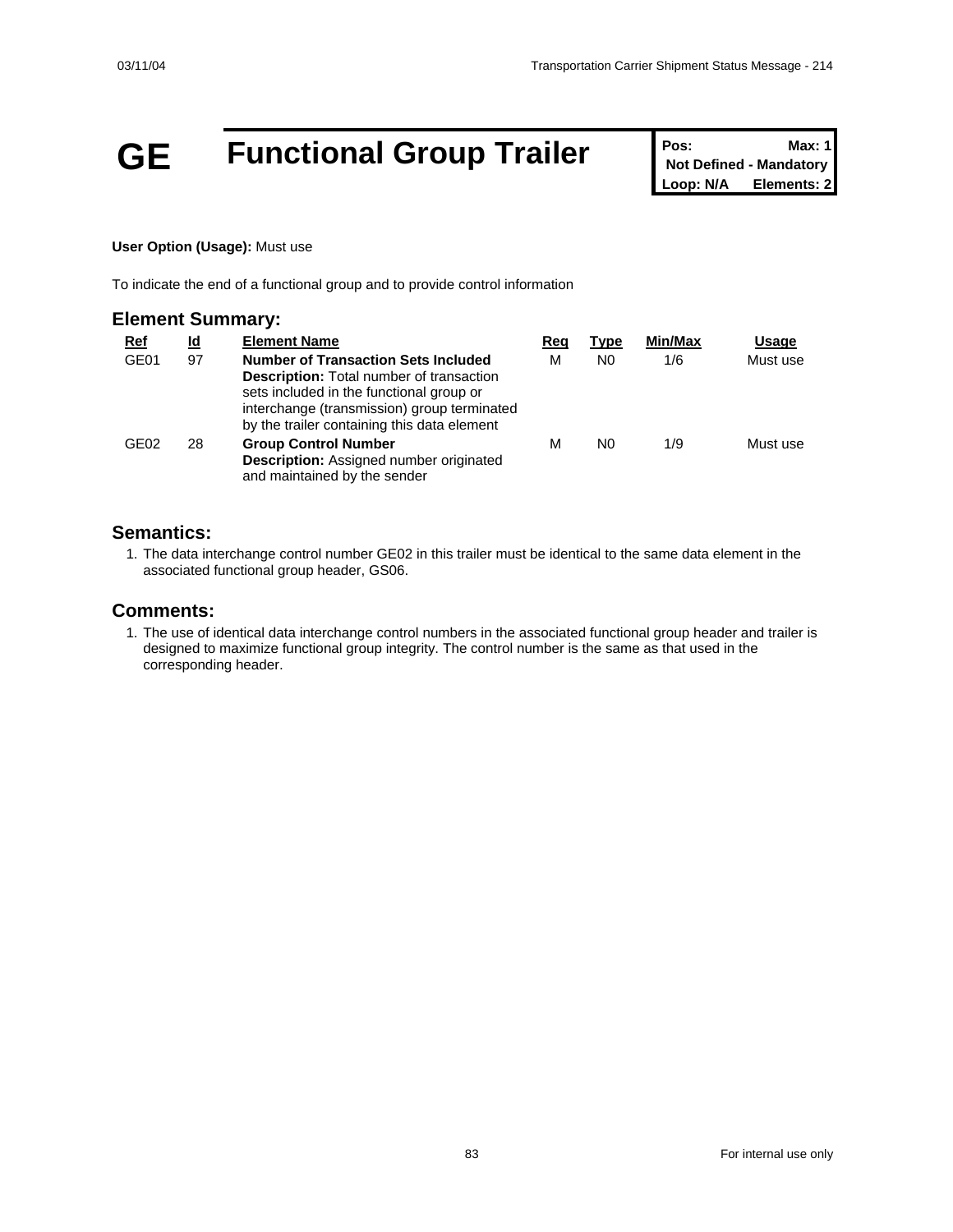# GE Functional Group Trailer

| Pos: | Max: 1 |
| --- | --- |
| Not Defined - Mandatory | |
| Loop: N/A | Elements: 2 |

**User Option (Usage):** Must use

To indicate the end of a functional group and to provide control information

## Element Summary:

| Ref | Id | Element Name | Req | Type | Min/Max | Usage |
| --- | --- | --- | --- | --- | --- | --- |
| GE01 | 97 | **Number of Transaction Sets Included** **Description:** Total number of transaction sets included in the functional group or interchange (transmission) group terminated by the trailer containing this data element | M | N0 | 1/6 | Must use |
| GE02 | 28 | **Group Control Number** **Description:** Assigned number originated and maintained by the sender | M | N0 | 1/9 | Must use |

## Semantics:

1. The data interchange control number GE02 in this trailer must be identical to the same data element in the associated functional group header, GS06.

## Comments:

1. The use of identical data interchange control numbers in the associated functional group header and trailer is designed to maximize functional group integrity. The control number is the same as that used in the corresponding header.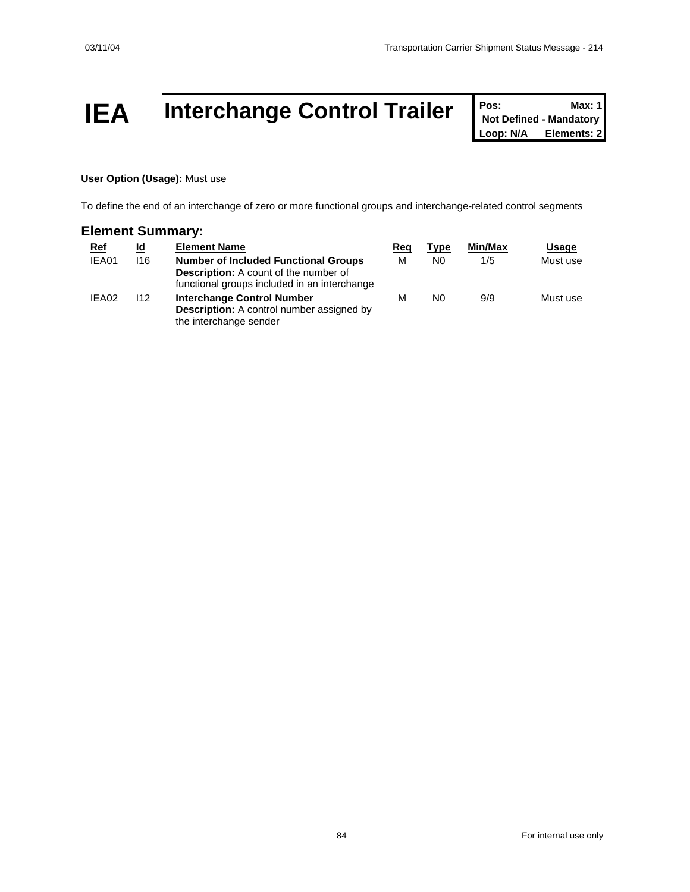# IEA Interchange Control Trailer

| Pos: | Max: 1 |
| --- | --- |
| Not Defined - Mandatory | |
| Loop: N/A | Elements: 2 |

**User Option (Usage):** Must use

To define the end of an interchange of zero or more functional groups and interchange-related control segments

## Element Summary:

| Ref | Id | Element Name | Req | Type | Min/Max | Usage |
| --- | --- | --- | --- | --- | --- | --- |
| IEA01 | I16 | **Number of Included Functional Groups** **Description:** A count of the number of functional groups included in an interchange | M | N0 | 1/5 | Must use |
| IEA02 | I12 | **Interchange Control Number** **Description:** A control number assigned by the interchange sender | M | N0 | 9/9 | Must use |